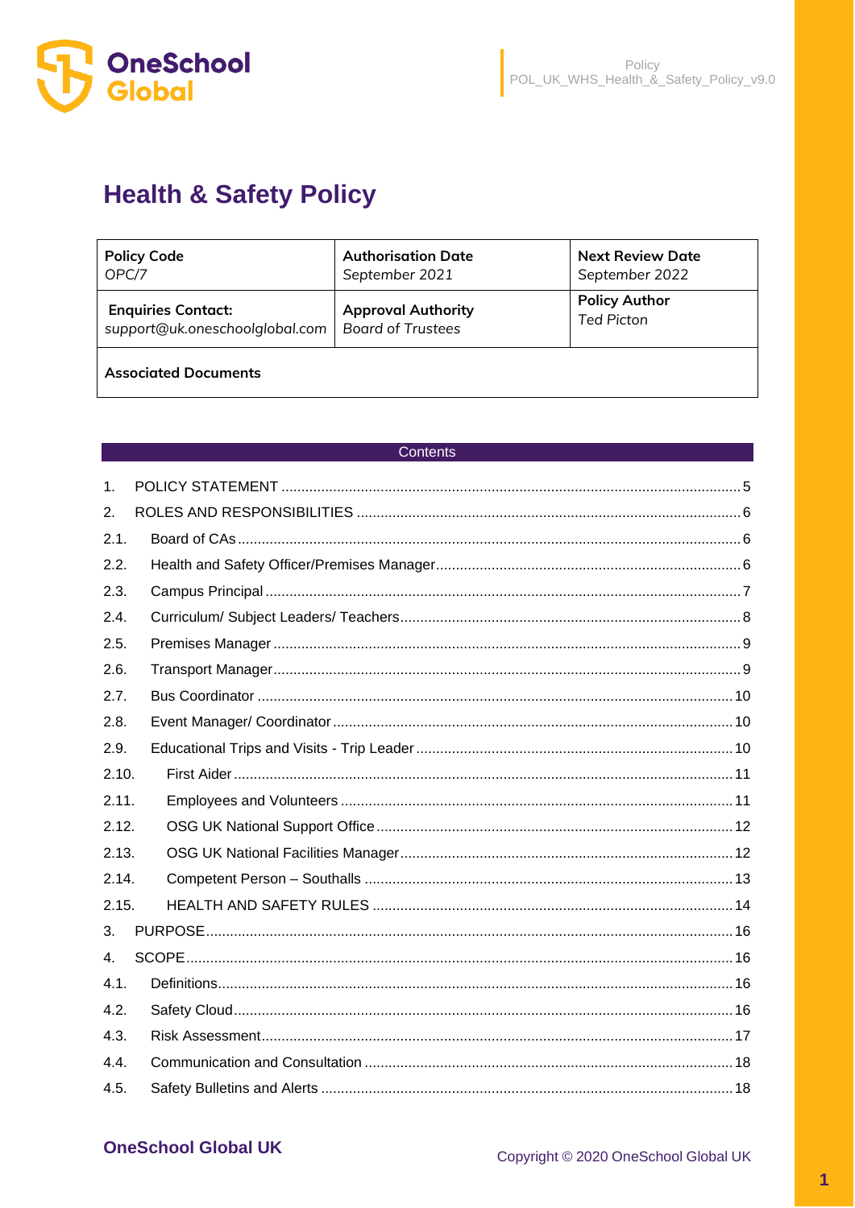# Health & Safety Policy

| Policy Code<br>OPC/7 | Authorisation Date<br>September 2021 | Next Review Date<br>September 2022 |
|---|---|---|
| Enquiries Contact:<br>support@uk.oneschoolglobal.com | Approval Authority<br>Board of Trustees | Policy Author<br>Ted Picton |
| Associated Documents | | |

## Contents

1. POLICY STATEMENT ........ 5
2. ROLES AND RESPONSIBILITIES ........ 6
   - 2.1. Board of CAs ........ 6
   - 2.2. Health and Safety Officer/Premises Manager ........ 6
   - 2.3. Campus Principal ........ 7
   - 2.4. Curriculum/ Subject Leaders/ Teachers ........ 8
   - 2.5. Premises Manager ........ 9
   - 2.6. Transport Manager ........ 9
   - 2.7. Bus Coordinator ........ 10
   - 2.8. Event Manager/ Coordinator ........ 10
   - 2.9. Educational Trips and Visits - Trip Leader ........ 10
   - 2.10. First Aider ........ 11
   - 2.11. Employees and Volunteers ........ 11
   - 2.12. OSG UK National Support Office ........ 12
   - 2.13. OSG UK National Facilities Manager ........ 12
   - 2.14. Competent Person – Southalls ........ 13
   - 2.15. HEALTH AND SAFETY RULES ........ 14
3. PURPOSE ........ 16
4. SCOPE ........ 16
   - 4.1. Definitions ........ 16
   - 4.2. Safety Cloud ........ 16
   - 4.3. Risk Assessment ........ 17
   - 4.4. Communication and Consultation ........ 18
   - 4.5. Safety Bulletins and Alerts ........ 18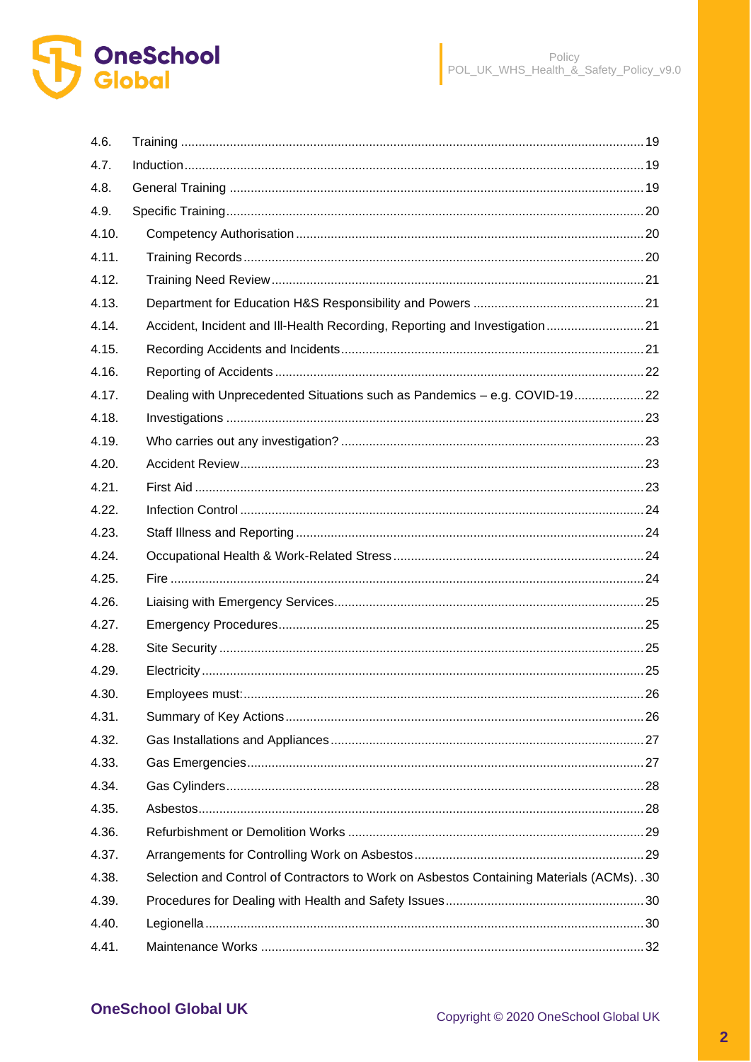| | | |
|---|---|---|
| 4.6. | Training | 19 |
| 4.7. | Induction | 19 |
| 4.8. | General Training | 19 |
| 4.9. | Specific Training | 20 |
| 4.10. | Competency Authorisation | 20 |
| 4.11. | Training Records | 20 |
| 4.12. | Training Need Review | 21 |
| 4.13. | Department for Education H&S Responsibility and Powers | 21 |
| 4.14. | Accident, Incident and Ill-Health Recording, Reporting and Investigation | 21 |
| 4.15. | Recording Accidents and Incidents | 21 |
| 4.16. | Reporting of Accidents | 22 |
| 4.17. | Dealing with Unprecedented Situations such as Pandemics – e.g. COVID-19 | 22 |
| 4.18. | Investigations | 23 |
| 4.19. | Who carries out any investigation? | 23 |
| 4.20. | Accident Review | 23 |
| 4.21. | First Aid | 23 |
| 4.22. | Infection Control | 24 |
| 4.23. | Staff Illness and Reporting | 24 |
| 4.24. | Occupational Health & Work-Related Stress | 24 |
| 4.25. | Fire | 24 |
| 4.26. | Liaising with Emergency Services | 25 |
| 4.27. | Emergency Procedures | 25 |
| 4.28. | Site Security | 25 |
| 4.29. | Electricity | 25 |
| 4.30. | Employees must: | 26 |
| 4.31. | Summary of Key Actions | 26 |
| 4.32. | Gas Installations and Appliances | 27 |
| 4.33. | Gas Emergencies | 27 |
| 4.34. | Gas Cylinders | 28 |
| 4.35. | Asbestos | 28 |
| 4.36. | Refurbishment or Demolition Works | 29 |
| 4.37. | Arrangements for Controlling Work on Asbestos | 29 |
| 4.38. | Selection and Control of Contractors to Work on Asbestos Containing Materials (ACMs). | 30 |
| 4.39. | Procedures for Dealing with Health and Safety Issues | 30 |
| 4.40. | Legionella | 30 |
| 4.41. | Maintenance Works | 32 |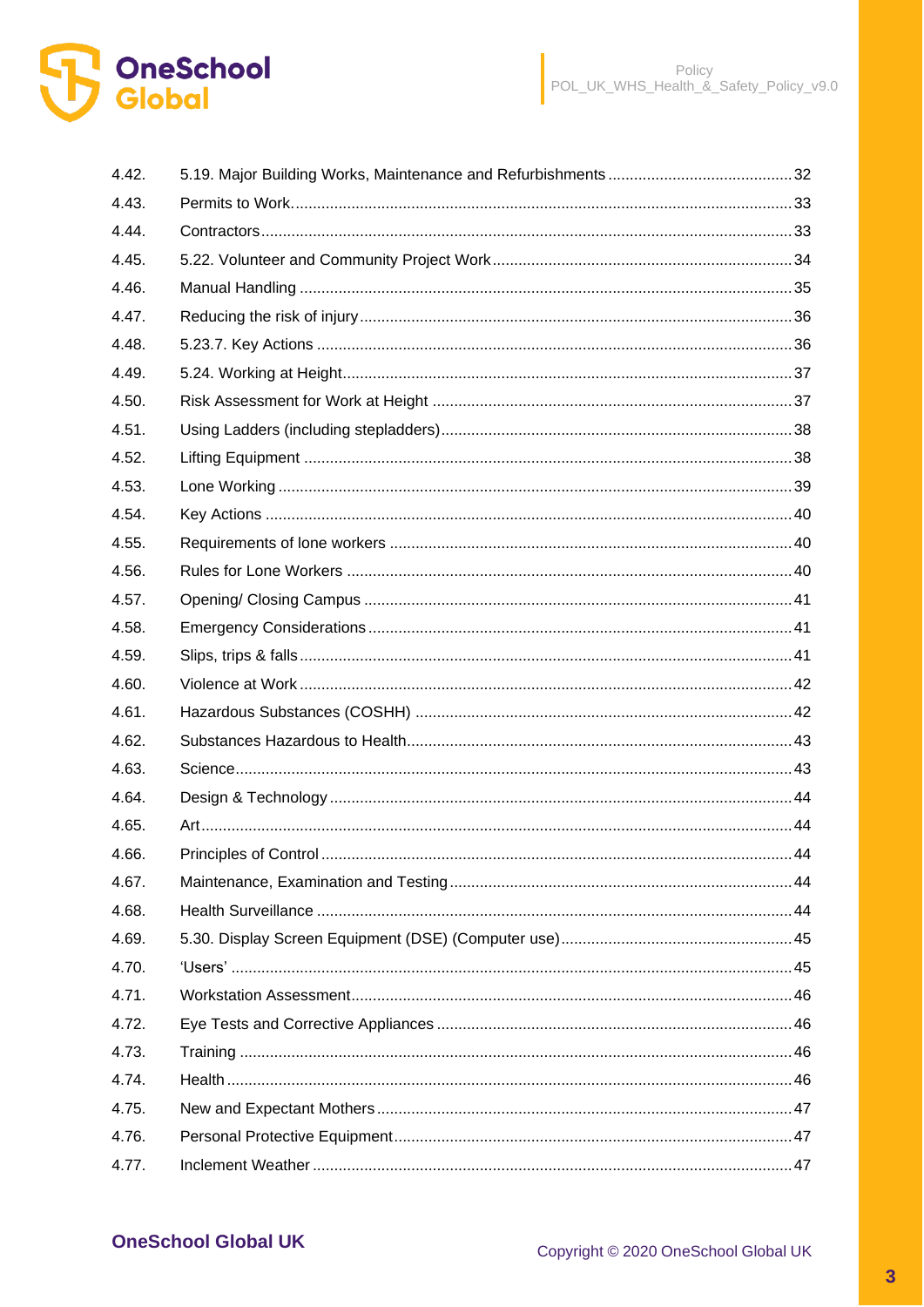4.42. 5.19. Major Building Works, Maintenance and Refurbishments ........................................ 32
4.43. Permits to Work. ........................................ 33
4.44. Contractors ........................................ 33
4.45. 5.22. Volunteer and Community Project Work ........................................ 34
4.46. Manual Handling ........................................ 35
4.47. Reducing the risk of injury ........................................ 36
4.48. 5.23.7. Key Actions ........................................ 36
4.49. 5.24. Working at Height ........................................ 37
4.50. Risk Assessment for Work at Height ........................................ 37
4.51. Using Ladders (including stepladders) ........................................ 38
4.52. Lifting Equipment ........................................ 38
4.53. Lone Working ........................................ 39
4.54. Key Actions ........................................ 40
4.55. Requirements of lone workers ........................................ 40
4.56. Rules for Lone Workers ........................................ 40
4.57. Opening/ Closing Campus ........................................ 41
4.58. Emergency Considerations ........................................ 41
4.59. Slips, trips & falls ........................................ 41
4.60. Violence at Work ........................................ 42
4.61. Hazardous Substances (COSHH) ........................................ 42
4.62. Substances Hazardous to Health ........................................ 43
4.63. Science ........................................ 43
4.64. Design & Technology ........................................ 44
4.65. Art ........................................ 44
4.66. Principles of Control ........................................ 44
4.67. Maintenance, Examination and Testing ........................................ 44
4.68. Health Surveillance ........................................ 44
4.69. 5.30. Display Screen Equipment (DSE) (Computer use) ........................................ 45
4.70. ‘Users’ ........................................ 45
4.71. Workstation Assessment ........................................ 46
4.72. Eye Tests and Corrective Appliances ........................................ 46
4.73. Training ........................................ 46
4.74. Health ........................................ 46
4.75. New and Expectant Mothers ........................................ 47
4.76. Personal Protective Equipment ........................................ 47
4.77. Inclement Weather ........................................ 47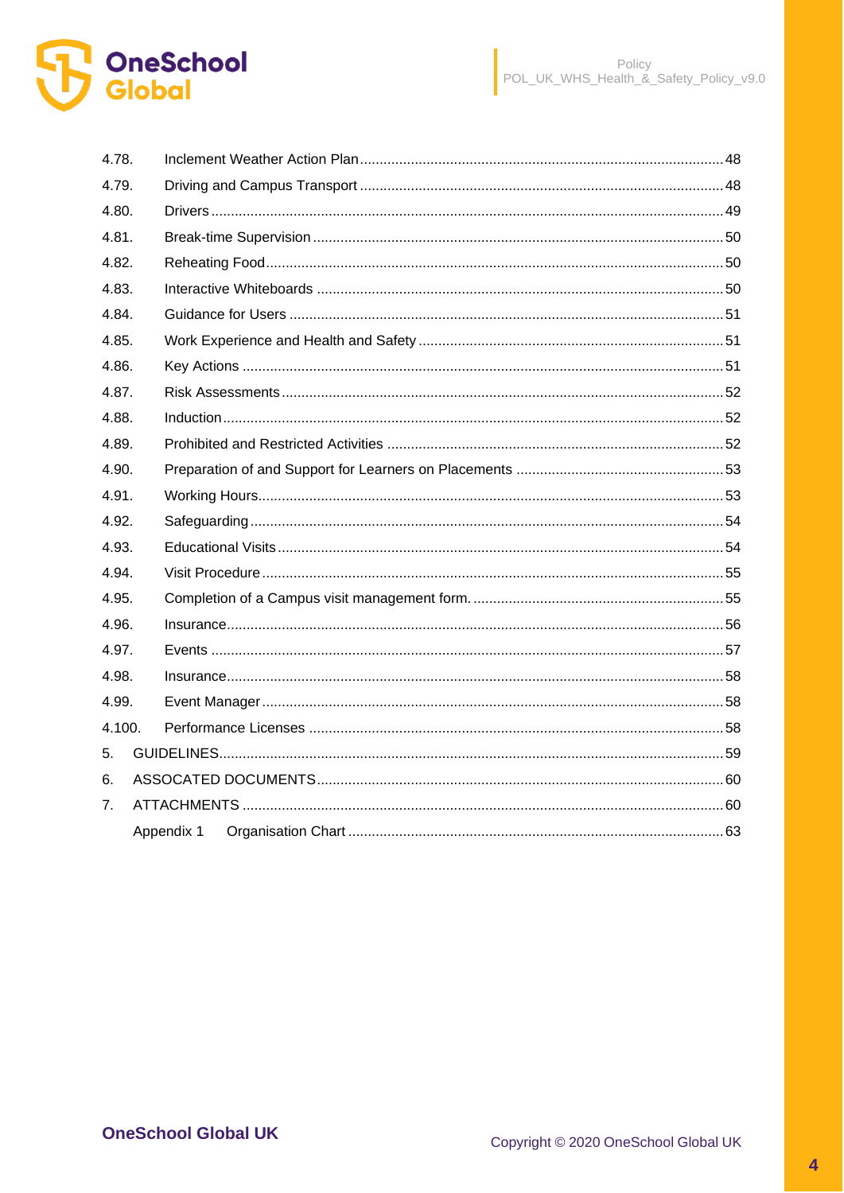| | | |
|---|---|---|
| 4.78. | Inclement Weather Action Plan | 48 |
| 4.79. | Driving and Campus Transport | 48 |
| 4.80. | Drivers | 49 |
| 4.81. | Break-time Supervision | 50 |
| 4.82. | Reheating Food | 50 |
| 4.83. | Interactive Whiteboards | 50 |
| 4.84. | Guidance for Users | 51 |
| 4.85. | Work Experience and Health and Safety | 51 |
| 4.86. | Key Actions | 51 |
| 4.87. | Risk Assessments | 52 |
| 4.88. | Induction | 52 |
| 4.89. | Prohibited and Restricted Activities | 52 |
| 4.90. | Preparation of and Support for Learners on Placements | 53 |
| 4.91. | Working Hours | 53 |
| 4.92. | Safeguarding | 54 |
| 4.93. | Educational Visits | 54 |
| 4.94. | Visit Procedure | 55 |
| 4.95. | Completion of a Campus visit management form. | 55 |
| 4.96. | Insurance | 56 |
| 4.97. | Events | 57 |
| 4.98. | Insurance | 58 |
| 4.99. | Event Manager | 58 |
| 4.100. | Performance Licenses | 58 |
| 5. | GUIDELINES | 59 |
| 6. | ASSOCATED DOCUMENTS | 60 |
| 7. | ATTACHMENTS | 60 |
| | Appendix 1 Organisation Chart | 63 |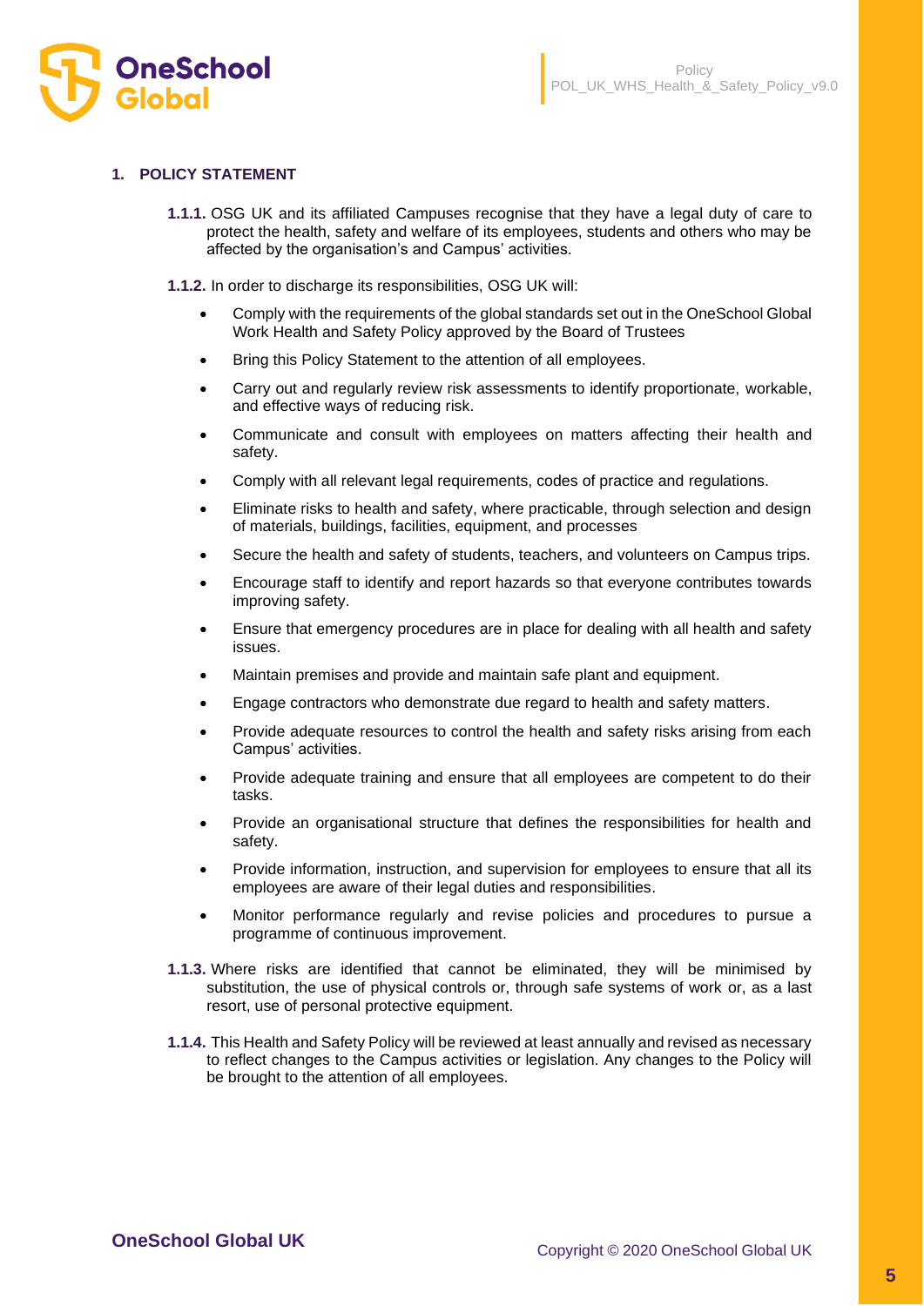## 1. POLICY STATEMENT

**1.1.1.** OSG UK and its affiliated Campuses recognise that they have a legal duty of care to protect the health, safety and welfare of its employees, students and others who may be affected by the organisation's and Campus' activities.

**1.1.2.** In order to discharge its responsibilities, OSG UK will:

- Comply with the requirements of the global standards set out in the OneSchool Global Work Health and Safety Policy approved by the Board of Trustees
- Bring this Policy Statement to the attention of all employees.
- Carry out and regularly review risk assessments to identify proportionate, workable, and effective ways of reducing risk.
- Communicate and consult with employees on matters affecting their health and safety.
- Comply with all relevant legal requirements, codes of practice and regulations.
- Eliminate risks to health and safety, where practicable, through selection and design of materials, buildings, facilities, equipment, and processes
- Secure the health and safety of students, teachers, and volunteers on Campus trips.
- Encourage staff to identify and report hazards so that everyone contributes towards improving safety.
- Ensure that emergency procedures are in place for dealing with all health and safety issues.
- Maintain premises and provide and maintain safe plant and equipment.
- Engage contractors who demonstrate due regard to health and safety matters.
- Provide adequate resources to control the health and safety risks arising from each Campus' activities.
- Provide adequate training and ensure that all employees are competent to do their tasks.
- Provide an organisational structure that defines the responsibilities for health and safety.
- Provide information, instruction, and supervision for employees to ensure that all its employees are aware of their legal duties and responsibilities.
- Monitor performance regularly and revise policies and procedures to pursue a programme of continuous improvement.

**1.1.3.** Where risks are identified that cannot be eliminated, they will be minimised by substitution, the use of physical controls or, through safe systems of work or, as a last resort, use of personal protective equipment.

**1.1.4.** This Health and Safety Policy will be reviewed at least annually and revised as necessary to reflect changes to the Campus activities or legislation. Any changes to the Policy will be brought to the attention of all employees.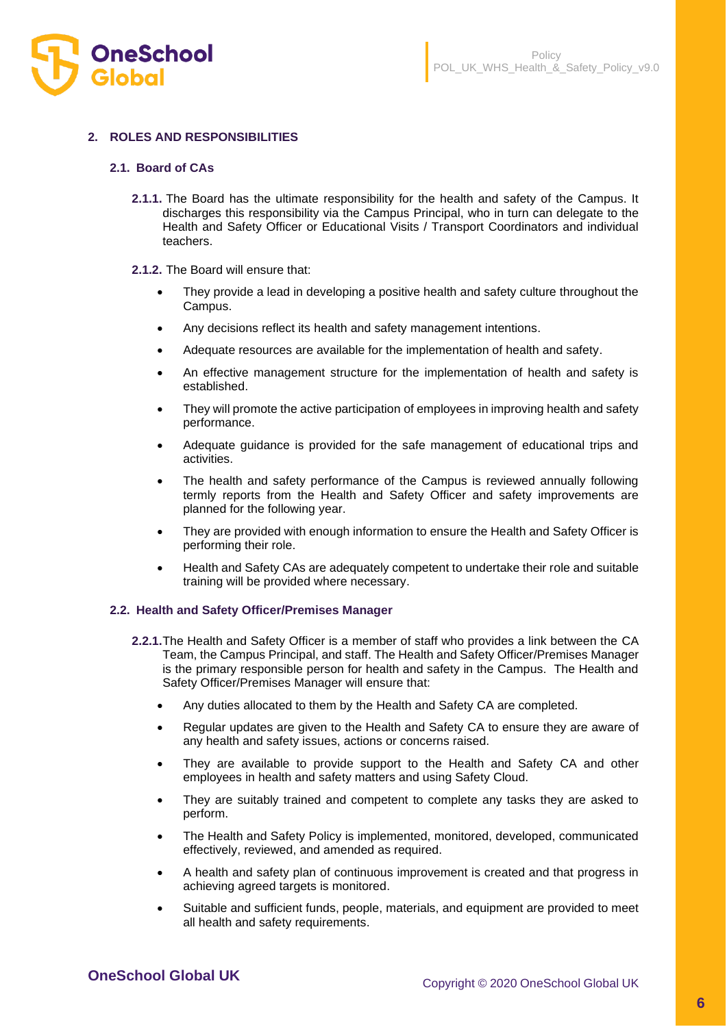## 2. ROLES AND RESPONSIBILITIES

### 2.1. Board of CAs

**2.1.1.** The Board has the ultimate responsibility for the health and safety of the Campus. It discharges this responsibility via the Campus Principal, who in turn can delegate to the Health and Safety Officer or Educational Visits / Transport Coordinators and individual teachers.

**2.1.2.** The Board will ensure that:

- They provide a lead in developing a positive health and safety culture throughout the Campus.
- Any decisions reflect its health and safety management intentions.
- Adequate resources are available for the implementation of health and safety.
- An effective management structure for the implementation of health and safety is established.
- They will promote the active participation of employees in improving health and safety performance.
- Adequate guidance is provided for the safe management of educational trips and activities.
- The health and safety performance of the Campus is reviewed annually following termly reports from the Health and Safety Officer and safety improvements are planned for the following year.
- They are provided with enough information to ensure the Health and Safety Officer is performing their role.
- Health and Safety CAs are adequately competent to undertake their role and suitable training will be provided where necessary.

### 2.2. Health and Safety Officer/Premises Manager

**2.2.1.** The Health and Safety Officer is a member of staff who provides a link between the CA Team, the Campus Principal, and staff. The Health and Safety Officer/Premises Manager is the primary responsible person for health and safety in the Campus. The Health and Safety Officer/Premises Manager will ensure that:

- Any duties allocated to them by the Health and Safety CA are completed.
- Regular updates are given to the Health and Safety CA to ensure they are aware of any health and safety issues, actions or concerns raised.
- They are available to provide support to the Health and Safety CA and other employees in health and safety matters and using Safety Cloud.
- They are suitably trained and competent to complete any tasks they are asked to perform.
- The Health and Safety Policy is implemented, monitored, developed, communicated effectively, reviewed, and amended as required.
- A health and safety plan of continuous improvement is created and that progress in achieving agreed targets is monitored.
- Suitable and sufficient funds, people, materials, and equipment are provided to meet all health and safety requirements.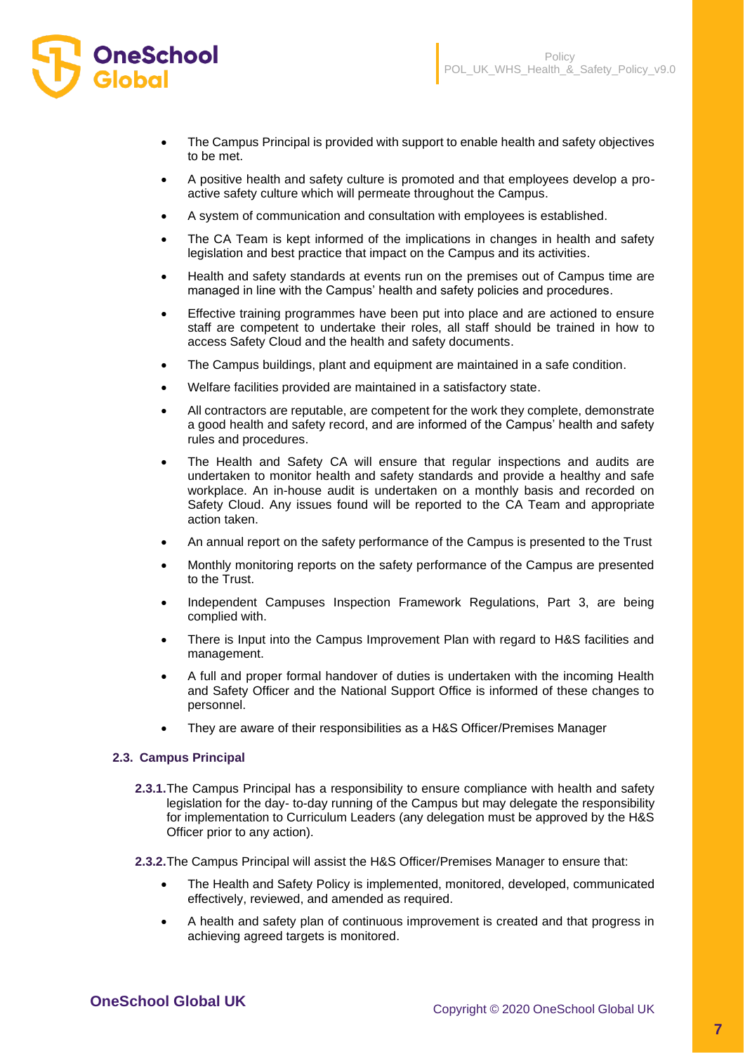- The Campus Principal is provided with support to enable health and safety objectives to be met.
- A positive health and safety culture is promoted and that employees develop a pro-active safety culture which will permeate throughout the Campus.
- A system of communication and consultation with employees is established.
- The CA Team is kept informed of the implications in changes in health and safety legislation and best practice that impact on the Campus and its activities.
- Health and safety standards at events run on the premises out of Campus time are managed in line with the Campus' health and safety policies and procedures.
- Effective training programmes have been put into place and are actioned to ensure staff are competent to undertake their roles, all staff should be trained in how to access Safety Cloud and the health and safety documents.
- The Campus buildings, plant and equipment are maintained in a safe condition.
- Welfare facilities provided are maintained in a satisfactory state.
- All contractors are reputable, are competent for the work they complete, demonstrate a good health and safety record, and are informed of the Campus' health and safety rules and procedures.
- The Health and Safety CA will ensure that regular inspections and audits are undertaken to monitor health and safety standards and provide a healthy and safe workplace. An in-house audit is undertaken on a monthly basis and recorded on Safety Cloud. Any issues found will be reported to the CA Team and appropriate action taken.
- An annual report on the safety performance of the Campus is presented to the Trust
- Monthly monitoring reports on the safety performance of the Campus are presented to the Trust.
- Independent Campuses Inspection Framework Regulations, Part 3, are being complied with.
- There is Input into the Campus Improvement Plan with regard to H&S facilities and management.
- A full and proper formal handover of duties is undertaken with the incoming Health and Safety Officer and the National Support Office is informed of these changes to personnel.
- They are aware of their responsibilities as a H&S Officer/Premises Manager

### 2.3. Campus Principal

**2.3.1.** The Campus Principal has a responsibility to ensure compliance with health and safety legislation for the day- to-day running of the Campus but may delegate the responsibility for implementation to Curriculum Leaders (any delegation must be approved by the H&S Officer prior to any action).

**2.3.2.** The Campus Principal will assist the H&S Officer/Premises Manager to ensure that:

- The Health and Safety Policy is implemented, monitored, developed, communicated effectively, reviewed, and amended as required.
- A health and safety plan of continuous improvement is created and that progress in achieving agreed targets is monitored.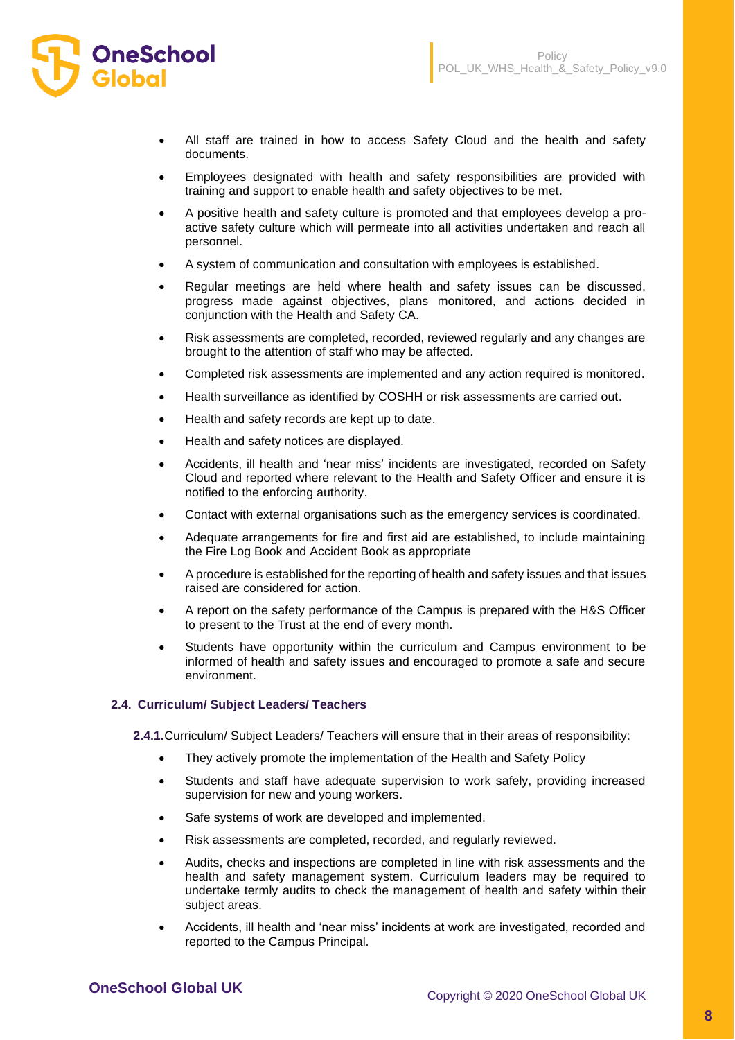- All staff are trained in how to access Safety Cloud and the health and safety documents.
- Employees designated with health and safety responsibilities are provided with training and support to enable health and safety objectives to be met.
- A positive health and safety culture is promoted and that employees develop a pro-active safety culture which will permeate into all activities undertaken and reach all personnel.
- A system of communication and consultation with employees is established.
- Regular meetings are held where health and safety issues can be discussed, progress made against objectives, plans monitored, and actions decided in conjunction with the Health and Safety CA.
- Risk assessments are completed, recorded, reviewed regularly and any changes are brought to the attention of staff who may be affected.
- Completed risk assessments are implemented and any action required is monitored.
- Health surveillance as identified by COSHH or risk assessments are carried out.
- Health and safety records are kept up to date.
- Health and safety notices are displayed.
- Accidents, ill health and 'near miss' incidents are investigated, recorded on Safety Cloud and reported where relevant to the Health and Safety Officer and ensure it is notified to the enforcing authority.
- Contact with external organisations such as the emergency services is coordinated.
- Adequate arrangements for fire and first aid are established, to include maintaining the Fire Log Book and Accident Book as appropriate
- A procedure is established for the reporting of health and safety issues and that issues raised are considered for action.
- A report on the safety performance of the Campus is prepared with the H&S Officer to present to the Trust at the end of every month.
- Students have opportunity within the curriculum and Campus environment to be informed of health and safety issues and encouraged to promote a safe and secure environment.

### 2.4. Curriculum/ Subject Leaders/ Teachers

**2.4.1.** Curriculum/ Subject Leaders/ Teachers will ensure that in their areas of responsibility:

- They actively promote the implementation of the Health and Safety Policy
- Students and staff have adequate supervision to work safely, providing increased supervision for new and young workers.
- Safe systems of work are developed and implemented.
- Risk assessments are completed, recorded, and regularly reviewed.
- Audits, checks and inspections are completed in line with risk assessments and the health and safety management system. Curriculum leaders may be required to undertake termly audits to check the management of health and safety within their subject areas.
- Accidents, ill health and 'near miss' incidents at work are investigated, recorded and reported to the Campus Principal.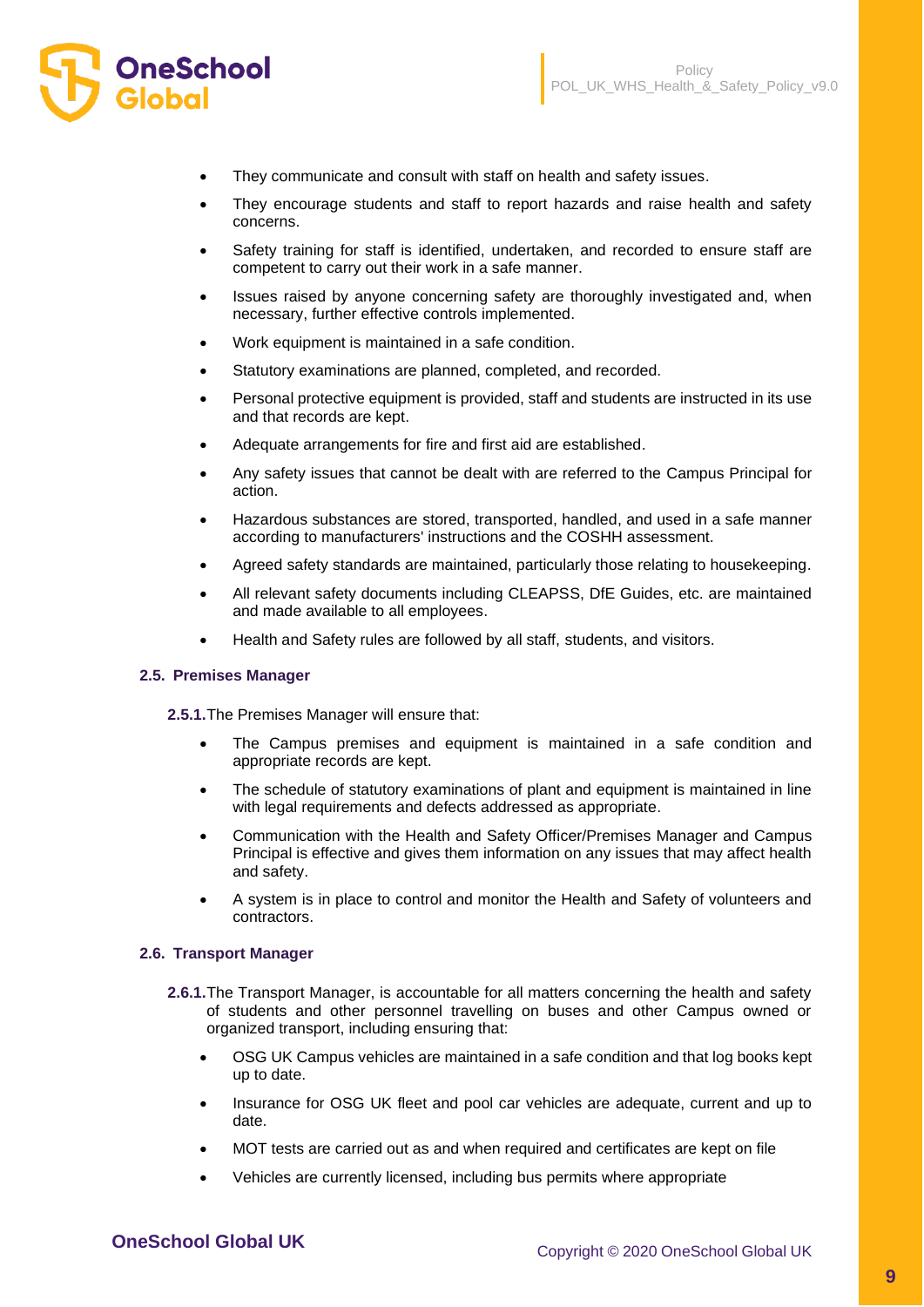- They communicate and consult with staff on health and safety issues.
- They encourage students and staff to report hazards and raise health and safety concerns.
- Safety training for staff is identified, undertaken, and recorded to ensure staff are competent to carry out their work in a safe manner.
- Issues raised by anyone concerning safety are thoroughly investigated and, when necessary, further effective controls implemented.
- Work equipment is maintained in a safe condition.
- Statutory examinations are planned, completed, and recorded.
- Personal protective equipment is provided, staff and students are instructed in its use and that records are kept.
- Adequate arrangements for fire and first aid are established.
- Any safety issues that cannot be dealt with are referred to the Campus Principal for action.
- Hazardous substances are stored, transported, handled, and used in a safe manner according to manufacturers' instructions and the COSHH assessment.
- Agreed safety standards are maintained, particularly those relating to housekeeping.
- All relevant safety documents including CLEAPSS, DfE Guides, etc. are maintained and made available to all employees.
- Health and Safety rules are followed by all staff, students, and visitors.

### 2.5. Premises Manager

**2.5.1.** The Premises Manager will ensure that:

- The Campus premises and equipment is maintained in a safe condition and appropriate records are kept.
- The schedule of statutory examinations of plant and equipment is maintained in line with legal requirements and defects addressed as appropriate.
- Communication with the Health and Safety Officer/Premises Manager and Campus Principal is effective and gives them information on any issues that may affect health and safety.
- A system is in place to control and monitor the Health and Safety of volunteers and contractors.

### 2.6. Transport Manager

**2.6.1.** The Transport Manager, is accountable for all matters concerning the health and safety of students and other personnel travelling on buses and other Campus owned or organized transport, including ensuring that:

- OSG UK Campus vehicles are maintained in a safe condition and that log books kept up to date.
- Insurance for OSG UK fleet and pool car vehicles are adequate, current and up to date.
- MOT tests are carried out as and when required and certificates are kept on file
- Vehicles are currently licensed, including bus permits where appropriate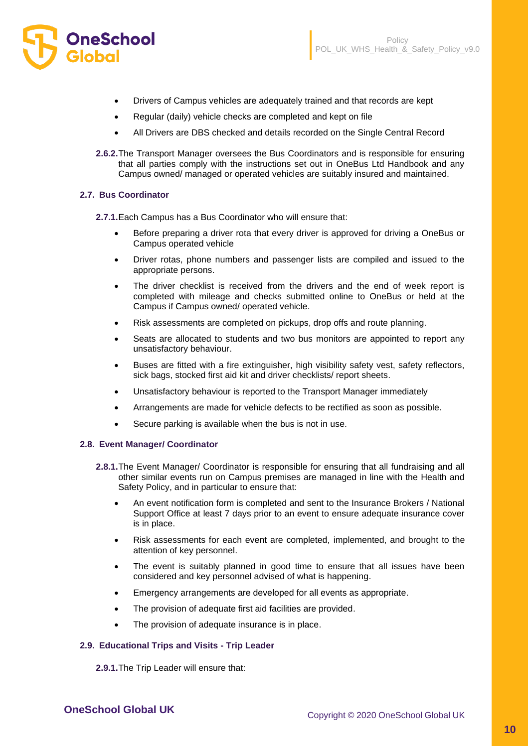- Drivers of Campus vehicles are adequately trained and that records are kept
- Regular (daily) vehicle checks are completed and kept on file
- All Drivers are DBS checked and details recorded on the Single Central Record

**2.6.2.** The Transport Manager oversees the Bus Coordinators and is responsible for ensuring that all parties comply with the instructions set out in OneBus Ltd Handbook and any Campus owned/ managed or operated vehicles are suitably insured and maintained.

### 2.7. Bus Coordinator

**2.7.1.** Each Campus has a Bus Coordinator who will ensure that:

- Before preparing a driver rota that every driver is approved for driving a OneBus or Campus operated vehicle
- Driver rotas, phone numbers and passenger lists are compiled and issued to the appropriate persons.
- The driver checklist is received from the drivers and the end of week report is completed with mileage and checks submitted online to OneBus or held at the Campus if Campus owned/ operated vehicle.
- Risk assessments are completed on pickups, drop offs and route planning.
- Seats are allocated to students and two bus monitors are appointed to report any unsatisfactory behaviour.
- Buses are fitted with a fire extinguisher, high visibility safety vest, safety reflectors, sick bags, stocked first aid kit and driver checklists/ report sheets.
- Unsatisfactory behaviour is reported to the Transport Manager immediately
- Arrangements are made for vehicle defects to be rectified as soon as possible.
- Secure parking is available when the bus is not in use.

### 2.8. Event Manager/ Coordinator

**2.8.1.** The Event Manager/ Coordinator is responsible for ensuring that all fundraising and all other similar events run on Campus premises are managed in line with the Health and Safety Policy, and in particular to ensure that:

- An event notification form is completed and sent to the Insurance Brokers / National Support Office at least 7 days prior to an event to ensure adequate insurance cover is in place.
- Risk assessments for each event are completed, implemented, and brought to the attention of key personnel.
- The event is suitably planned in good time to ensure that all issues have been considered and key personnel advised of what is happening.
- Emergency arrangements are developed for all events as appropriate.
- The provision of adequate first aid facilities are provided.
- The provision of adequate insurance is in place.

### 2.9. Educational Trips and Visits - Trip Leader

**2.9.1.** The Trip Leader will ensure that: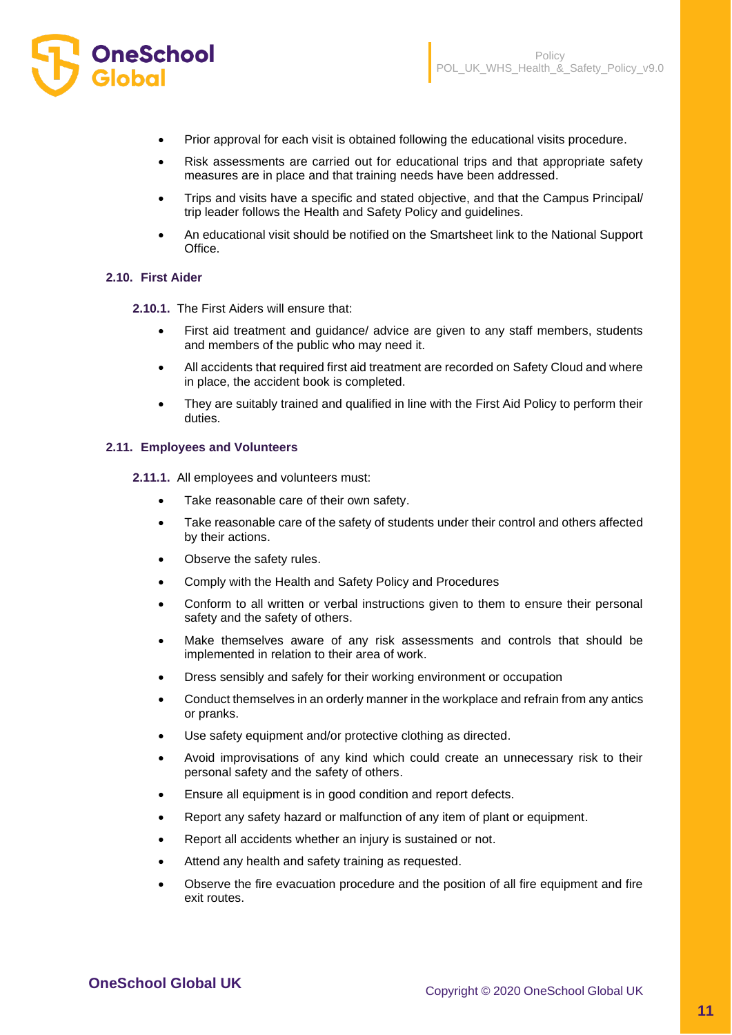- Prior approval for each visit is obtained following the educational visits procedure.
- Risk assessments are carried out for educational trips and that appropriate safety measures are in place and that training needs have been addressed.
- Trips and visits have a specific and stated objective, and that the Campus Principal/ trip leader follows the Health and Safety Policy and guidelines.
- An educational visit should be notified on the Smartsheet link to the National Support Office.

### 2.10. First Aider

**2.10.1.** The First Aiders will ensure that:

- First aid treatment and guidance/ advice are given to any staff members, students and members of the public who may need it.
- All accidents that required first aid treatment are recorded on Safety Cloud and where in place, the accident book is completed.
- They are suitably trained and qualified in line with the First Aid Policy to perform their duties.

### 2.11. Employees and Volunteers

**2.11.1.** All employees and volunteers must:

- Take reasonable care of their own safety.
- Take reasonable care of the safety of students under their control and others affected by their actions.
- Observe the safety rules.
- Comply with the Health and Safety Policy and Procedures
- Conform to all written or verbal instructions given to them to ensure their personal safety and the safety of others.
- Make themselves aware of any risk assessments and controls that should be implemented in relation to their area of work.
- Dress sensibly and safely for their working environment or occupation
- Conduct themselves in an orderly manner in the workplace and refrain from any antics or pranks.
- Use safety equipment and/or protective clothing as directed.
- Avoid improvisations of any kind which could create an unnecessary risk to their personal safety and the safety of others.
- Ensure all equipment is in good condition and report defects.
- Report any safety hazard or malfunction of any item of plant or equipment.
- Report all accidents whether an injury is sustained or not.
- Attend any health and safety training as requested.
- Observe the fire evacuation procedure and the position of all fire equipment and fire exit routes.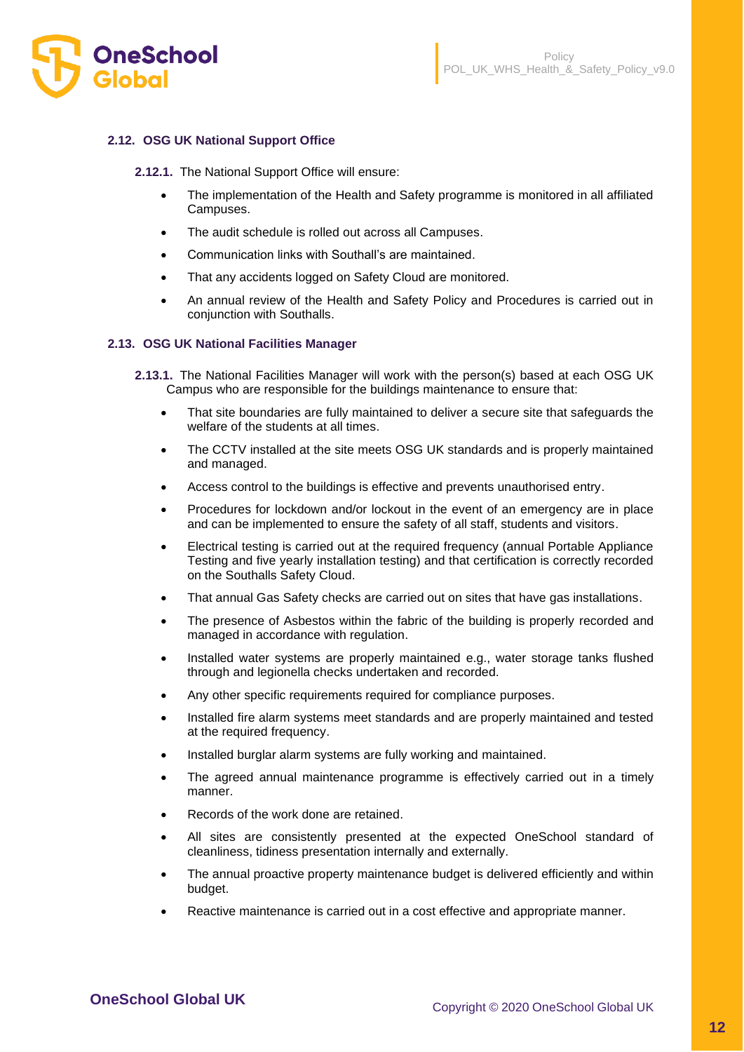### 2.12. OSG UK National Support Office

**2.12.1.** The National Support Office will ensure:

- The implementation of the Health and Safety programme is monitored in all affiliated Campuses.
- The audit schedule is rolled out across all Campuses.
- Communication links with Southall's are maintained.
- That any accidents logged on Safety Cloud are monitored.
- An annual review of the Health and Safety Policy and Procedures is carried out in conjunction with Southalls.

### 2.13. OSG UK National Facilities Manager

**2.13.1.** The National Facilities Manager will work with the person(s) based at each OSG UK Campus who are responsible for the buildings maintenance to ensure that:

- That site boundaries are fully maintained to deliver a secure site that safeguards the welfare of the students at all times.
- The CCTV installed at the site meets OSG UK standards and is properly maintained and managed.
- Access control to the buildings is effective and prevents unauthorised entry.
- Procedures for lockdown and/or lockout in the event of an emergency are in place and can be implemented to ensure the safety of all staff, students and visitors.
- Electrical testing is carried out at the required frequency (annual Portable Appliance Testing and five yearly installation testing) and that certification is correctly recorded on the Southalls Safety Cloud.
- That annual Gas Safety checks are carried out on sites that have gas installations.
- The presence of Asbestos within the fabric of the building is properly recorded and managed in accordance with regulation.
- Installed water systems are properly maintained e.g., water storage tanks flushed through and legionella checks undertaken and recorded.
- Any other specific requirements required for compliance purposes.
- Installed fire alarm systems meet standards and are properly maintained and tested at the required frequency.
- Installed burglar alarm systems are fully working and maintained.
- The agreed annual maintenance programme is effectively carried out in a timely manner.
- Records of the work done are retained.
- All sites are consistently presented at the expected OneSchool standard of cleanliness, tidiness presentation internally and externally.
- The annual proactive property maintenance budget is delivered efficiently and within budget.
- Reactive maintenance is carried out in a cost effective and appropriate manner.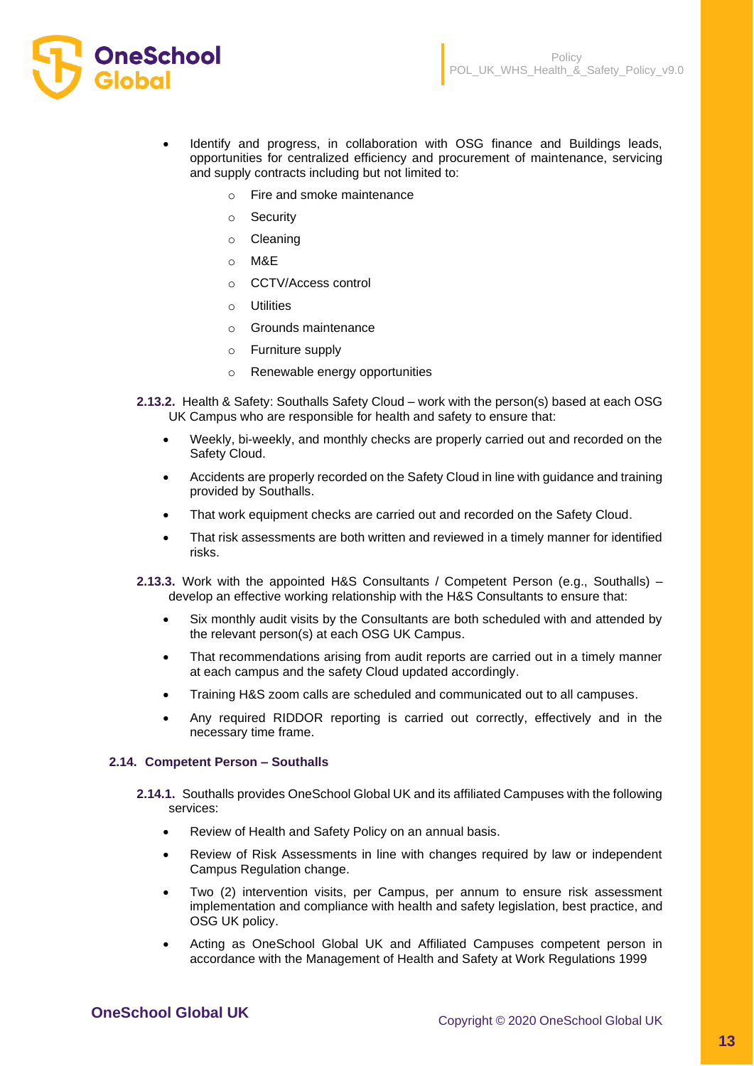- Identify and progress, in collaboration with OSG finance and Buildings leads, opportunities for centralized efficiency and procurement of maintenance, servicing and supply contracts including but not limited to:
  - Fire and smoke maintenance
  - Security
  - Cleaning
  - M&E
  - CCTV/Access control
  - Utilities
  - Grounds maintenance
  - Furniture supply
  - Renewable energy opportunities

**2.13.2.** Health & Safety: Southalls Safety Cloud – work with the person(s) based at each OSG UK Campus who are responsible for health and safety to ensure that:

- Weekly, bi-weekly, and monthly checks are properly carried out and recorded on the Safety Cloud.
- Accidents are properly recorded on the Safety Cloud in line with guidance and training provided by Southalls.
- That work equipment checks are carried out and recorded on the Safety Cloud.
- That risk assessments are both written and reviewed in a timely manner for identified risks.

**2.13.3.** Work with the appointed H&S Consultants / Competent Person (e.g., Southalls) – develop an effective working relationship with the H&S Consultants to ensure that:

- Six monthly audit visits by the Consultants are both scheduled with and attended by the relevant person(s) at each OSG UK Campus.
- That recommendations arising from audit reports are carried out in a timely manner at each campus and the safety Cloud updated accordingly.
- Training H&S zoom calls are scheduled and communicated out to all campuses.
- Any required RIDDOR reporting is carried out correctly, effectively and in the necessary time frame.

### 2.14. Competent Person – Southalls

**2.14.1.** Southalls provides OneSchool Global UK and its affiliated Campuses with the following services:

- Review of Health and Safety Policy on an annual basis.
- Review of Risk Assessments in line with changes required by law or independent Campus Regulation change.
- Two (2) intervention visits, per Campus, per annum to ensure risk assessment implementation and compliance with health and safety legislation, best practice, and OSG UK policy.
- Acting as OneSchool Global UK and Affiliated Campuses competent person in accordance with the Management of Health and Safety at Work Regulations 1999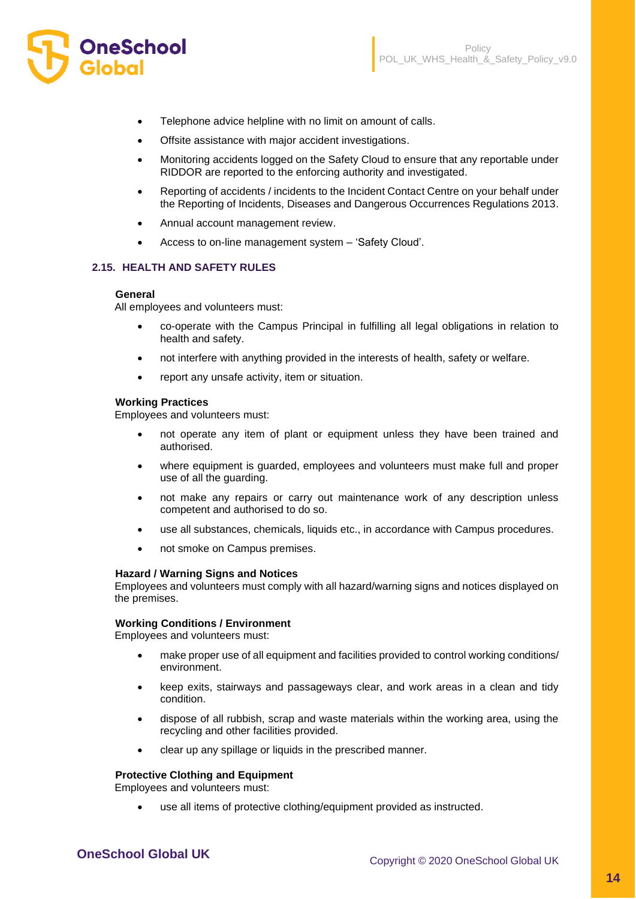- Telephone advice helpline with no limit on amount of calls.
- Offsite assistance with major accident investigations.
- Monitoring accidents logged on the Safety Cloud to ensure that any reportable under RIDDOR are reported to the enforcing authority and investigated.
- Reporting of accidents / incidents to the Incident Contact Centre on your behalf under the Reporting of Incidents, Diseases and Dangerous Occurrences Regulations 2013.
- Annual account management review.
- Access to on-line management system – 'Safety Cloud'.

### 2.15. HEALTH AND SAFETY RULES

**General**

All employees and volunteers must:

- co-operate with the Campus Principal in fulfilling all legal obligations in relation to health and safety.
- not interfere with anything provided in the interests of health, safety or welfare.
- report any unsafe activity, item or situation.

**Working Practices**

Employees and volunteers must:

- not operate any item of plant or equipment unless they have been trained and authorised.
- where equipment is guarded, employees and volunteers must make full and proper use of all the guarding.
- not make any repairs or carry out maintenance work of any description unless competent and authorised to do so.
- use all substances, chemicals, liquids etc., in accordance with Campus procedures.
- not smoke on Campus premises.

**Hazard / Warning Signs and Notices**

Employees and volunteers must comply with all hazard/warning signs and notices displayed on the premises.

**Working Conditions / Environment**

Employees and volunteers must:

- make proper use of all equipment and facilities provided to control working conditions/ environment.
- keep exits, stairways and passageways clear, and work areas in a clean and tidy condition.
- dispose of all rubbish, scrap and waste materials within the working area, using the recycling and other facilities provided.
- clear up any spillage or liquids in the prescribed manner.

**Protective Clothing and Equipment**

Employees and volunteers must:

- use all items of protective clothing/equipment provided as instructed.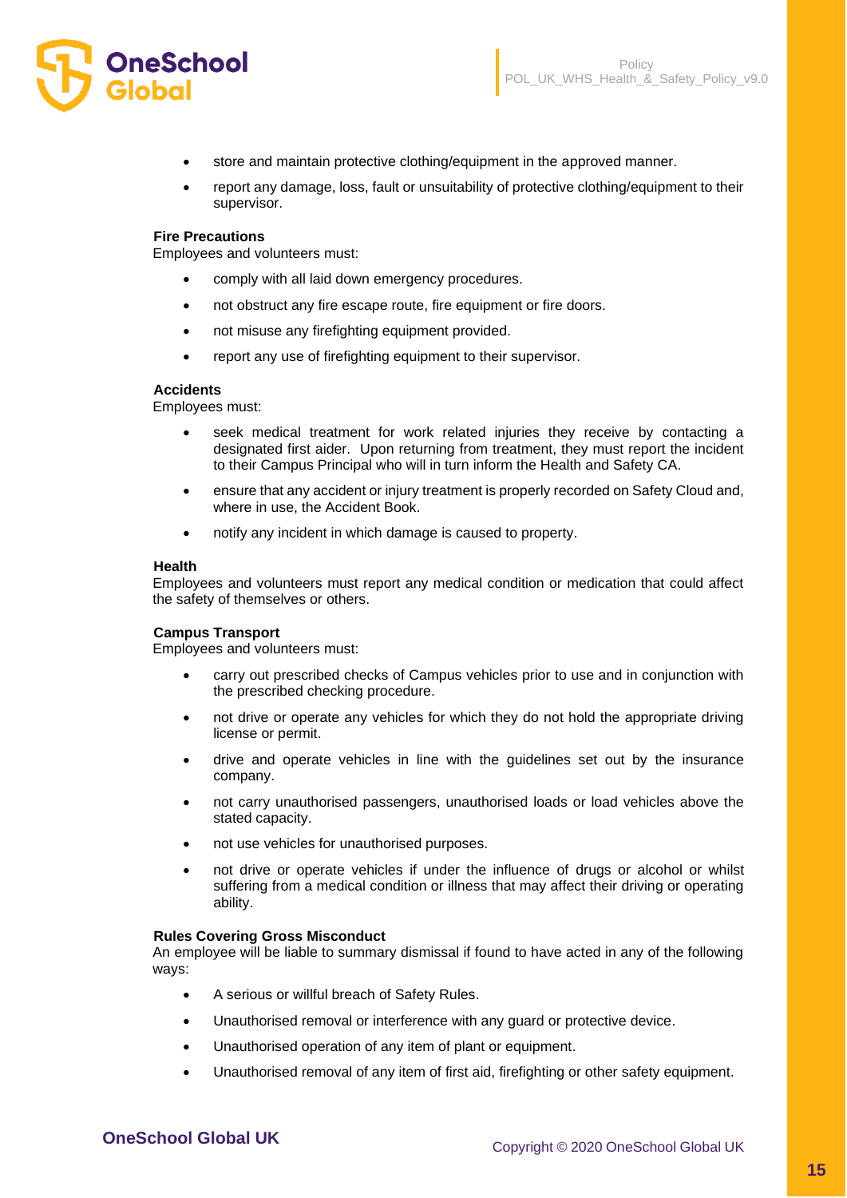- store and maintain protective clothing/equipment in the approved manner.
- report any damage, loss, fault or unsuitability of protective clothing/equipment to their supervisor.

**Fire Precautions**
Employees and volunteers must:

- comply with all laid down emergency procedures.
- not obstruct any fire escape route, fire equipment or fire doors.
- not misuse any firefighting equipment provided.
- report any use of firefighting equipment to their supervisor.

**Accidents**
Employees must:

- seek medical treatment for work related injuries they receive by contacting a designated first aider. Upon returning from treatment, they must report the incident to their Campus Principal who will in turn inform the Health and Safety CA.
- ensure that any accident or injury treatment is properly recorded on Safety Cloud and, where in use, the Accident Book.
- notify any incident in which damage is caused to property.

**Health**
Employees and volunteers must report any medical condition or medication that could affect the safety of themselves or others.

**Campus Transport**
Employees and volunteers must:

- carry out prescribed checks of Campus vehicles prior to use and in conjunction with the prescribed checking procedure.
- not drive or operate any vehicles for which they do not hold the appropriate driving license or permit.
- drive and operate vehicles in line with the guidelines set out by the insurance company.
- not carry unauthorised passengers, unauthorised loads or load vehicles above the stated capacity.
- not use vehicles for unauthorised purposes.
- not drive or operate vehicles if under the influence of drugs or alcohol or whilst suffering from a medical condition or illness that may affect their driving or operating ability.

**Rules Covering Gross Misconduct**
An employee will be liable to summary dismissal if found to have acted in any of the following ways:

- A serious or willful breach of Safety Rules.
- Unauthorised removal or interference with any guard or protective device.
- Unauthorised operation of any item of plant or equipment.
- Unauthorised removal of any item of first aid, firefighting or other safety equipment.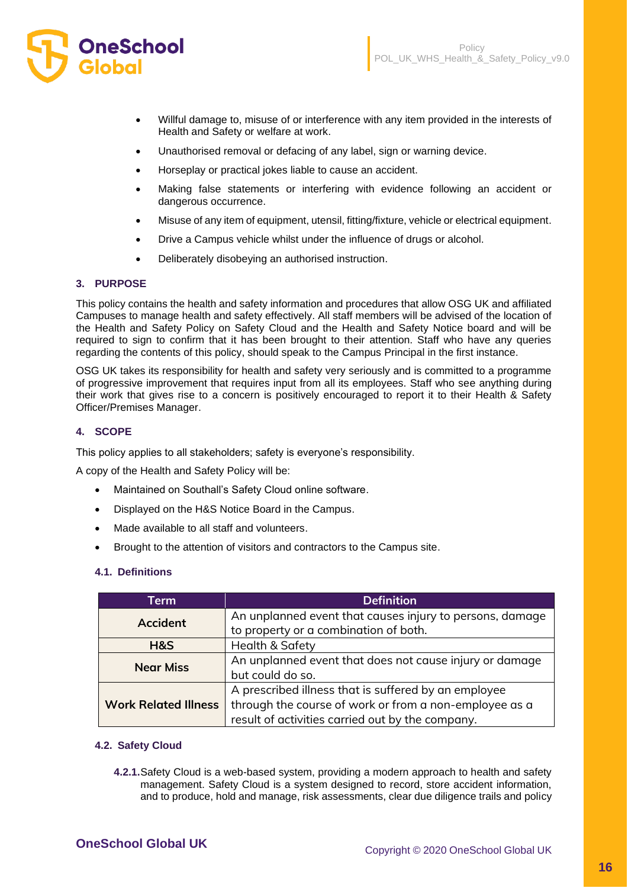- Willful damage to, misuse of or interference with any item provided in the interests of Health and Safety or welfare at work.
- Unauthorised removal or defacing of any label, sign or warning device.
- Horseplay or practical jokes liable to cause an accident.
- Making false statements or interfering with evidence following an accident or dangerous occurrence.
- Misuse of any item of equipment, utensil, fitting/fixture, vehicle or electrical equipment.
- Drive a Campus vehicle whilst under the influence of drugs or alcohol.
- Deliberately disobeying an authorised instruction.

## 3. PURPOSE

This policy contains the health and safety information and procedures that allow OSG UK and affiliated Campuses to manage health and safety effectively. All staff members will be advised of the location of the Health and Safety Policy on Safety Cloud and the Health and Safety Notice board and will be required to sign to confirm that it has been brought to their attention. Staff who have any queries regarding the contents of this policy, should speak to the Campus Principal in the first instance.

OSG UK takes its responsibility for health and safety very seriously and is committed to a programme of progressive improvement that requires input from all its employees. Staff who see anything during their work that gives rise to a concern is positively encouraged to report it to their Health & Safety Officer/Premises Manager.

## 4. SCOPE

This policy applies to all stakeholders; safety is everyone's responsibility.

A copy of the Health and Safety Policy will be:

- Maintained on Southall's Safety Cloud online software.
- Displayed on the H&S Notice Board in the Campus.
- Made available to all staff and volunteers.
- Brought to the attention of visitors and contractors to the Campus site.

### 4.1. Definitions

| Term | Definition |
|---|---|
| Accident | An unplanned event that causes injury to persons, damage to property or a combination of both. |
| H&S | Health & Safety |
| Near Miss | An unplanned event that does not cause injury or damage but could do so. |
| Work Related Illness | A prescribed illness that is suffered by an employee through the course of work or from a non-employee as a result of activities carried out by the company. |

### 4.2. Safety Cloud

**4.2.1.** Safety Cloud is a web-based system, providing a modern approach to health and safety management. Safety Cloud is a system designed to record, store accident information, and to produce, hold and manage, risk assessments, clear due diligence trails and policy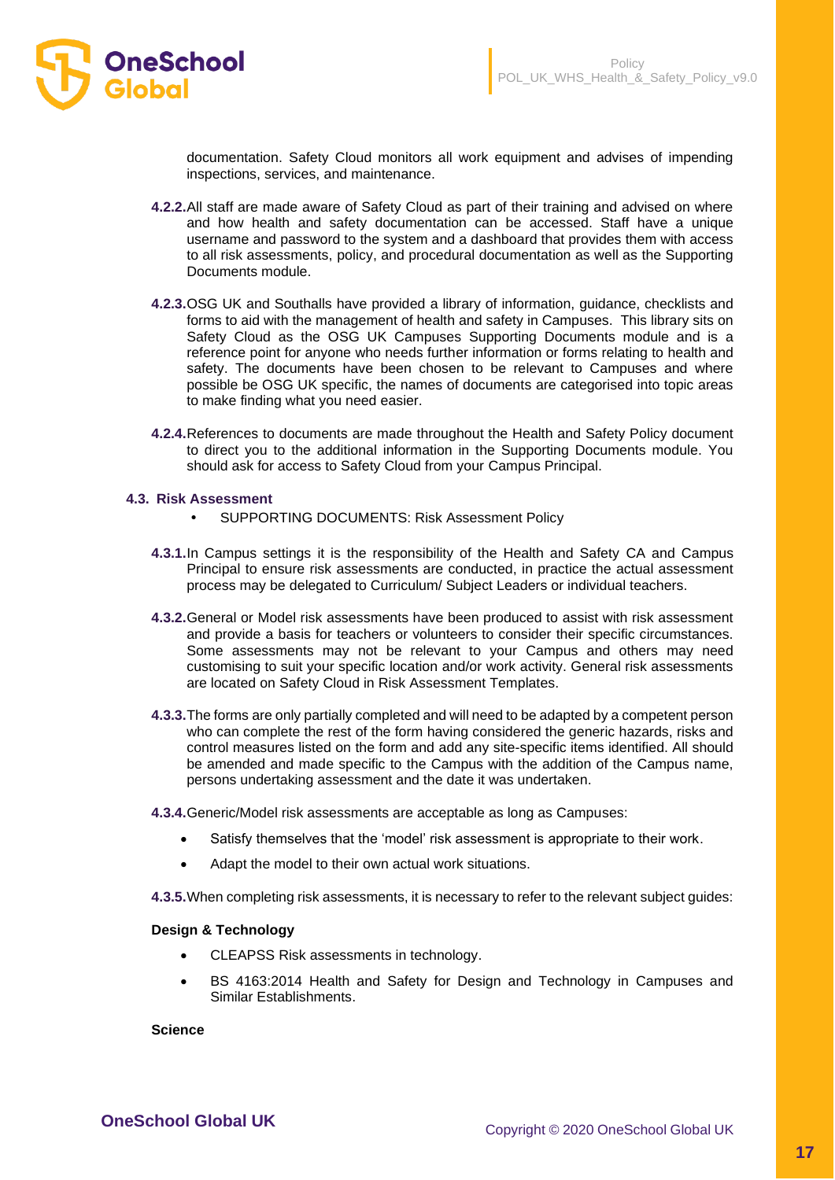documentation. Safety Cloud monitors all work equipment and advises of impending inspections, services, and maintenance.

**4.2.2.** All staff are made aware of Safety Cloud as part of their training and advised on where and how health and safety documentation can be accessed. Staff have a unique username and password to the system and a dashboard that provides them with access to all risk assessments, policy, and procedural documentation as well as the Supporting Documents module.

**4.2.3.** OSG UK and Southalls have provided a library of information, guidance, checklists and forms to aid with the management of health and safety in Campuses. This library sits on Safety Cloud as the OSG UK Campuses Supporting Documents module and is a reference point for anyone who needs further information or forms relating to health and safety. The documents have been chosen to be relevant to Campuses and where possible be OSG UK specific, the names of documents are categorised into topic areas to make finding what you need easier.

**4.2.4.** References to documents are made throughout the Health and Safety Policy document to direct you to the additional information in the Supporting Documents module. You should ask for access to Safety Cloud from your Campus Principal.

### 4.3. Risk Assessment

- SUPPORTING DOCUMENTS: Risk Assessment Policy

**4.3.1.** In Campus settings it is the responsibility of the Health and Safety CA and Campus Principal to ensure risk assessments are conducted, in practice the actual assessment process may be delegated to Curriculum/ Subject Leaders or individual teachers.

**4.3.2.** General or Model risk assessments have been produced to assist with risk assessment and provide a basis for teachers or volunteers to consider their specific circumstances. Some assessments may not be relevant to your Campus and others may need customising to suit your specific location and/or work activity. General risk assessments are located on Safety Cloud in Risk Assessment Templates.

**4.3.3.** The forms are only partially completed and will need to be adapted by a competent person who can complete the rest of the form having considered the generic hazards, risks and control measures listed on the form and add any site-specific items identified. All should be amended and made specific to the Campus with the addition of the Campus name, persons undertaking assessment and the date it was undertaken.

**4.3.4.** Generic/Model risk assessments are acceptable as long as Campuses:

- Satisfy themselves that the 'model' risk assessment is appropriate to their work.
- Adapt the model to their own actual work situations.

**4.3.5.** When completing risk assessments, it is necessary to refer to the relevant subject guides:

**Design & Technology**

- CLEAPSS Risk assessments in technology.
- BS 4163:2014 Health and Safety for Design and Technology in Campuses and Similar Establishments.

**Science**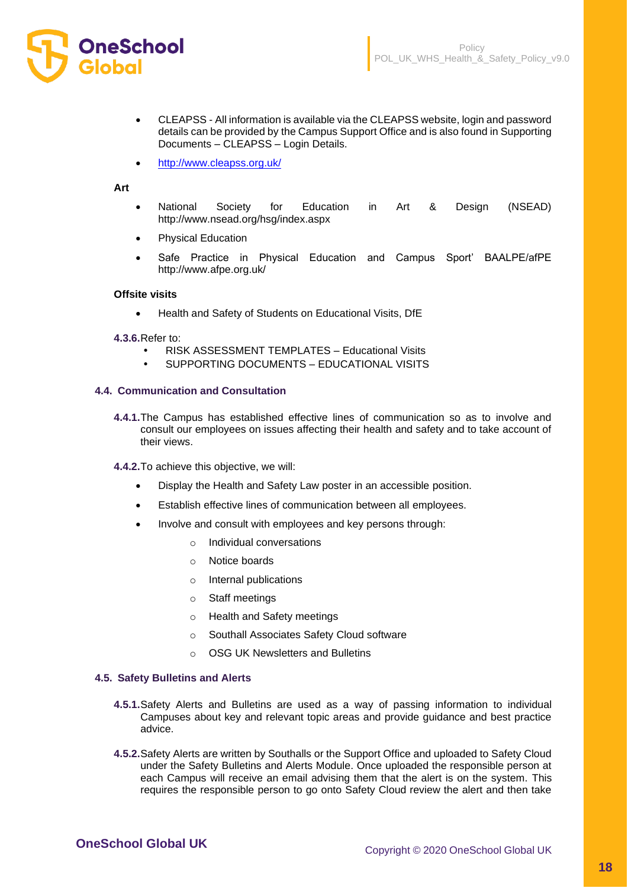- CLEAPSS - All information is available via the CLEAPSS website, login and password details can be provided by the Campus Support Office and is also found in Supporting Documents – CLEAPSS – Login Details.
- http://www.cleapss.org.uk/

**Art**

- National Society for Education in Art & Design (NSEAD) http://www.nsead.org/hsg/index.aspx
- Physical Education
- Safe Practice in Physical Education and Campus Sport' BAALPE/afPE http://www.afpe.org.uk/

**Offsite visits**

- Health and Safety of Students on Educational Visits, DfE

**4.3.6.** Refer to:

- RISK ASSESSMENT TEMPLATES – Educational Visits
- SUPPORTING DOCUMENTS – EDUCATIONAL VISITS

### 4.4. Communication and Consultation

**4.4.1.** The Campus has established effective lines of communication so as to involve and consult our employees on issues affecting their health and safety and to take account of their views.

**4.4.2.** To achieve this objective, we will:

- Display the Health and Safety Law poster in an accessible position.
- Establish effective lines of communication between all employees.
- Involve and consult with employees and key persons through:
  - Individual conversations
  - Notice boards
  - Internal publications
  - Staff meetings
  - Health and Safety meetings
  - Southall Associates Safety Cloud software
  - OSG UK Newsletters and Bulletins

### 4.5. Safety Bulletins and Alerts

**4.5.1.** Safety Alerts and Bulletins are used as a way of passing information to individual Campuses about key and relevant topic areas and provide guidance and best practice advice.

**4.5.2.** Safety Alerts are written by Southalls or the Support Office and uploaded to Safety Cloud under the Safety Bulletins and Alerts Module. Once uploaded the responsible person at each Campus will receive an email advising them that the alert is on the system. This requires the responsible person to go onto Safety Cloud review the alert and then take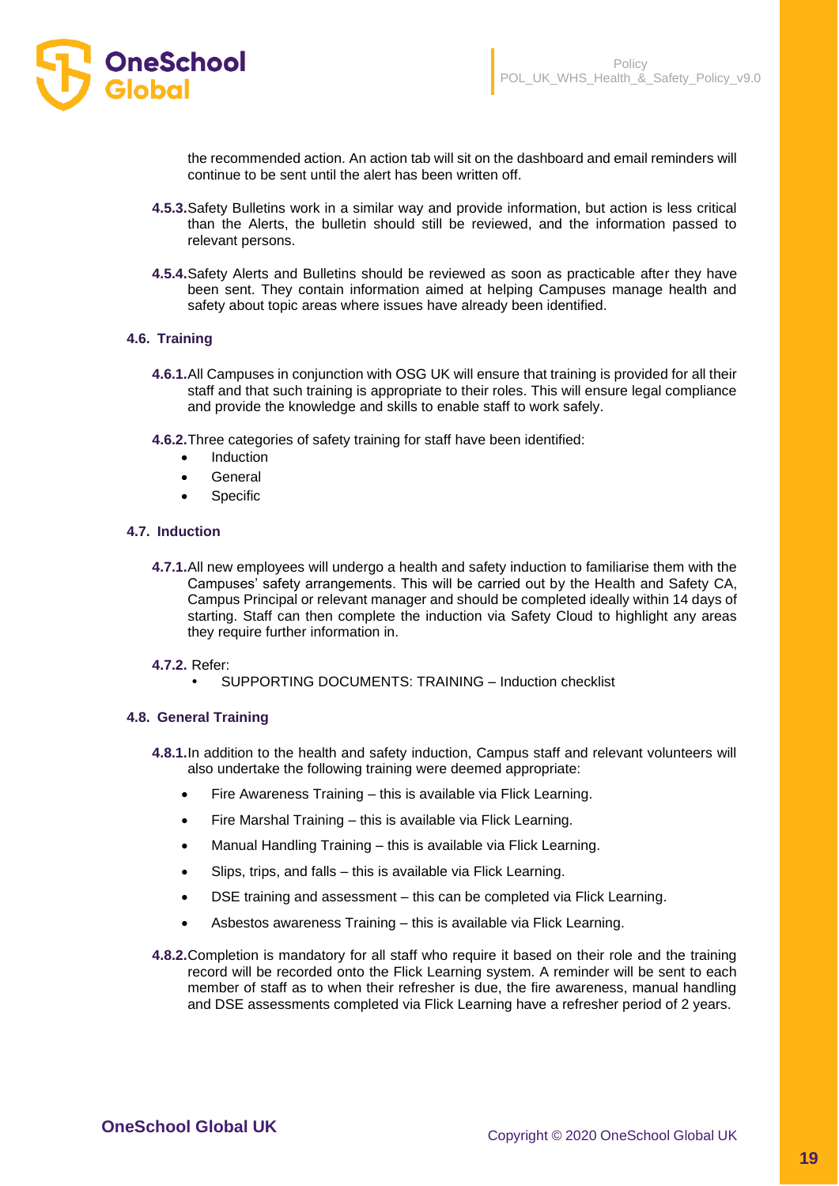the recommended action. An action tab will sit on the dashboard and email reminders will continue to be sent until the alert has been written off.

**4.5.3.** Safety Bulletins work in a similar way and provide information, but action is less critical than the Alerts, the bulletin should still be reviewed, and the information passed to relevant persons.

**4.5.4.** Safety Alerts and Bulletins should be reviewed as soon as practicable after they have been sent. They contain information aimed at helping Campuses manage health and safety about topic areas where issues have already been identified.

### 4.6. Training

**4.6.1.** All Campuses in conjunction with OSG UK will ensure that training is provided for all their staff and that such training is appropriate to their roles. This will ensure legal compliance and provide the knowledge and skills to enable staff to work safely.

**4.6.2.** Three categories of safety training for staff have been identified:

- Induction
- General
- Specific

### 4.7. Induction

**4.7.1.** All new employees will undergo a health and safety induction to familiarise them with the Campuses' safety arrangements. This will be carried out by the Health and Safety CA, Campus Principal or relevant manager and should be completed ideally within 14 days of starting. Staff can then complete the induction via Safety Cloud to highlight any areas they require further information in.

**4.7.2.** Refer:

- SUPPORTING DOCUMENTS: TRAINING – Induction checklist

### 4.8. General Training

**4.8.1.** In addition to the health and safety induction, Campus staff and relevant volunteers will also undertake the following training were deemed appropriate:

- Fire Awareness Training – this is available via Flick Learning.
- Fire Marshal Training – this is available via Flick Learning.
- Manual Handling Training – this is available via Flick Learning.
- Slips, trips, and falls – this is available via Flick Learning.
- DSE training and assessment – this can be completed via Flick Learning.
- Asbestos awareness Training – this is available via Flick Learning.

**4.8.2.** Completion is mandatory for all staff who require it based on their role and the training record will be recorded onto the Flick Learning system. A reminder will be sent to each member of staff as to when their refresher is due, the fire awareness, manual handling and DSE assessments completed via Flick Learning have a refresher period of 2 years.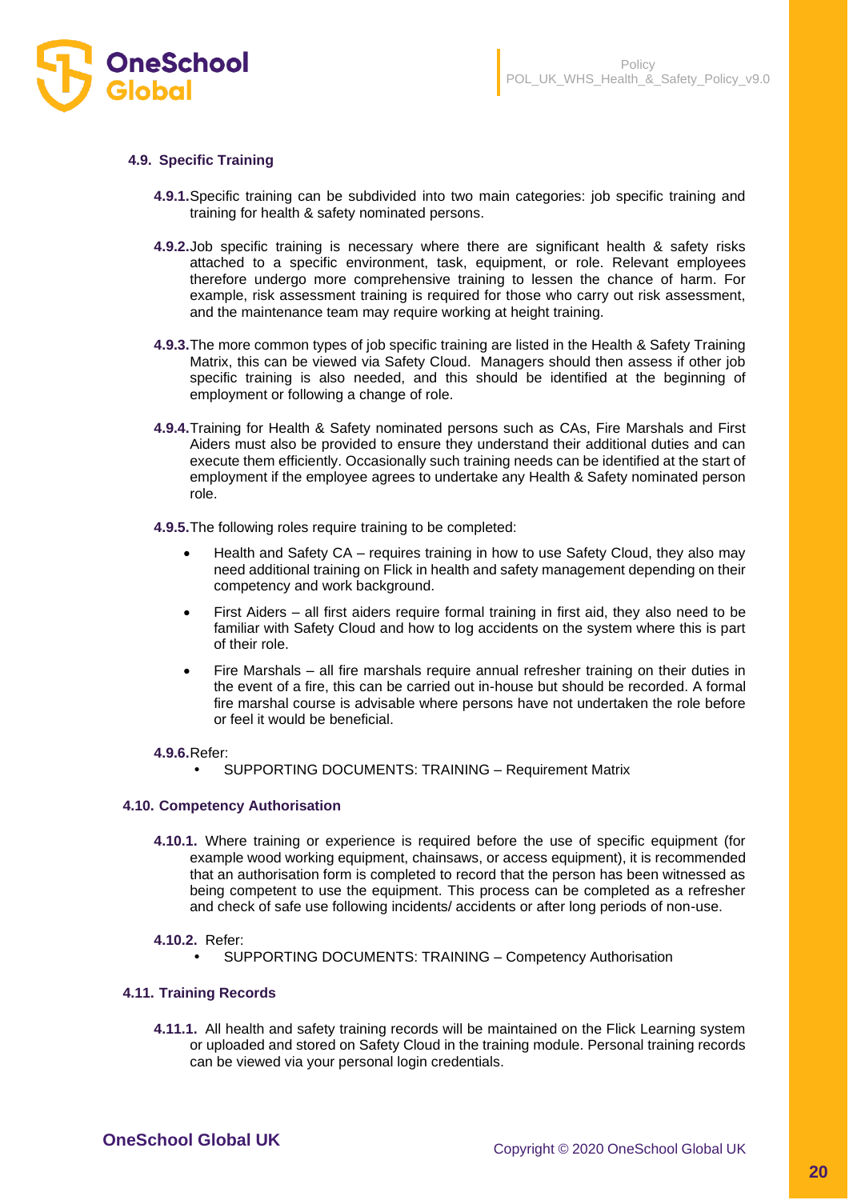### 4.9. Specific Training

**4.9.1.** Specific training can be subdivided into two main categories: job specific training and training for health & safety nominated persons.

**4.9.2.** Job specific training is necessary where there are significant health & safety risks attached to a specific environment, task, equipment, or role. Relevant employees therefore undergo more comprehensive training to lessen the chance of harm. For example, risk assessment training is required for those who carry out risk assessment, and the maintenance team may require working at height training.

**4.9.3.** The more common types of job specific training are listed in the Health & Safety Training Matrix, this can be viewed via Safety Cloud. Managers should then assess if other job specific training is also needed, and this should be identified at the beginning of employment or following a change of role.

**4.9.4.** Training for Health & Safety nominated persons such as CAs, Fire Marshals and First Aiders must also be provided to ensure they understand their additional duties and can execute them efficiently. Occasionally such training needs can be identified at the start of employment if the employee agrees to undertake any Health & Safety nominated person role.

**4.9.5.** The following roles require training to be completed:

- Health and Safety CA – requires training in how to use Safety Cloud, they also may need additional training on Flick in health and safety management depending on their competency and work background.
- First Aiders – all first aiders require formal training in first aid, they also need to be familiar with Safety Cloud and how to log accidents on the system where this is part of their role.
- Fire Marshals – all fire marshals require annual refresher training on their duties in the event of a fire, this can be carried out in-house but should be recorded. A formal fire marshal course is advisable where persons have not undertaken the role before or feel it would be beneficial.

**4.9.6.** Refer:

- SUPPORTING DOCUMENTS: TRAINING – Requirement Matrix

### 4.10. Competency Authorisation

**4.10.1.** Where training or experience is required before the use of specific equipment (for example wood working equipment, chainsaws, or access equipment), it is recommended that an authorisation form is completed to record that the person has been witnessed as being competent to use the equipment. This process can be completed as a refresher and check of safe use following incidents/ accidents or after long periods of non-use.

**4.10.2.** Refer:

- SUPPORTING DOCUMENTS: TRAINING – Competency Authorisation

### 4.11. Training Records

**4.11.1.** All health and safety training records will be maintained on the Flick Learning system or uploaded and stored on Safety Cloud in the training module. Personal training records can be viewed via your personal login credentials.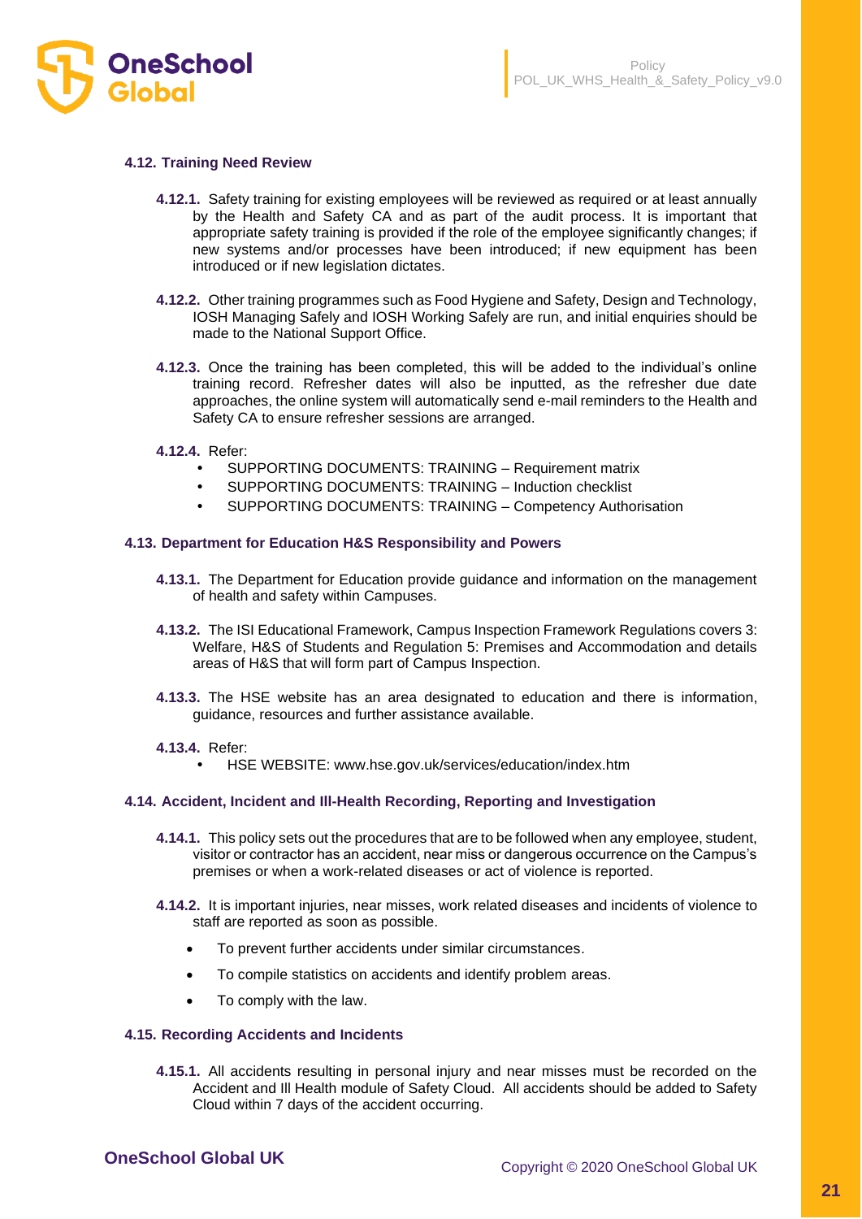### 4.12. Training Need Review

**4.12.1.** Safety training for existing employees will be reviewed as required or at least annually by the Health and Safety CA and as part of the audit process. It is important that appropriate safety training is provided if the role of the employee significantly changes; if new systems and/or processes have been introduced; if new equipment has been introduced or if new legislation dictates.

**4.12.2.** Other training programmes such as Food Hygiene and Safety, Design and Technology, IOSH Managing Safely and IOSH Working Safely are run, and initial enquiries should be made to the National Support Office.

**4.12.3.** Once the training has been completed, this will be added to the individual's online training record. Refresher dates will also be inputted, as the refresher due date approaches, the online system will automatically send e-mail reminders to the Health and Safety CA to ensure refresher sessions are arranged.

**4.12.4.** Refer:

- SUPPORTING DOCUMENTS: TRAINING – Requirement matrix
- SUPPORTING DOCUMENTS: TRAINING – Induction checklist
- SUPPORTING DOCUMENTS: TRAINING – Competency Authorisation

### 4.13. Department for Education H&S Responsibility and Powers

**4.13.1.** The Department for Education provide guidance and information on the management of health and safety within Campuses.

**4.13.2.** The ISI Educational Framework, Campus Inspection Framework Regulations covers 3: Welfare, H&S of Students and Regulation 5: Premises and Accommodation and details areas of H&S that will form part of Campus Inspection.

**4.13.3.** The HSE website has an area designated to education and there is information, guidance, resources and further assistance available.

**4.13.4.** Refer:

- HSE WEBSITE: www.hse.gov.uk/services/education/index.htm

### 4.14. Accident, Incident and Ill-Health Recording, Reporting and Investigation

**4.14.1.** This policy sets out the procedures that are to be followed when any employee, student, visitor or contractor has an accident, near miss or dangerous occurrence on the Campus's premises or when a work-related diseases or act of violence is reported.

**4.14.2.** It is important injuries, near misses, work related diseases and incidents of violence to staff are reported as soon as possible.

- To prevent further accidents under similar circumstances.
- To compile statistics on accidents and identify problem areas.
- To comply with the law.

### 4.15. Recording Accidents and Incidents

**4.15.1.** All accidents resulting in personal injury and near misses must be recorded on the Accident and Ill Health module of Safety Cloud. All accidents should be added to Safety Cloud within 7 days of the accident occurring.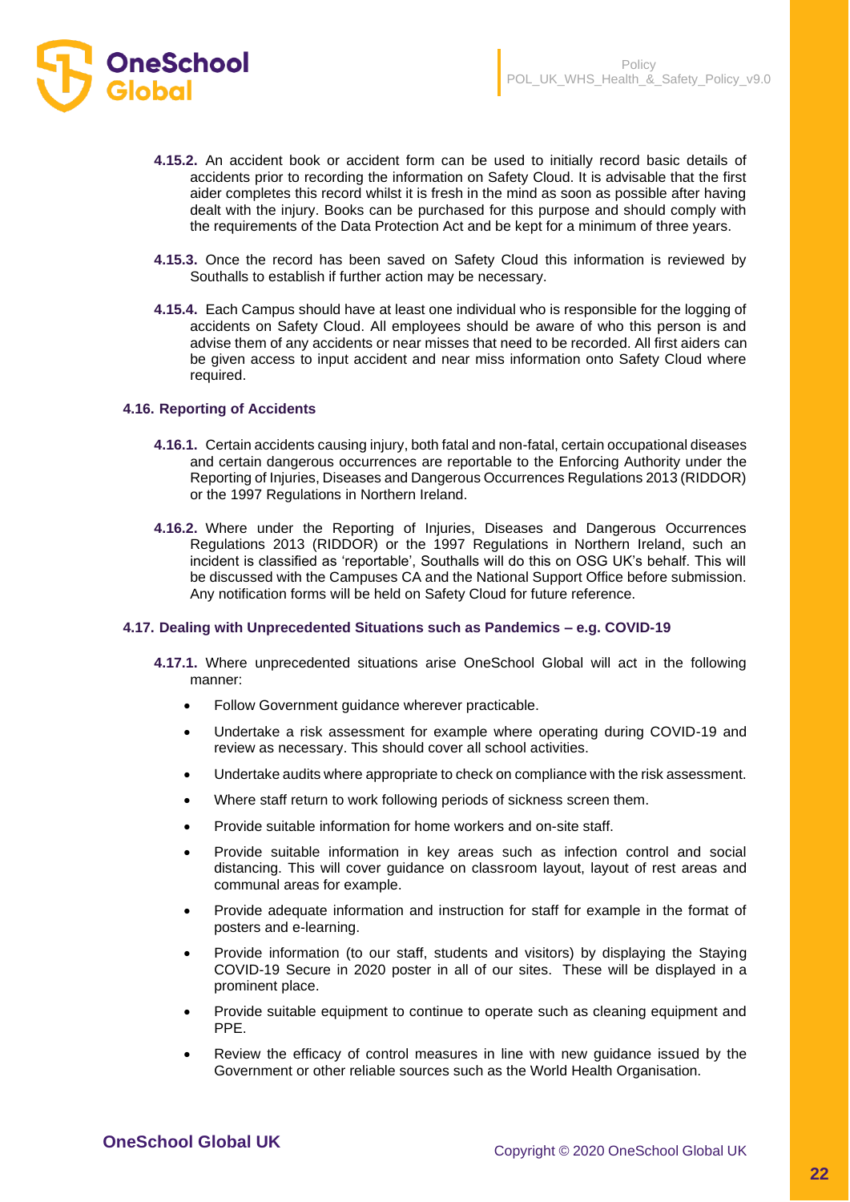**4.15.2.** An accident book or accident form can be used to initially record basic details of accidents prior to recording the information on Safety Cloud. It is advisable that the first aider completes this record whilst it is fresh in the mind as soon as possible after having dealt with the injury. Books can be purchased for this purpose and should comply with the requirements of the Data Protection Act and be kept for a minimum of three years.

**4.15.3.** Once the record has been saved on Safety Cloud this information is reviewed by Southalls to establish if further action may be necessary.

**4.15.4.** Each Campus should have at least one individual who is responsible for the logging of accidents on Safety Cloud. All employees should be aware of who this person is and advise them of any accidents or near misses that need to be recorded. All first aiders can be given access to input accident and near miss information onto Safety Cloud where required.

### 4.16. Reporting of Accidents

**4.16.1.** Certain accidents causing injury, both fatal and non-fatal, certain occupational diseases and certain dangerous occurrences are reportable to the Enforcing Authority under the Reporting of Injuries, Diseases and Dangerous Occurrences Regulations 2013 (RIDDOR) or the 1997 Regulations in Northern Ireland.

**4.16.2.** Where under the Reporting of Injuries, Diseases and Dangerous Occurrences Regulations 2013 (RIDDOR) or the 1997 Regulations in Northern Ireland, such an incident is classified as 'reportable', Southalls will do this on OSG UK's behalf. This will be discussed with the Campuses CA and the National Support Office before submission. Any notification forms will be held on Safety Cloud for future reference.

### 4.17. Dealing with Unprecedented Situations such as Pandemics – e.g. COVID-19

**4.17.1.** Where unprecedented situations arise OneSchool Global will act in the following manner:

- Follow Government guidance wherever practicable.
- Undertake a risk assessment for example where operating during COVID-19 and review as necessary. This should cover all school activities.
- Undertake audits where appropriate to check on compliance with the risk assessment.
- Where staff return to work following periods of sickness screen them.
- Provide suitable information for home workers and on-site staff.
- Provide suitable information in key areas such as infection control and social distancing. This will cover guidance on classroom layout, layout of rest areas and communal areas for example.
- Provide adequate information and instruction for staff for example in the format of posters and e-learning.
- Provide information (to our staff, students and visitors) by displaying the Staying COVID-19 Secure in 2020 poster in all of our sites. These will be displayed in a prominent place.
- Provide suitable equipment to continue to operate such as cleaning equipment and PPE.
- Review the efficacy of control measures in line with new guidance issued by the Government or other reliable sources such as the World Health Organisation.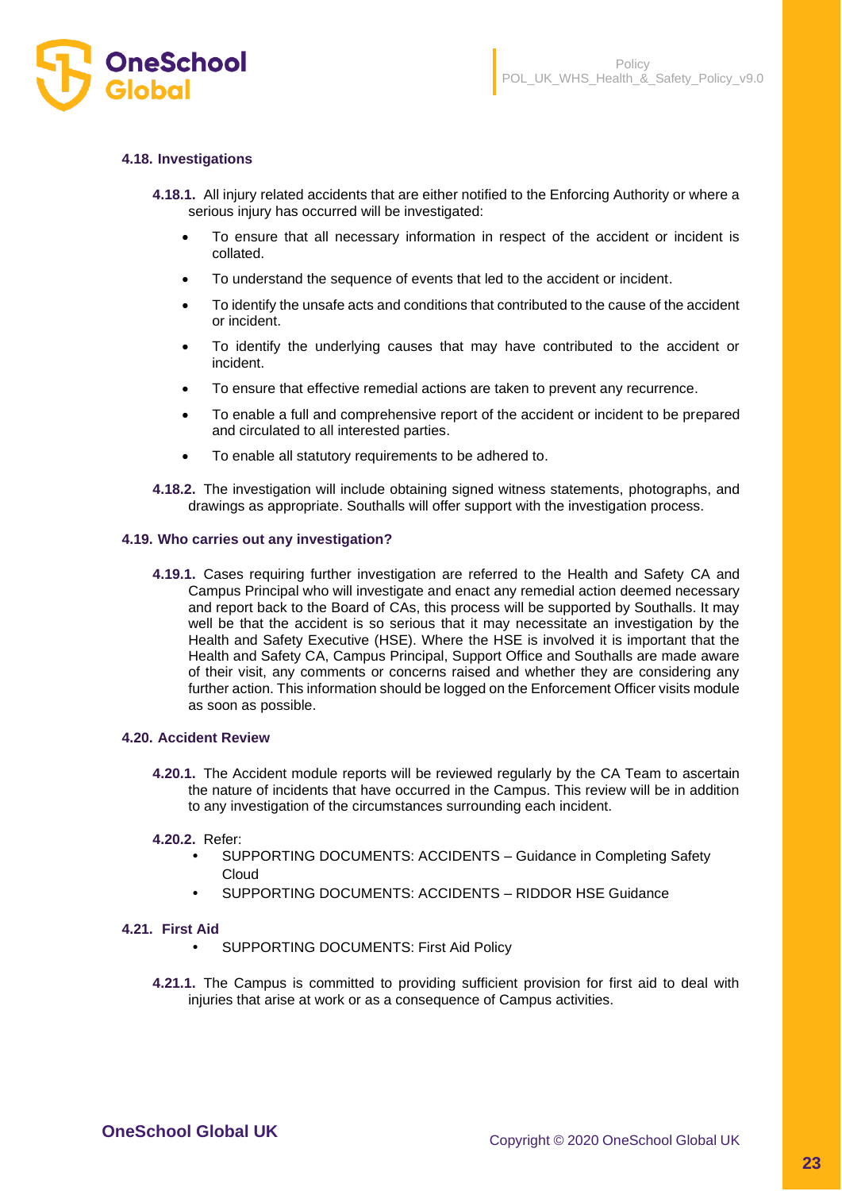### 4.18. Investigations

**4.18.1.** All injury related accidents that are either notified to the Enforcing Authority or where a serious injury has occurred will be investigated:

- To ensure that all necessary information in respect of the accident or incident is collated.
- To understand the sequence of events that led to the accident or incident.
- To identify the unsafe acts and conditions that contributed to the cause of the accident or incident.
- To identify the underlying causes that may have contributed to the accident or incident.
- To ensure that effective remedial actions are taken to prevent any recurrence.
- To enable a full and comprehensive report of the accident or incident to be prepared and circulated to all interested parties.
- To enable all statutory requirements to be adhered to.

**4.18.2.** The investigation will include obtaining signed witness statements, photographs, and drawings as appropriate. Southalls will offer support with the investigation process.

### 4.19. Who carries out any investigation?

**4.19.1.** Cases requiring further investigation are referred to the Health and Safety CA and Campus Principal who will investigate and enact any remedial action deemed necessary and report back to the Board of CAs, this process will be supported by Southalls. It may well be that the accident is so serious that it may necessitate an investigation by the Health and Safety Executive (HSE). Where the HSE is involved it is important that the Health and Safety CA, Campus Principal, Support Office and Southalls are made aware of their visit, any comments or concerns raised and whether they are considering any further action. This information should be logged on the Enforcement Officer visits module as soon as possible.

### 4.20. Accident Review

**4.20.1.** The Accident module reports will be reviewed regularly by the CA Team to ascertain the nature of incidents that have occurred in the Campus. This review will be in addition to any investigation of the circumstances surrounding each incident.

**4.20.2.** Refer:

- SUPPORTING DOCUMENTS: ACCIDENTS – Guidance in Completing Safety Cloud
- SUPPORTING DOCUMENTS: ACCIDENTS – RIDDOR HSE Guidance

### 4.21. First Aid

- SUPPORTING DOCUMENTS: First Aid Policy

**4.21.1.** The Campus is committed to providing sufficient provision for first aid to deal with injuries that arise at work or as a consequence of Campus activities.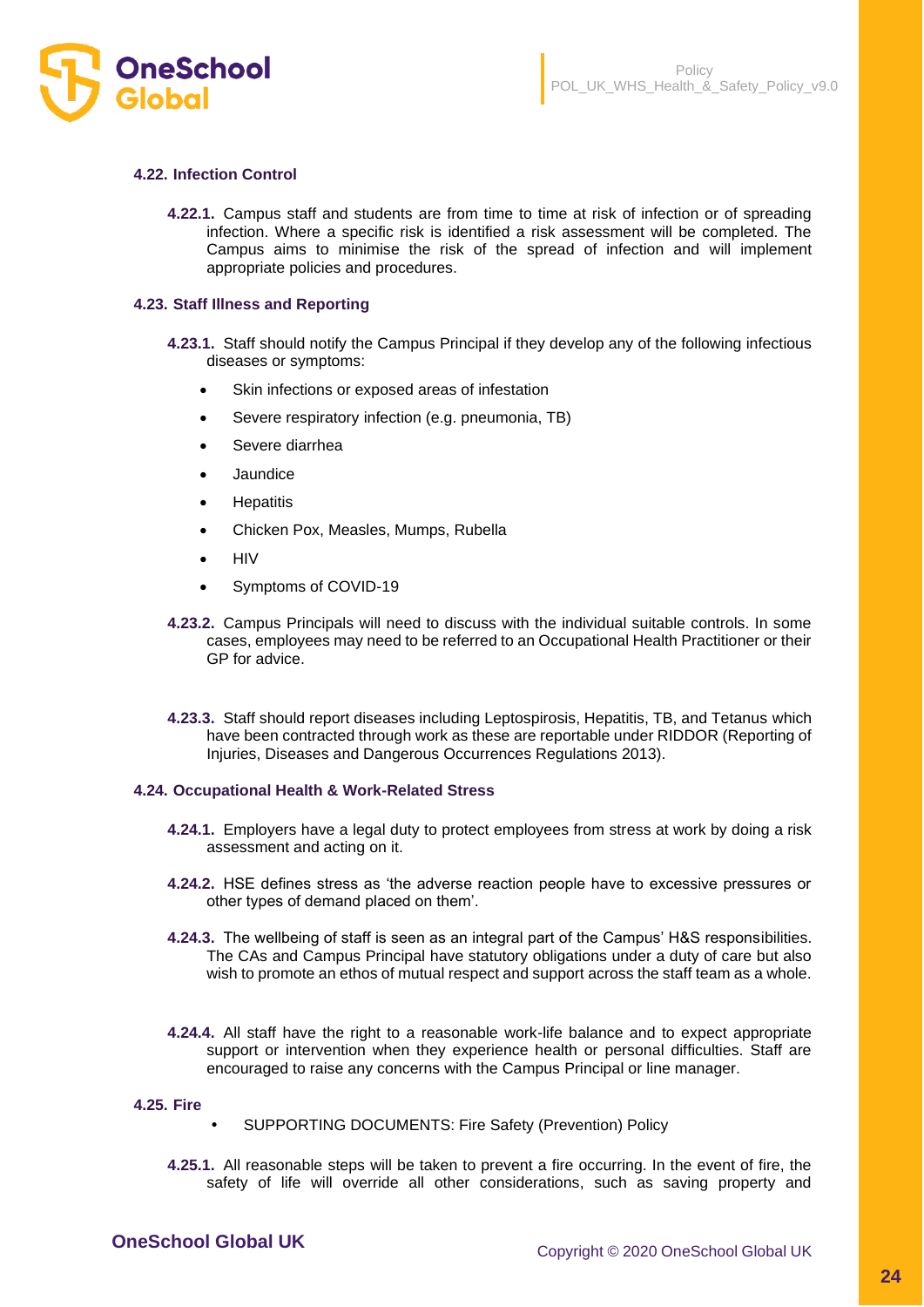### 4.22. Infection Control

**4.22.1.** Campus staff and students are from time to time at risk of infection or of spreading infection. Where a specific risk is identified a risk assessment will be completed. The Campus aims to minimise the risk of the spread of infection and will implement appropriate policies and procedures.

### 4.23. Staff Illness and Reporting

**4.23.1.** Staff should notify the Campus Principal if they develop any of the following infectious diseases or symptoms:

- Skin infections or exposed areas of infestation
- Severe respiratory infection (e.g. pneumonia, TB)
- Severe diarrhea
- Jaundice
- Hepatitis
- Chicken Pox, Measles, Mumps, Rubella
- HIV
- Symptoms of COVID-19

**4.23.2.** Campus Principals will need to discuss with the individual suitable controls. In some cases, employees may need to be referred to an Occupational Health Practitioner or their GP for advice.

**4.23.3.** Staff should report diseases including Leptospirosis, Hepatitis, TB, and Tetanus which have been contracted through work as these are reportable under RIDDOR (Reporting of Injuries, Diseases and Dangerous Occurrences Regulations 2013).

### 4.24. Occupational Health & Work-Related Stress

**4.24.1.** Employers have a legal duty to protect employees from stress at work by doing a risk assessment and acting on it.

**4.24.2.** HSE defines stress as 'the adverse reaction people have to excessive pressures or other types of demand placed on them'.

**4.24.3.** The wellbeing of staff is seen as an integral part of the Campus' H&S responsibilities. The CAs and Campus Principal have statutory obligations under a duty of care but also wish to promote an ethos of mutual respect and support across the staff team as a whole.

**4.24.4.** All staff have the right to a reasonable work-life balance and to expect appropriate support or intervention when they experience health or personal difficulties. Staff are encouraged to raise any concerns with the Campus Principal or line manager.

### 4.25. Fire

- SUPPORTING DOCUMENTS: Fire Safety (Prevention) Policy

**4.25.1.** All reasonable steps will be taken to prevent a fire occurring. In the event of fire, the safety of life will override all other considerations, such as saving property and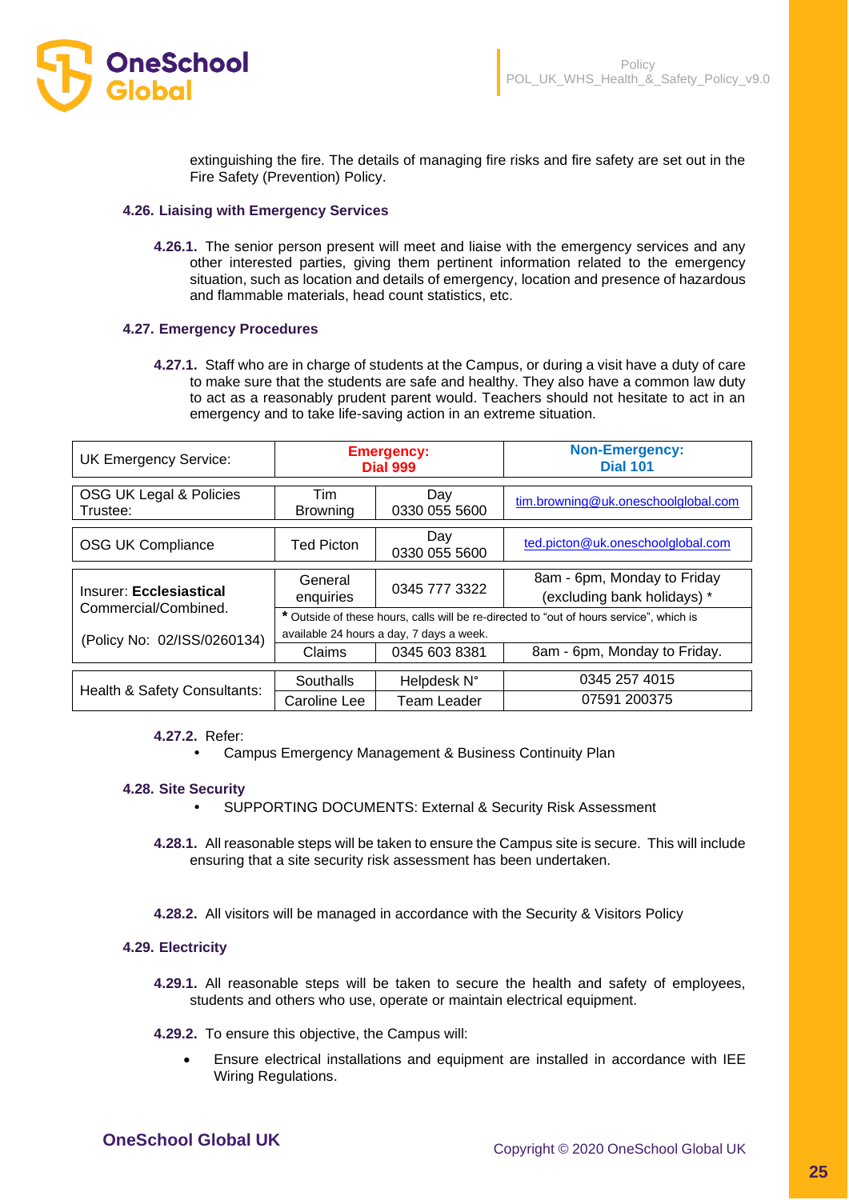extinguishing the fire. The details of managing fire risks and fire safety are set out in the Fire Safety (Prevention) Policy.

### 4.26. Liaising with Emergency Services

**4.26.1.** The senior person present will meet and liaise with the emergency services and any other interested parties, giving them pertinent information related to the emergency situation, such as location and details of emergency, location and presence of hazardous and flammable materials, head count statistics, etc.

### 4.27. Emergency Procedures

**4.27.1.** Staff who are in charge of students at the Campus, or during a visit have a duty of care to make sure that the students are safe and healthy. They also have a common law duty to act as a reasonably prudent parent would. Teachers should not hesitate to act in an emergency and to take life-saving action in an extreme situation.

| UK Emergency Service: | **Emergency: Dial 999** | | **Non-Emergency: Dial 101** |
|---|---|---|---|
| OSG UK Legal & Policies Trustee: | Tim Browning | Day 0330 055 5600 | tim.browning@uk.oneschoolglobal.com |
| OSG UK Compliance | Ted Picton | Day 0330 055 5600 | ted.picton@uk.oneschoolglobal.com |
| Insurer: **Ecclesiastical** Commercial/Combined. (Policy No: 02/ISS/0260134) | General enquiries | 0345 777 3322 | 8am - 6pm, Monday to Friday (excluding bank holidays) * |
| | * Outside of these hours, calls will be re-directed to "out of hours service", which is available 24 hours a day, 7 days a week. | | |
| | Claims | 0345 603 8381 | 8am - 6pm, Monday to Friday. |
| Health & Safety Consultants: | Southalls | Helpdesk N° | 0345 257 4015 |
| | Caroline Lee | Team Leader | 07591 200375 |

**4.27.2.** Refer:

- Campus Emergency Management & Business Continuity Plan

### 4.28. Site Security

- SUPPORTING DOCUMENTS: External & Security Risk Assessment

**4.28.1.** All reasonable steps will be taken to ensure the Campus site is secure. This will include ensuring that a site security risk assessment has been undertaken.

**4.28.2.** All visitors will be managed in accordance with the Security & Visitors Policy

### 4.29. Electricity

**4.29.1.** All reasonable steps will be taken to secure the health and safety of employees, students and others who use, operate or maintain electrical equipment.

**4.29.2.** To ensure this objective, the Campus will:

- Ensure electrical installations and equipment are installed in accordance with IEE Wiring Regulations.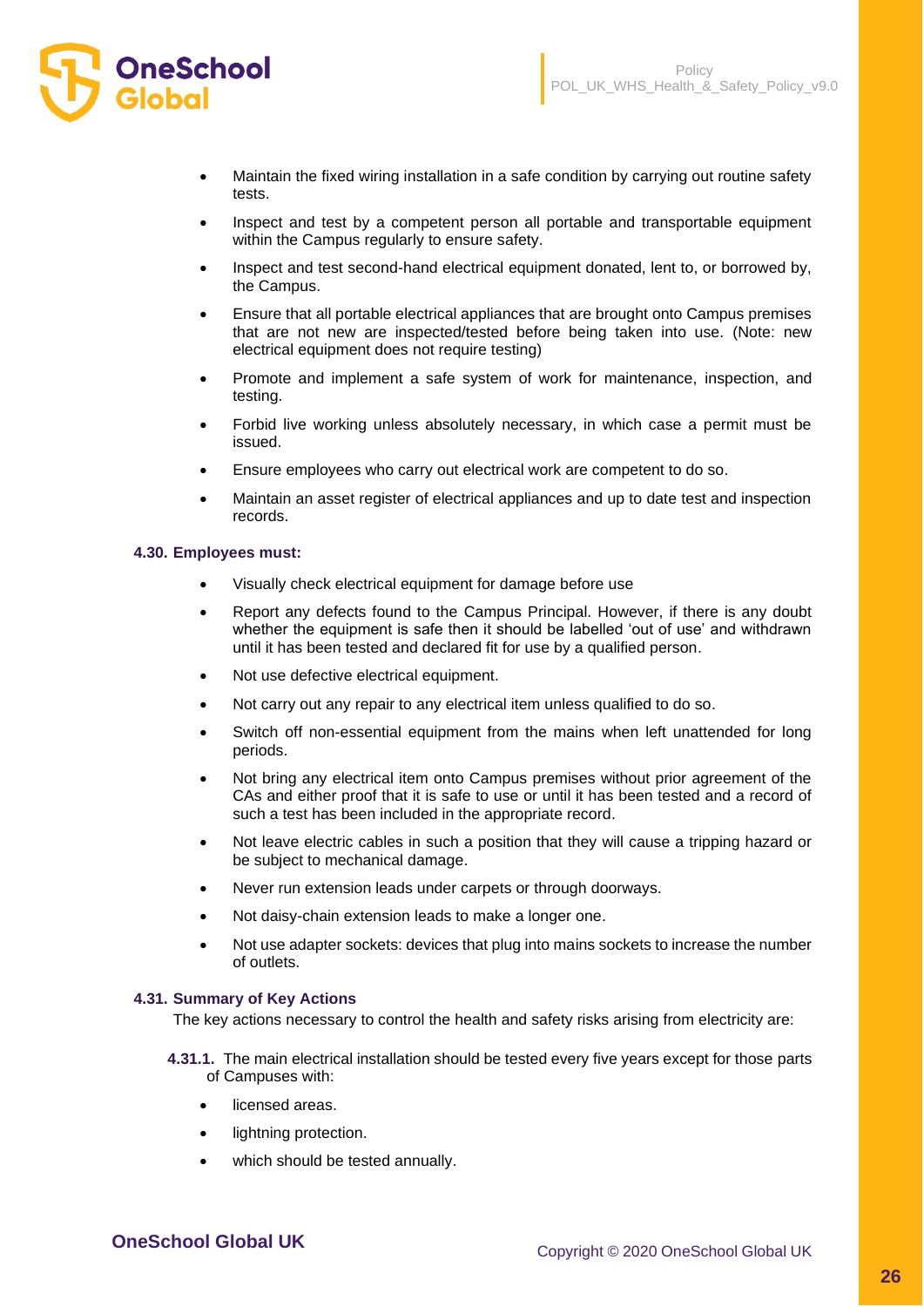- Maintain the fixed wiring installation in a safe condition by carrying out routine safety tests.
- Inspect and test by a competent person all portable and transportable equipment within the Campus regularly to ensure safety.
- Inspect and test second-hand electrical equipment donated, lent to, or borrowed by, the Campus.
- Ensure that all portable electrical appliances that are brought onto Campus premises that are not new are inspected/tested before being taken into use. (Note: new electrical equipment does not require testing)
- Promote and implement a safe system of work for maintenance, inspection, and testing.
- Forbid live working unless absolutely necessary, in which case a permit must be issued.
- Ensure employees who carry out electrical work are competent to do so.
- Maintain an asset register of electrical appliances and up to date test and inspection records.

#### 4.30. Employees must:

- Visually check electrical equipment for damage before use
- Report any defects found to the Campus Principal. However, if there is any doubt whether the equipment is safe then it should be labelled 'out of use' and withdrawn until it has been tested and declared fit for use by a qualified person.
- Not use defective electrical equipment.
- Not carry out any repair to any electrical item unless qualified to do so.
- Switch off non-essential equipment from the mains when left unattended for long periods.
- Not bring any electrical item onto Campus premises without prior agreement of the CAs and either proof that it is safe to use or until it has been tested and a record of such a test has been included in the appropriate record.
- Not leave electric cables in such a position that they will cause a tripping hazard or be subject to mechanical damage.
- Never run extension leads under carpets or through doorways.
- Not daisy-chain extension leads to make a longer one.
- Not use adapter sockets: devices that plug into mains sockets to increase the number of outlets.

#### 4.31. Summary of Key Actions

The key actions necessary to control the health and safety risks arising from electricity are:

**4.31.1.** The main electrical installation should be tested every five years except for those parts of Campuses with:

- licensed areas.
- lightning protection.
- which should be tested annually.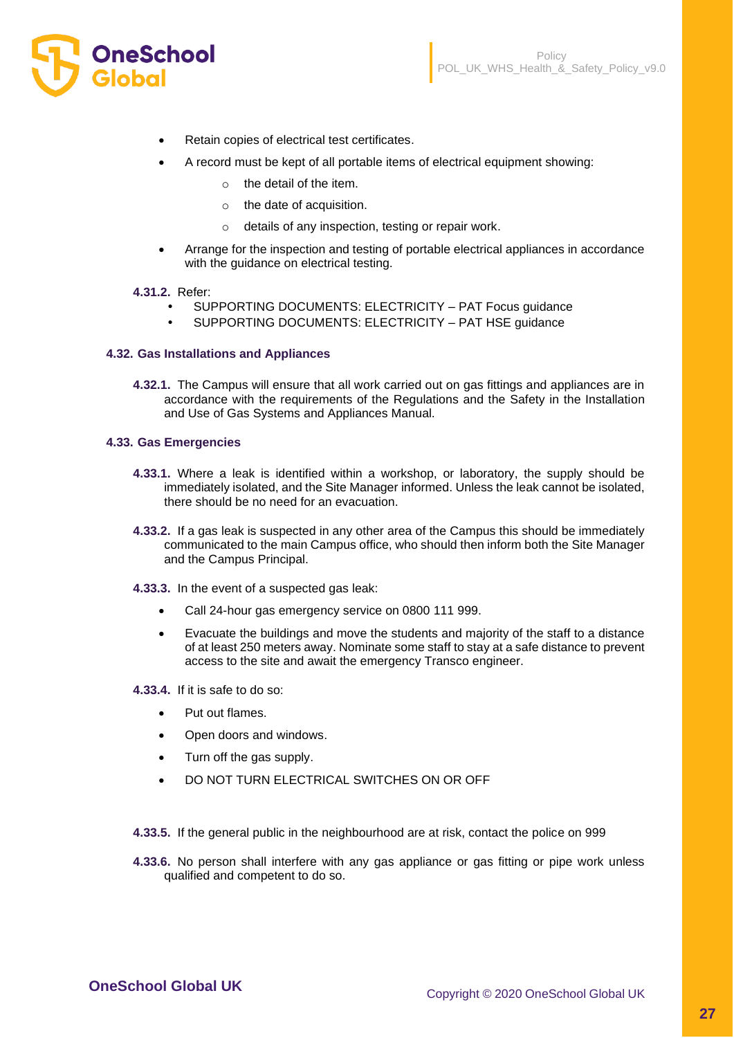- Retain copies of electrical test certificates.
- A record must be kept of all portable items of electrical equipment showing:
    - the detail of the item.
    - the date of acquisition.
    - details of any inspection, testing or repair work.
- Arrange for the inspection and testing of portable electrical appliances in accordance with the guidance on electrical testing.

**4.31.2.** Refer:

- SUPPORTING DOCUMENTS: ELECTRICITY – PAT Focus guidance
- SUPPORTING DOCUMENTS: ELECTRICITY – PAT HSE guidance

### 4.32. Gas Installations and Appliances

**4.32.1.** The Campus will ensure that all work carried out on gas fittings and appliances are in accordance with the requirements of the Regulations and the Safety in the Installation and Use of Gas Systems and Appliances Manual.

### 4.33. Gas Emergencies

**4.33.1.** Where a leak is identified within a workshop, or laboratory, the supply should be immediately isolated, and the Site Manager informed. Unless the leak cannot be isolated, there should be no need for an evacuation.

**4.33.2.** If a gas leak is suspected in any other area of the Campus this should be immediately communicated to the main Campus office, who should then inform both the Site Manager and the Campus Principal.

**4.33.3.** In the event of a suspected gas leak:

- Call 24-hour gas emergency service on 0800 111 999.
- Evacuate the buildings and move the students and majority of the staff to a distance of at least 250 meters away. Nominate some staff to stay at a safe distance to prevent access to the site and await the emergency Transco engineer.

**4.33.4.** If it is safe to do so:

- Put out flames.
- Open doors and windows.
- Turn off the gas supply.
- DO NOT TURN ELECTRICAL SWITCHES ON OR OFF

**4.33.5.** If the general public in the neighbourhood are at risk, contact the police on 999

**4.33.6.** No person shall interfere with any gas appliance or gas fitting or pipe work unless qualified and competent to do so.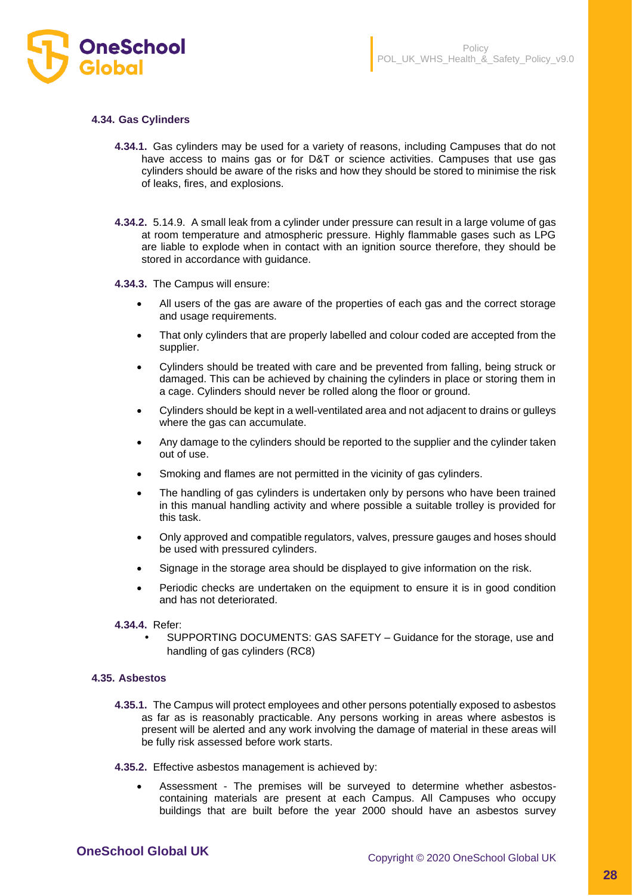### 4.34. Gas Cylinders

**4.34.1.** Gas cylinders may be used for a variety of reasons, including Campuses that do not have access to mains gas or for D&T or science activities. Campuses that use gas cylinders should be aware of the risks and how they should be stored to minimise the risk of leaks, fires, and explosions.

**4.34.2.** 5.14.9. A small leak from a cylinder under pressure can result in a large volume of gas at room temperature and atmospheric pressure. Highly flammable gases such as LPG are liable to explode when in contact with an ignition source therefore, they should be stored in accordance with guidance.

**4.34.3.** The Campus will ensure:

- All users of the gas are aware of the properties of each gas and the correct storage and usage requirements.
- That only cylinders that are properly labelled and colour coded are accepted from the supplier.
- Cylinders should be treated with care and be prevented from falling, being struck or damaged. This can be achieved by chaining the cylinders in place or storing them in a cage. Cylinders should never be rolled along the floor or ground.
- Cylinders should be kept in a well-ventilated area and not adjacent to drains or gulleys where the gas can accumulate.
- Any damage to the cylinders should be reported to the supplier and the cylinder taken out of use.
- Smoking and flames are not permitted in the vicinity of gas cylinders.
- The handling of gas cylinders is undertaken only by persons who have been trained in this manual handling activity and where possible a suitable trolley is provided for this task.
- Only approved and compatible regulators, valves, pressure gauges and hoses should be used with pressured cylinders.
- Signage in the storage area should be displayed to give information on the risk.
- Periodic checks are undertaken on the equipment to ensure it is in good condition and has not deteriorated.

**4.34.4.** Refer:

- SUPPORTING DOCUMENTS: GAS SAFETY – Guidance for the storage, use and handling of gas cylinders (RC8)

### 4.35. Asbestos

**4.35.1.** The Campus will protect employees and other persons potentially exposed to asbestos as far as is reasonably practicable. Any persons working in areas where asbestos is present will be alerted and any work involving the damage of material in these areas will be fully risk assessed before work starts.

**4.35.2.** Effective asbestos management is achieved by:

- Assessment - The premises will be surveyed to determine whether asbestos-containing materials are present at each Campus. All Campuses who occupy buildings that are built before the year 2000 should have an asbestos survey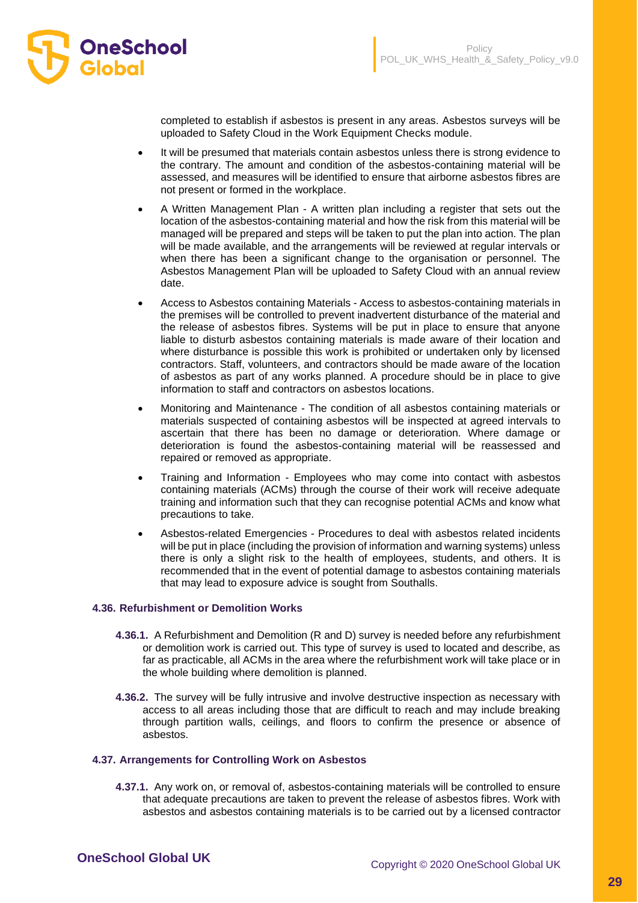completed to establish if asbestos is present in any areas. Asbestos surveys will be uploaded to Safety Cloud in the Work Equipment Checks module.

- It will be presumed that materials contain asbestos unless there is strong evidence to the contrary. The amount and condition of the asbestos-containing material will be assessed, and measures will be identified to ensure that airborne asbestos fibres are not present or formed in the workplace.
- A Written Management Plan - A written plan including a register that sets out the location of the asbestos-containing material and how the risk from this material will be managed will be prepared and steps will be taken to put the plan into action. The plan will be made available, and the arrangements will be reviewed at regular intervals or when there has been a significant change to the organisation or personnel. The Asbestos Management Plan will be uploaded to Safety Cloud with an annual review date.
- Access to Asbestos containing Materials - Access to asbestos-containing materials in the premises will be controlled to prevent inadvertent disturbance of the material and the release of asbestos fibres. Systems will be put in place to ensure that anyone liable to disturb asbestos containing materials is made aware of their location and where disturbance is possible this work is prohibited or undertaken only by licensed contractors. Staff, volunteers, and contractors should be made aware of the location of asbestos as part of any works planned. A procedure should be in place to give information to staff and contractors on asbestos locations.
- Monitoring and Maintenance - The condition of all asbestos containing materials or materials suspected of containing asbestos will be inspected at agreed intervals to ascertain that there has been no damage or deterioration. Where damage or deterioration is found the asbestos-containing material will be reassessed and repaired or removed as appropriate.
- Training and Information - Employees who may come into contact with asbestos containing materials (ACMs) through the course of their work will receive adequate training and information such that they can recognise potential ACMs and know what precautions to take.
- Asbestos-related Emergencies - Procedures to deal with asbestos related incidents will be put in place (including the provision of information and warning systems) unless there is only a slight risk to the health of employees, students, and others. It is recommended that in the event of potential damage to asbestos containing materials that may lead to exposure advice is sought from Southalls.

### 4.36. Refurbishment or Demolition Works

**4.36.1.** A Refurbishment and Demolition (R and D) survey is needed before any refurbishment or demolition work is carried out. This type of survey is used to located and describe, as far as practicable, all ACMs in the area where the refurbishment work will take place or in the whole building where demolition is planned.

**4.36.2.** The survey will be fully intrusive and involve destructive inspection as necessary with access to all areas including those that are difficult to reach and may include breaking through partition walls, ceilings, and floors to confirm the presence or absence of asbestos.

### 4.37. Arrangements for Controlling Work on Asbestos

**4.37.1.** Any work on, or removal of, asbestos-containing materials will be controlled to ensure that adequate precautions are taken to prevent the release of asbestos fibres. Work with asbestos and asbestos containing materials is to be carried out by a licensed contractor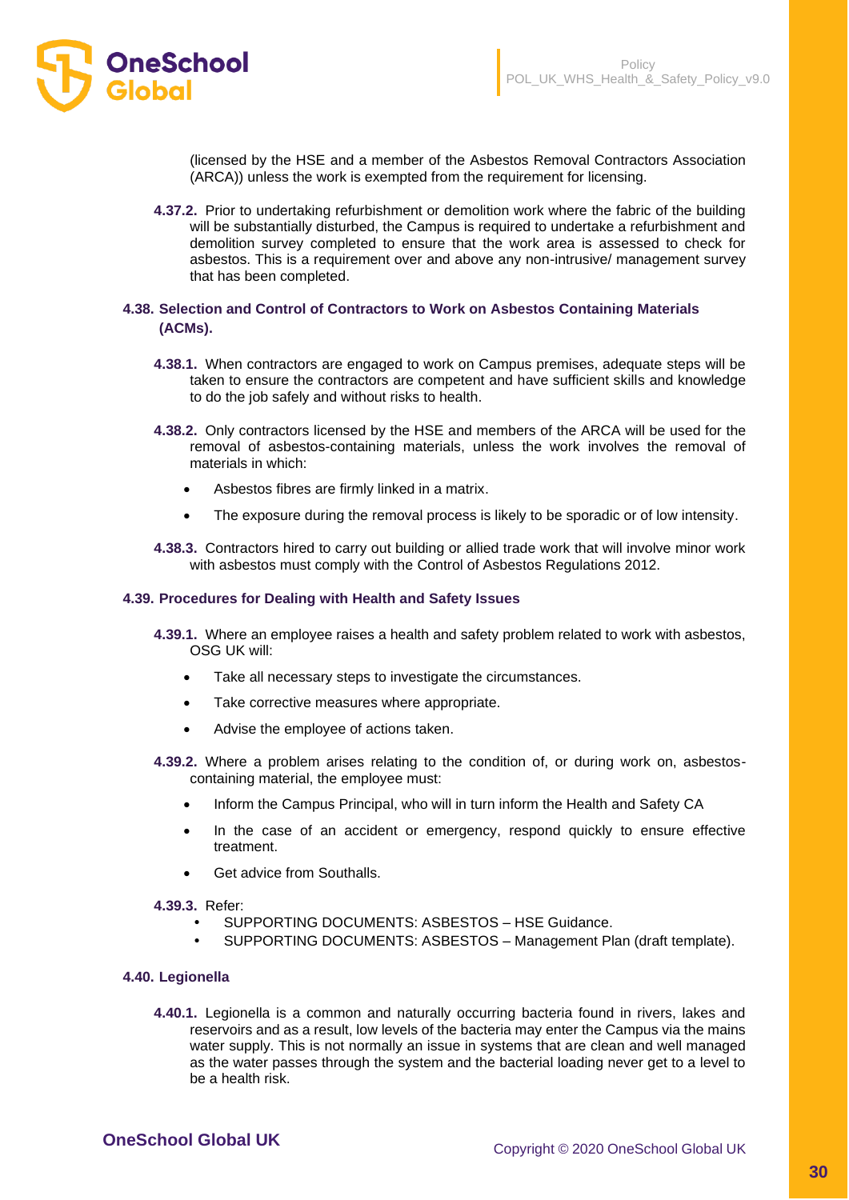(licensed by the HSE and a member of the Asbestos Removal Contractors Association (ARCA)) unless the work is exempted from the requirement for licensing.

**4.37.2.** Prior to undertaking refurbishment or demolition work where the fabric of the building will be substantially disturbed, the Campus is required to undertake a refurbishment and demolition survey completed to ensure that the work area is assessed to check for asbestos. This is a requirement over and above any non-intrusive/ management survey that has been completed.

### 4.38. Selection and Control of Contractors to Work on Asbestos Containing Materials (ACMs).

**4.38.1.** When contractors are engaged to work on Campus premises, adequate steps will be taken to ensure the contractors are competent and have sufficient skills and knowledge to do the job safely and without risks to health.

**4.38.2.** Only contractors licensed by the HSE and members of the ARCA will be used for the removal of asbestos-containing materials, unless the work involves the removal of materials in which:

- Asbestos fibres are firmly linked in a matrix.
- The exposure during the removal process is likely to be sporadic or of low intensity.

**4.38.3.** Contractors hired to carry out building or allied trade work that will involve minor work with asbestos must comply with the Control of Asbestos Regulations 2012.

### 4.39. Procedures for Dealing with Health and Safety Issues

**4.39.1.** Where an employee raises a health and safety problem related to work with asbestos, OSG UK will:

- Take all necessary steps to investigate the circumstances.
- Take corrective measures where appropriate.
- Advise the employee of actions taken.

**4.39.2.** Where a problem arises relating to the condition of, or during work on, asbestos-containing material, the employee must:

- Inform the Campus Principal, who will in turn inform the Health and Safety CA
- In the case of an accident or emergency, respond quickly to ensure effective treatment.
- Get advice from Southalls.

**4.39.3.** Refer:

- SUPPORTING DOCUMENTS: ASBESTOS – HSE Guidance.
- SUPPORTING DOCUMENTS: ASBESTOS – Management Plan (draft template).

### 4.40. Legionella

**4.40.1.** Legionella is a common and naturally occurring bacteria found in rivers, lakes and reservoirs and as a result, low levels of the bacteria may enter the Campus via the mains water supply. This is not normally an issue in systems that are clean and well managed as the water passes through the system and the bacterial loading never get to a level to be a health risk.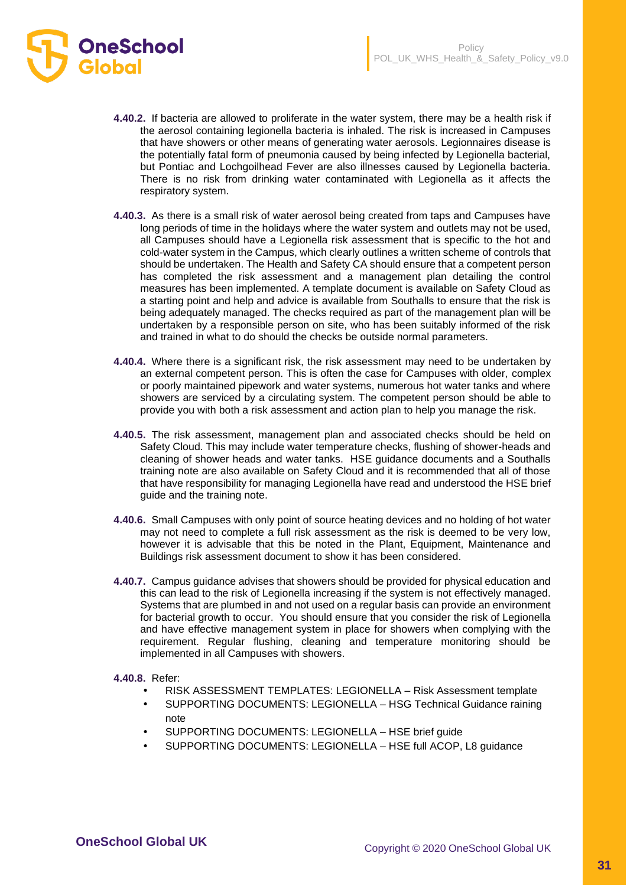**4.40.2.** If bacteria are allowed to proliferate in the water system, there may be a health risk if the aerosol containing legionella bacteria is inhaled. The risk is increased in Campuses that have showers or other means of generating water aerosols. Legionnaires disease is the potentially fatal form of pneumonia caused by being infected by Legionella bacterial, but Pontiac and Lochgoilhead Fever are also illnesses caused by Legionella bacteria. There is no risk from drinking water contaminated with Legionella as it affects the respiratory system.

**4.40.3.** As there is a small risk of water aerosol being created from taps and Campuses have long periods of time in the holidays where the water system and outlets may not be used, all Campuses should have a Legionella risk assessment that is specific to the hot and cold-water system in the Campus, which clearly outlines a written scheme of controls that should be undertaken. The Health and Safety CA should ensure that a competent person has completed the risk assessment and a management plan detailing the control measures has been implemented. A template document is available on Safety Cloud as a starting point and help and advice is available from Southalls to ensure that the risk is being adequately managed. The checks required as part of the management plan will be undertaken by a responsible person on site, who has been suitably informed of the risk and trained in what to do should the checks be outside normal parameters.

**4.40.4.** Where there is a significant risk, the risk assessment may need to be undertaken by an external competent person. This is often the case for Campuses with older, complex or poorly maintained pipework and water systems, numerous hot water tanks and where showers are serviced by a circulating system. The competent person should be able to provide you with both a risk assessment and action plan to help you manage the risk.

**4.40.5.** The risk assessment, management plan and associated checks should be held on Safety Cloud. This may include water temperature checks, flushing of shower-heads and cleaning of shower heads and water tanks. HSE guidance documents and a Southalls training note are also available on Safety Cloud and it is recommended that all of those that have responsibility for managing Legionella have read and understood the HSE brief guide and the training note.

**4.40.6.** Small Campuses with only point of source heating devices and no holding of hot water may not need to complete a full risk assessment as the risk is deemed to be very low, however it is advisable that this be noted in the Plant, Equipment, Maintenance and Buildings risk assessment document to show it has been considered.

**4.40.7.** Campus guidance advises that showers should be provided for physical education and this can lead to the risk of Legionella increasing if the system is not effectively managed. Systems that are plumbed in and not used on a regular basis can provide an environment for bacterial growth to occur. You should ensure that you consider the risk of Legionella and have effective management system in place for showers when complying with the requirement. Regular flushing, cleaning and temperature monitoring should be implemented in all Campuses with showers.

**4.40.8.** Refer:

- RISK ASSESSMENT TEMPLATES: LEGIONELLA – Risk Assessment template
- SUPPORTING DOCUMENTS: LEGIONELLA – HSG Technical Guidance raining note
- SUPPORTING DOCUMENTS: LEGIONELLA – HSE brief guide
- SUPPORTING DOCUMENTS: LEGIONELLA – HSE full ACOP, L8 guidance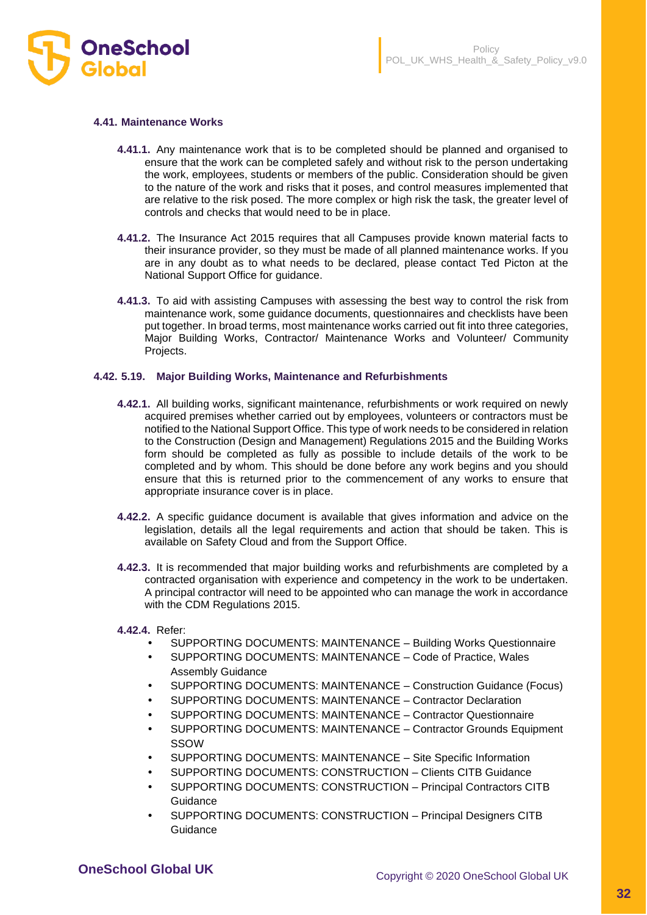### 4.41. Maintenance Works

**4.41.1.** Any maintenance work that is to be completed should be planned and organised to ensure that the work can be completed safely and without risk to the person undertaking the work, employees, students or members of the public. Consideration should be given to the nature of the work and risks that it poses, and control measures implemented that are relative to the risk posed. The more complex or high risk the task, the greater level of controls and checks that would need to be in place.

**4.41.2.** The Insurance Act 2015 requires that all Campuses provide known material facts to their insurance provider, so they must be made of all planned maintenance works. If you are in any doubt as to what needs to be declared, please contact Ted Picton at the National Support Office for guidance.

**4.41.3.** To aid with assisting Campuses with assessing the best way to control the risk from maintenance work, some guidance documents, questionnaires and checklists have been put together. In broad terms, most maintenance works carried out fit into three categories, Major Building Works, Contractor/ Maintenance Works and Volunteer/ Community Projects.

### 4.42. 5.19. Major Building Works, Maintenance and Refurbishments

**4.42.1.** All building works, significant maintenance, refurbishments or work required on newly acquired premises whether carried out by employees, volunteers or contractors must be notified to the National Support Office. This type of work needs to be considered in relation to the Construction (Design and Management) Regulations 2015 and the Building Works form should be completed as fully as possible to include details of the work to be completed and by whom. This should be done before any work begins and you should ensure that this is returned prior to the commencement of any works to ensure that appropriate insurance cover is in place.

**4.42.2.** A specific guidance document is available that gives information and advice on the legislation, details all the legal requirements and action that should be taken. This is available on Safety Cloud and from the Support Office.

**4.42.3.** It is recommended that major building works and refurbishments are completed by a contracted organisation with experience and competency in the work to be undertaken. A principal contractor will need to be appointed who can manage the work in accordance with the CDM Regulations 2015.

**4.42.4.** Refer:

- SUPPORTING DOCUMENTS: MAINTENANCE – Building Works Questionnaire
- SUPPORTING DOCUMENTS: MAINTENANCE – Code of Practice, Wales Assembly Guidance
- SUPPORTING DOCUMENTS: MAINTENANCE – Construction Guidance (Focus)
- SUPPORTING DOCUMENTS: MAINTENANCE – Contractor Declaration
- SUPPORTING DOCUMENTS: MAINTENANCE – Contractor Questionnaire
- SUPPORTING DOCUMENTS: MAINTENANCE – Contractor Grounds Equipment SSOW
- SUPPORTING DOCUMENTS: MAINTENANCE – Site Specific Information
- SUPPORTING DOCUMENTS: CONSTRUCTION – Clients CITB Guidance
- SUPPORTING DOCUMENTS: CONSTRUCTION – Principal Contractors CITB Guidance
- SUPPORTING DOCUMENTS: CONSTRUCTION – Principal Designers CITB Guidance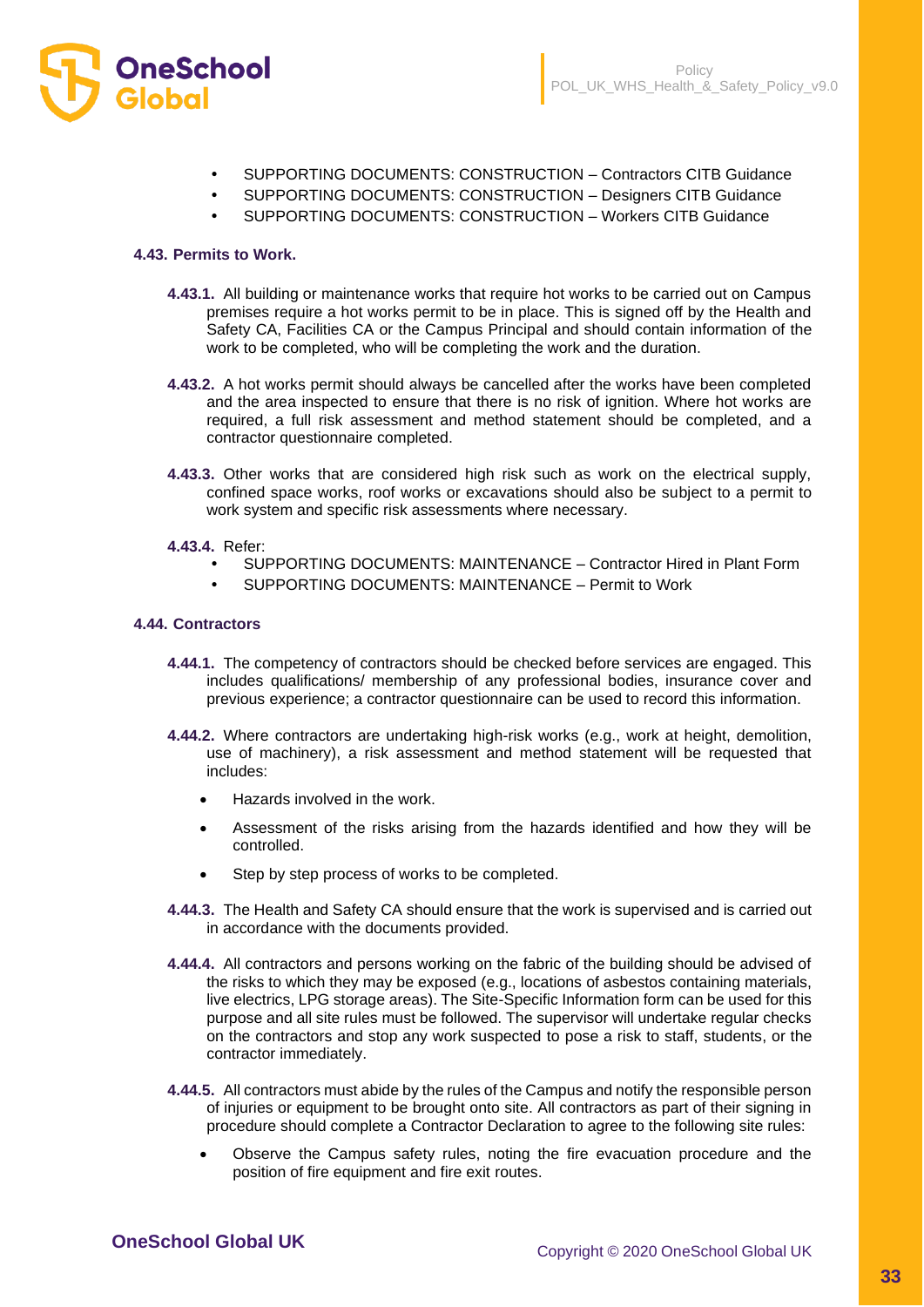- SUPPORTING DOCUMENTS: CONSTRUCTION – Contractors CITB Guidance
- SUPPORTING DOCUMENTS: CONSTRUCTION – Designers CITB Guidance
- SUPPORTING DOCUMENTS: CONSTRUCTION – Workers CITB Guidance

### 4.43. Permits to Work.

**4.43.1.** All building or maintenance works that require hot works to be carried out on Campus premises require a hot works permit to be in place. This is signed off by the Health and Safety CA, Facilities CA or the Campus Principal and should contain information of the work to be completed, who will be completing the work and the duration.

**4.43.2.** A hot works permit should always be cancelled after the works have been completed and the area inspected to ensure that there is no risk of ignition. Where hot works are required, a full risk assessment and method statement should be completed, and a contractor questionnaire completed.

**4.43.3.** Other works that are considered high risk such as work on the electrical supply, confined space works, roof works or excavations should also be subject to a permit to work system and specific risk assessments where necessary.

**4.43.4.** Refer:

- SUPPORTING DOCUMENTS: MAINTENANCE – Contractor Hired in Plant Form
- SUPPORTING DOCUMENTS: MAINTENANCE – Permit to Work

### 4.44. Contractors

**4.44.1.** The competency of contractors should be checked before services are engaged. This includes qualifications/ membership of any professional bodies, insurance cover and previous experience; a contractor questionnaire can be used to record this information.

**4.44.2.** Where contractors are undertaking high-risk works (e.g., work at height, demolition, use of machinery), a risk assessment and method statement will be requested that includes:

- Hazards involved in the work.
- Assessment of the risks arising from the hazards identified and how they will be controlled.
- Step by step process of works to be completed.

**4.44.3.** The Health and Safety CA should ensure that the work is supervised and is carried out in accordance with the documents provided.

**4.44.4.** All contractors and persons working on the fabric of the building should be advised of the risks to which they may be exposed (e.g., locations of asbestos containing materials, live electrics, LPG storage areas). The Site-Specific Information form can be used for this purpose and all site rules must be followed. The supervisor will undertake regular checks on the contractors and stop any work suspected to pose a risk to staff, students, or the contractor immediately.

**4.44.5.** All contractors must abide by the rules of the Campus and notify the responsible person of injuries or equipment to be brought onto site. All contractors as part of their signing in procedure should complete a Contractor Declaration to agree to the following site rules:

- Observe the Campus safety rules, noting the fire evacuation procedure and the position of fire equipment and fire exit routes.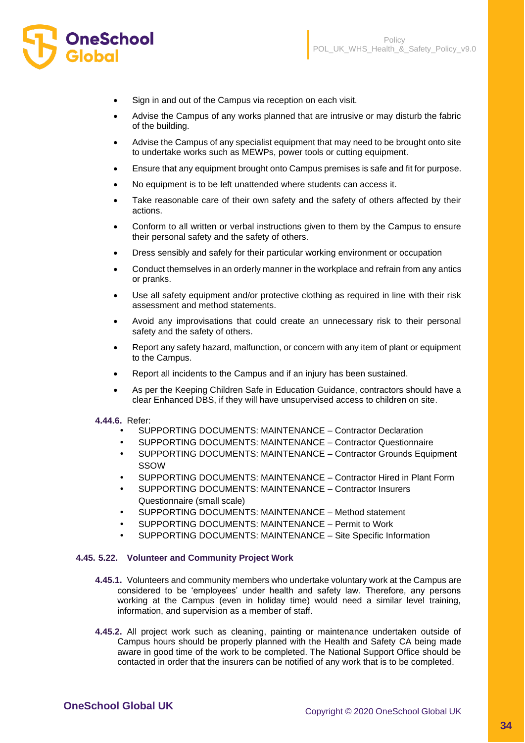- Sign in and out of the Campus via reception on each visit.
- Advise the Campus of any works planned that are intrusive or may disturb the fabric of the building.
- Advise the Campus of any specialist equipment that may need to be brought onto site to undertake works such as MEWPs, power tools or cutting equipment.
- Ensure that any equipment brought onto Campus premises is safe and fit for purpose.
- No equipment is to be left unattended where students can access it.
- Take reasonable care of their own safety and the safety of others affected by their actions.
- Conform to all written or verbal instructions given to them by the Campus to ensure their personal safety and the safety of others.
- Dress sensibly and safely for their particular working environment or occupation
- Conduct themselves in an orderly manner in the workplace and refrain from any antics or pranks.
- Use all safety equipment and/or protective clothing as required in line with their risk assessment and method statements.
- Avoid any improvisations that could create an unnecessary risk to their personal safety and the safety of others.
- Report any safety hazard, malfunction, or concern with any item of plant or equipment to the Campus.
- Report all incidents to the Campus and if an injury has been sustained.
- As per the Keeping Children Safe in Education Guidance, contractors should have a clear Enhanced DBS, if they will have unsupervised access to children on site.

**4.44.6.** Refer:

- SUPPORTING DOCUMENTS: MAINTENANCE – Contractor Declaration
- SUPPORTING DOCUMENTS: MAINTENANCE – Contractor Questionnaire
- SUPPORTING DOCUMENTS: MAINTENANCE – Contractor Grounds Equipment SSOW
- SUPPORTING DOCUMENTS: MAINTENANCE – Contractor Hired in Plant Form
- SUPPORTING DOCUMENTS: MAINTENANCE – Contractor Insurers Questionnaire (small scale)
- SUPPORTING DOCUMENTS: MAINTENANCE – Method statement
- SUPPORTING DOCUMENTS: MAINTENANCE – Permit to Work
- SUPPORTING DOCUMENTS: MAINTENANCE – Site Specific Information

### 4.45. 5.22. Volunteer and Community Project Work

**4.45.1.** Volunteers and community members who undertake voluntary work at the Campus are considered to be 'employees' under health and safety law. Therefore, any persons working at the Campus (even in holiday time) would need a similar level training, information, and supervision as a member of staff.

**4.45.2.** All project work such as cleaning, painting or maintenance undertaken outside of Campus hours should be properly planned with the Health and Safety CA being made aware in good time of the work to be completed. The National Support Office should be contacted in order that the insurers can be notified of any work that is to be completed.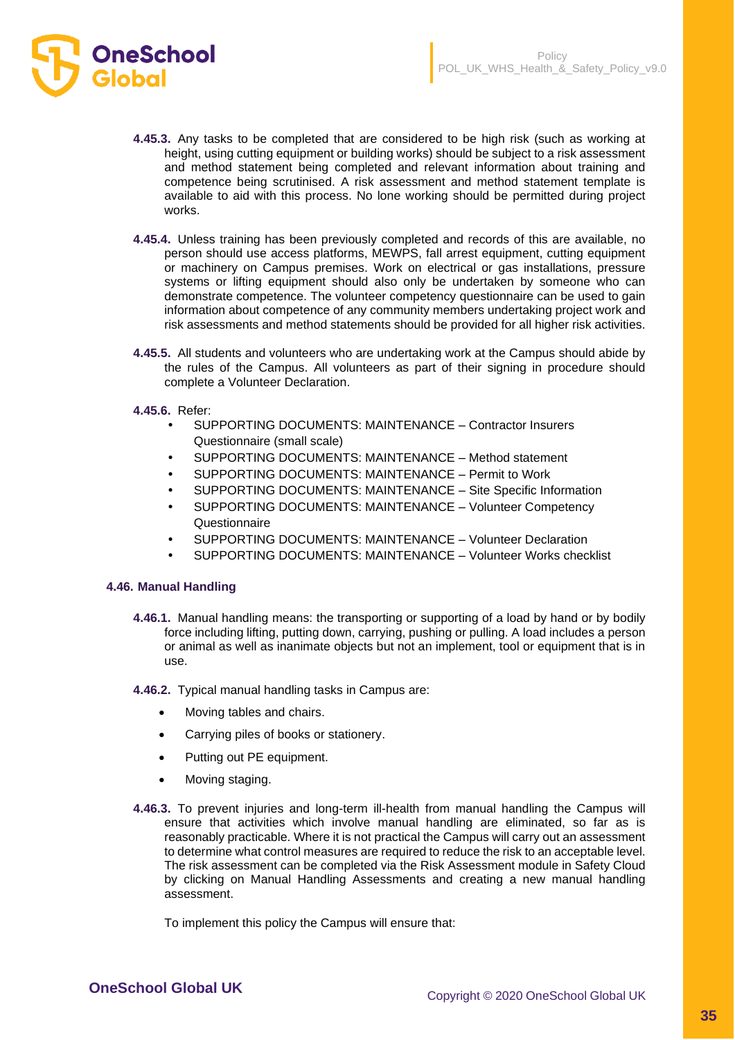**4.45.3.** Any tasks to be completed that are considered to be high risk (such as working at height, using cutting equipment or building works) should be subject to a risk assessment and method statement being completed and relevant information about training and competence being scrutinised. A risk assessment and method statement template is available to aid with this process. No lone working should be permitted during project works.

**4.45.4.** Unless training has been previously completed and records of this are available, no person should use access platforms, MEWPS, fall arrest equipment, cutting equipment or machinery on Campus premises. Work on electrical or gas installations, pressure systems or lifting equipment should also only be undertaken by someone who can demonstrate competence. The volunteer competency questionnaire can be used to gain information about competence of any community members undertaking project work and risk assessments and method statements should be provided for all higher risk activities.

**4.45.5.** All students and volunteers who are undertaking work at the Campus should abide by the rules of the Campus. All volunteers as part of their signing in procedure should complete a Volunteer Declaration.

**4.45.6.** Refer:

- SUPPORTING DOCUMENTS: MAINTENANCE – Contractor Insurers Questionnaire (small scale)
- SUPPORTING DOCUMENTS: MAINTENANCE – Method statement
- SUPPORTING DOCUMENTS: MAINTENANCE – Permit to Work
- SUPPORTING DOCUMENTS: MAINTENANCE – Site Specific Information
- SUPPORTING DOCUMENTS: MAINTENANCE – Volunteer Competency Questionnaire
- SUPPORTING DOCUMENTS: MAINTENANCE – Volunteer Declaration
- SUPPORTING DOCUMENTS: MAINTENANCE – Volunteer Works checklist

### 4.46. Manual Handling

**4.46.1.** Manual handling means: the transporting or supporting of a load by hand or by bodily force including lifting, putting down, carrying, pushing or pulling. A load includes a person or animal as well as inanimate objects but not an implement, tool or equipment that is in use.

**4.46.2.** Typical manual handling tasks in Campus are:

- Moving tables and chairs.
- Carrying piles of books or stationery.
- Putting out PE equipment.
- Moving staging.

**4.46.3.** To prevent injuries and long-term ill-health from manual handling the Campus will ensure that activities which involve manual handling are eliminated, so far as is reasonably practicable. Where it is not practical the Campus will carry out an assessment to determine what control measures are required to reduce the risk to an acceptable level. The risk assessment can be completed via the Risk Assessment module in Safety Cloud by clicking on Manual Handling Assessments and creating a new manual handling assessment.

To implement this policy the Campus will ensure that: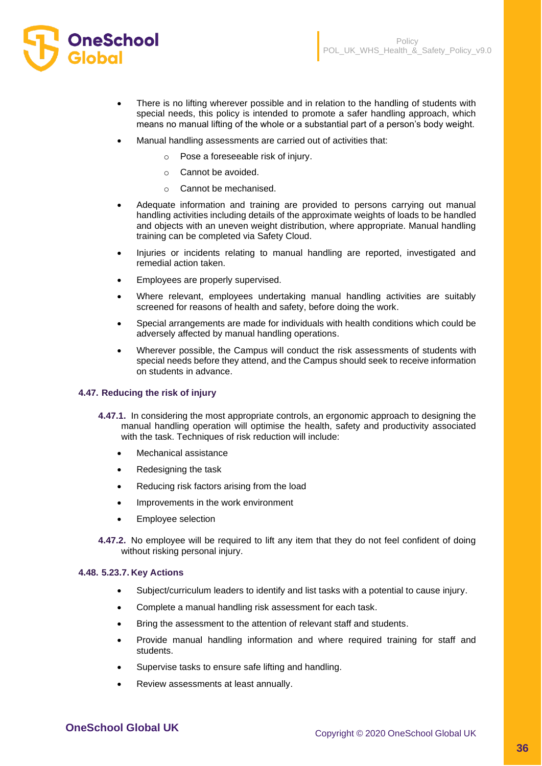- There is no lifting wherever possible and in relation to the handling of students with special needs, this policy is intended to promote a safer handling approach, which means no manual lifting of the whole or a substantial part of a person's body weight.
- Manual handling assessments are carried out of activities that:
  - Pose a foreseeable risk of injury.
  - Cannot be avoided.
  - Cannot be mechanised.
- Adequate information and training are provided to persons carrying out manual handling activities including details of the approximate weights of loads to be handled and objects with an uneven weight distribution, where appropriate. Manual handling training can be completed via Safety Cloud.
- Injuries or incidents relating to manual handling are reported, investigated and remedial action taken.
- Employees are properly supervised.
- Where relevant, employees undertaking manual handling activities are suitably screened for reasons of health and safety, before doing the work.
- Special arrangements are made for individuals with health conditions which could be adversely affected by manual handling operations.
- Wherever possible, the Campus will conduct the risk assessments of students with special needs before they attend, and the Campus should seek to receive information on students in advance.

### 4.47. Reducing the risk of injury

**4.47.1.** In considering the most appropriate controls, an ergonomic approach to designing the manual handling operation will optimise the health, safety and productivity associated with the task. Techniques of risk reduction will include:

- Mechanical assistance
- Redesigning the task
- Reducing risk factors arising from the load
- Improvements in the work environment
- Employee selection

**4.47.2.** No employee will be required to lift any item that they do not feel confident of doing without risking personal injury.

### 4.48. 5.23.7. Key Actions

- Subject/curriculum leaders to identify and list tasks with a potential to cause injury.
- Complete a manual handling risk assessment for each task.
- Bring the assessment to the attention of relevant staff and students.
- Provide manual handling information and where required training for staff and students.
- Supervise tasks to ensure safe lifting and handling.
- Review assessments at least annually.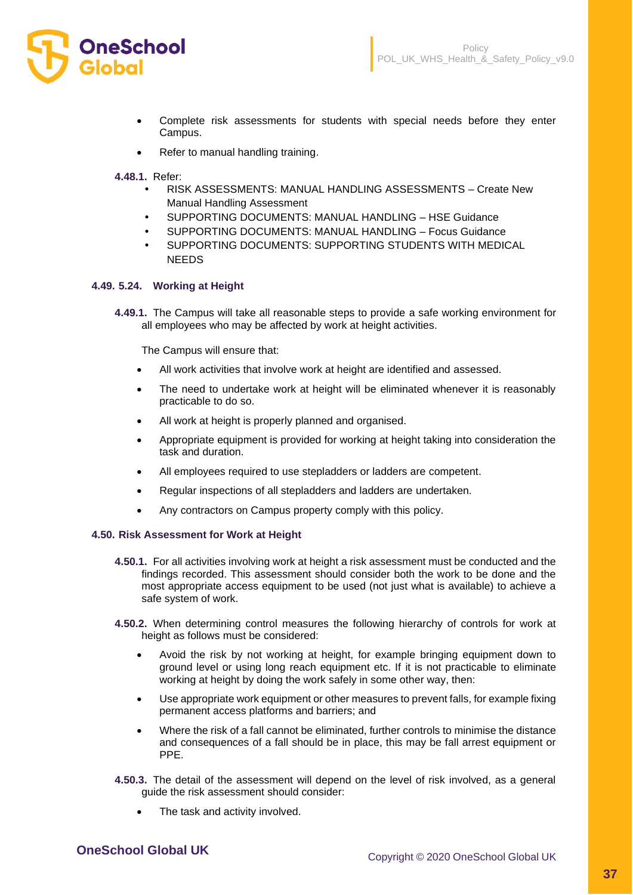- Complete risk assessments for students with special needs before they enter Campus.
- Refer to manual handling training.

**4.48.1.** Refer:

- RISK ASSESSMENTS: MANUAL HANDLING ASSESSMENTS – Create New Manual Handling Assessment
- SUPPORTING DOCUMENTS: MANUAL HANDLING – HSE Guidance
- SUPPORTING DOCUMENTS: MANUAL HANDLING – Focus Guidance
- SUPPORTING DOCUMENTS: SUPPORTING STUDENTS WITH MEDICAL NEEDS

### 4.49. 5.24. Working at Height

**4.49.1.** The Campus will take all reasonable steps to provide a safe working environment for all employees who may be affected by work at height activities.

The Campus will ensure that:

- All work activities that involve work at height are identified and assessed.
- The need to undertake work at height will be eliminated whenever it is reasonably practicable to do so.
- All work at height is properly planned and organised.
- Appropriate equipment is provided for working at height taking into consideration the task and duration.
- All employees required to use stepladders or ladders are competent.
- Regular inspections of all stepladders and ladders are undertaken.
- Any contractors on Campus property comply with this policy.

### 4.50. Risk Assessment for Work at Height

**4.50.1.** For all activities involving work at height a risk assessment must be conducted and the findings recorded. This assessment should consider both the work to be done and the most appropriate access equipment to be used (not just what is available) to achieve a safe system of work.

**4.50.2.** When determining control measures the following hierarchy of controls for work at height as follows must be considered:

- Avoid the risk by not working at height, for example bringing equipment down to ground level or using long reach equipment etc. If it is not practicable to eliminate working at height by doing the work safely in some other way, then:
- Use appropriate work equipment or other measures to prevent falls, for example fixing permanent access platforms and barriers; and
- Where the risk of a fall cannot be eliminated, further controls to minimise the distance and consequences of a fall should be in place, this may be fall arrest equipment or PPE.

**4.50.3.** The detail of the assessment will depend on the level of risk involved, as a general guide the risk assessment should consider:

- The task and activity involved.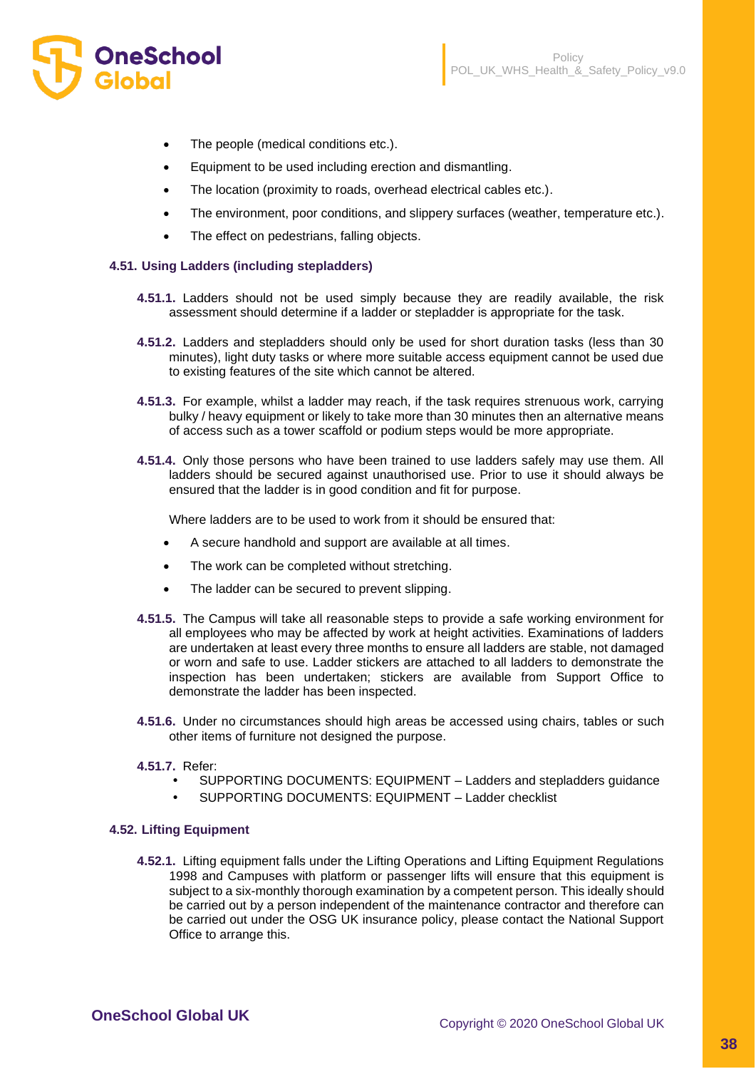- The people (medical conditions etc.).
- Equipment to be used including erection and dismantling.
- The location (proximity to roads, overhead electrical cables etc.).
- The environment, poor conditions, and slippery surfaces (weather, temperature etc.).
- The effect on pedestrians, falling objects.

### 4.51. Using Ladders (including stepladders)

**4.51.1.** Ladders should not be used simply because they are readily available, the risk assessment should determine if a ladder or stepladder is appropriate for the task.

**4.51.2.** Ladders and stepladders should only be used for short duration tasks (less than 30 minutes), light duty tasks or where more suitable access equipment cannot be used due to existing features of the site which cannot be altered.

**4.51.3.** For example, whilst a ladder may reach, if the task requires strenuous work, carrying bulky / heavy equipment or likely to take more than 30 minutes then an alternative means of access such as a tower scaffold or podium steps would be more appropriate.

**4.51.4.** Only those persons who have been trained to use ladders safely may use them. All ladders should be secured against unauthorised use. Prior to use it should always be ensured that the ladder is in good condition and fit for purpose.

Where ladders are to be used to work from it should be ensured that:

- A secure handhold and support are available at all times.
- The work can be completed without stretching.
- The ladder can be secured to prevent slipping.

**4.51.5.** The Campus will take all reasonable steps to provide a safe working environment for all employees who may be affected by work at height activities. Examinations of ladders are undertaken at least every three months to ensure all ladders are stable, not damaged or worn and safe to use. Ladder stickers are attached to all ladders to demonstrate the inspection has been undertaken; stickers are available from Support Office to demonstrate the ladder has been inspected.

**4.51.6.** Under no circumstances should high areas be accessed using chairs, tables or such other items of furniture not designed the purpose.

**4.51.7.** Refer:

- SUPPORTING DOCUMENTS: EQUIPMENT – Ladders and stepladders guidance
- SUPPORTING DOCUMENTS: EQUIPMENT – Ladder checklist

### 4.52. Lifting Equipment

**4.52.1.** Lifting equipment falls under the Lifting Operations and Lifting Equipment Regulations 1998 and Campuses with platform or passenger lifts will ensure that this equipment is subject to a six-monthly thorough examination by a competent person. This ideally should be carried out by a person independent of the maintenance contractor and therefore can be carried out under the OSG UK insurance policy, please contact the National Support Office to arrange this.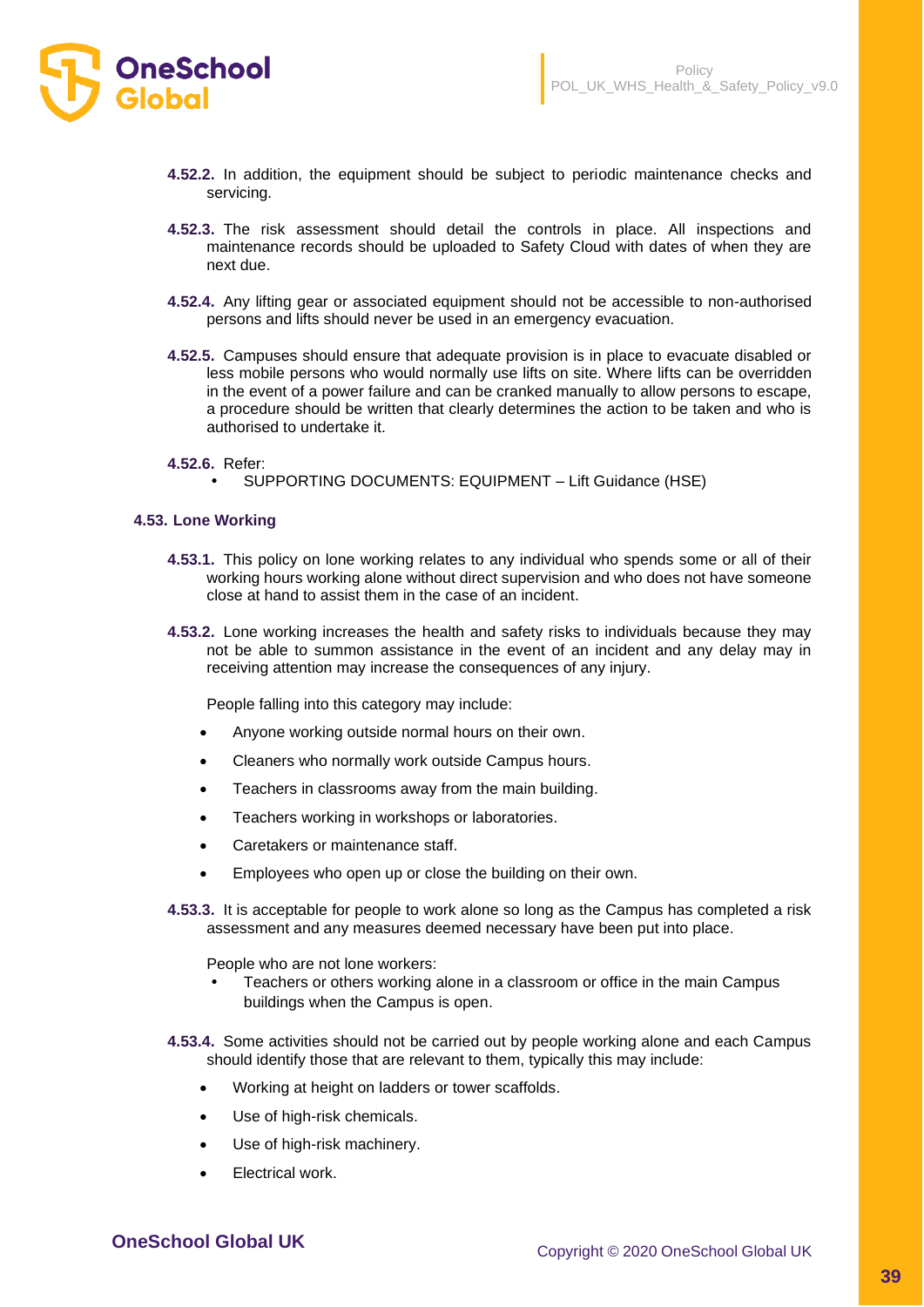**4.52.2.** In addition, the equipment should be subject to periodic maintenance checks and servicing.

**4.52.3.** The risk assessment should detail the controls in place. All inspections and maintenance records should be uploaded to Safety Cloud with dates of when they are next due.

**4.52.4.** Any lifting gear or associated equipment should not be accessible to non-authorised persons and lifts should never be used in an emergency evacuation.

**4.52.5.** Campuses should ensure that adequate provision is in place to evacuate disabled or less mobile persons who would normally use lifts on site. Where lifts can be overridden in the event of a power failure and can be cranked manually to allow persons to escape, a procedure should be written that clearly determines the action to be taken and who is authorised to undertake it.

**4.52.6.** Refer:

- SUPPORTING DOCUMENTS: EQUIPMENT – Lift Guidance (HSE)

### 4.53. Lone Working

**4.53.1.** This policy on lone working relates to any individual who spends some or all of their working hours working alone without direct supervision and who does not have someone close at hand to assist them in the case of an incident.

**4.53.2.** Lone working increases the health and safety risks to individuals because they may not be able to summon assistance in the event of an incident and any delay may in receiving attention may increase the consequences of any injury.

People falling into this category may include:

- Anyone working outside normal hours on their own.
- Cleaners who normally work outside Campus hours.
- Teachers in classrooms away from the main building.
- Teachers working in workshops or laboratories.
- Caretakers or maintenance staff.
- Employees who open up or close the building on their own.

**4.53.3.** It is acceptable for people to work alone so long as the Campus has completed a risk assessment and any measures deemed necessary have been put into place.

People who are not lone workers:

- Teachers or others working alone in a classroom or office in the main Campus buildings when the Campus is open.

**4.53.4.** Some activities should not be carried out by people working alone and each Campus should identify those that are relevant to them, typically this may include:

- Working at height on ladders or tower scaffolds.
- Use of high-risk chemicals.
- Use of high-risk machinery.
- Electrical work.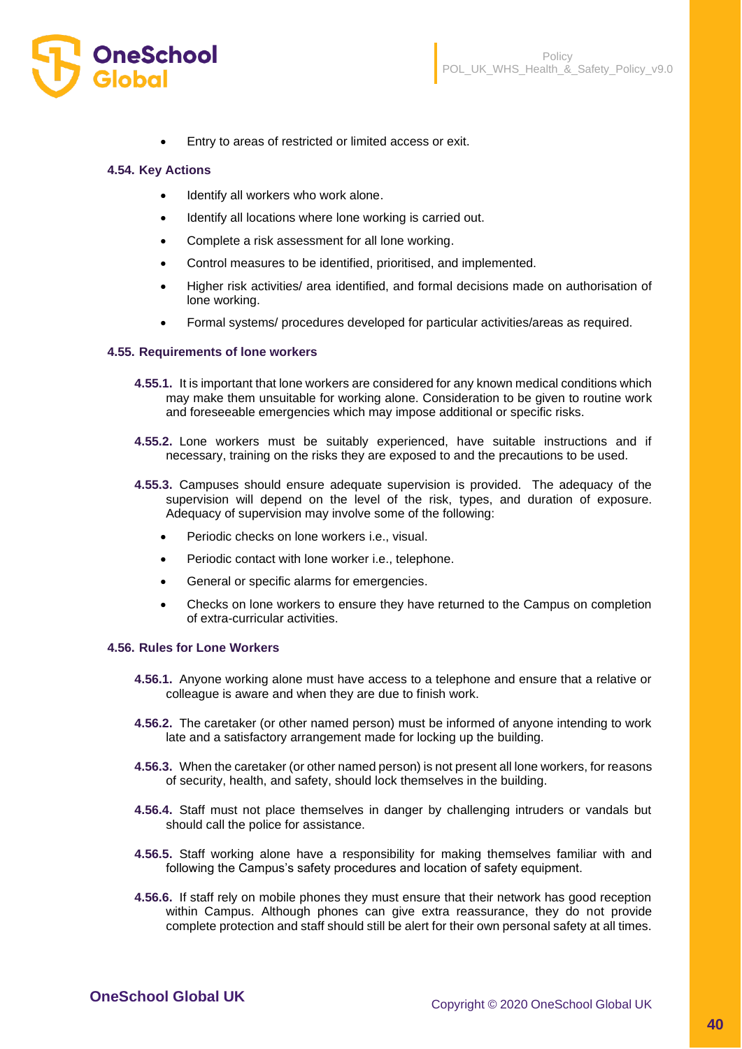- Entry to areas of restricted or limited access or exit.

### 4.54. Key Actions

- Identify all workers who work alone.
- Identify all locations where lone working is carried out.
- Complete a risk assessment for all lone working.
- Control measures to be identified, prioritised, and implemented.
- Higher risk activities/ area identified, and formal decisions made on authorisation of lone working.
- Formal systems/ procedures developed for particular activities/areas as required.

### 4.55. Requirements of lone workers

**4.55.1.** It is important that lone workers are considered for any known medical conditions which may make them unsuitable for working alone. Consideration to be given to routine work and foreseeable emergencies which may impose additional or specific risks.

**4.55.2.** Lone workers must be suitably experienced, have suitable instructions and if necessary, training on the risks they are exposed to and the precautions to be used.

**4.55.3.** Campuses should ensure adequate supervision is provided. The adequacy of the supervision will depend on the level of the risk, types, and duration of exposure. Adequacy of supervision may involve some of the following:

- Periodic checks on lone workers i.e., visual.
- Periodic contact with lone worker i.e., telephone.
- General or specific alarms for emergencies.
- Checks on lone workers to ensure they have returned to the Campus on completion of extra-curricular activities.

### 4.56. Rules for Lone Workers

**4.56.1.** Anyone working alone must have access to a telephone and ensure that a relative or colleague is aware and when they are due to finish work.

**4.56.2.** The caretaker (or other named person) must be informed of anyone intending to work late and a satisfactory arrangement made for locking up the building.

**4.56.3.** When the caretaker (or other named person) is not present all lone workers, for reasons of security, health, and safety, should lock themselves in the building.

**4.56.4.** Staff must not place themselves in danger by challenging intruders or vandals but should call the police for assistance.

**4.56.5.** Staff working alone have a responsibility for making themselves familiar with and following the Campus's safety procedures and location of safety equipment.

**4.56.6.** If staff rely on mobile phones they must ensure that their network has good reception within Campus. Although phones can give extra reassurance, they do not provide complete protection and staff should still be alert for their own personal safety at all times.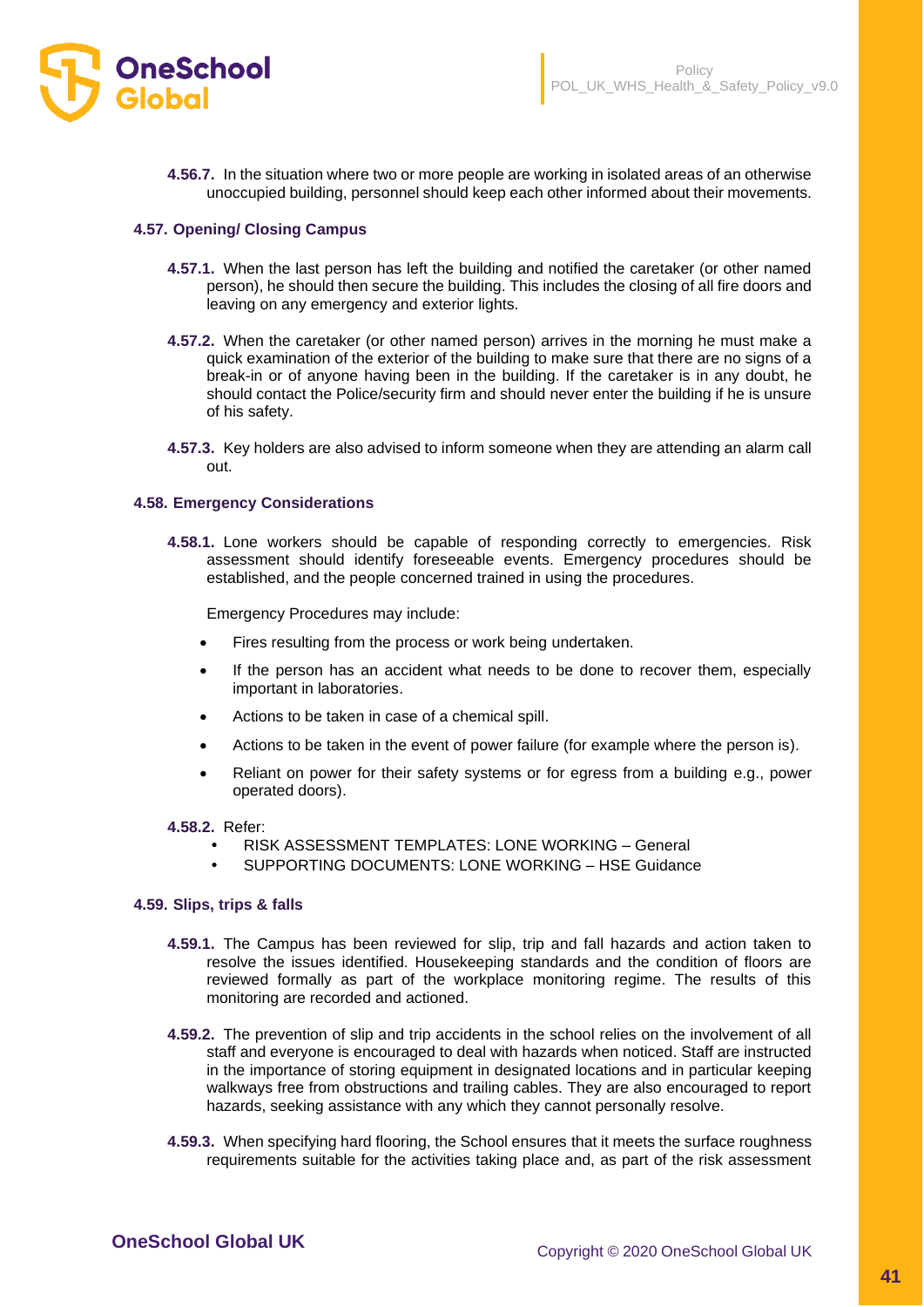**4.56.7.** In the situation where two or more people are working in isolated areas of an otherwise unoccupied building, personnel should keep each other informed about their movements.

### 4.57. Opening/ Closing Campus

**4.57.1.** When the last person has left the building and notified the caretaker (or other named person), he should then secure the building. This includes the closing of all fire doors and leaving on any emergency and exterior lights.

**4.57.2.** When the caretaker (or other named person) arrives in the morning he must make a quick examination of the exterior of the building to make sure that there are no signs of a break-in or of anyone having been in the building. If the caretaker is in any doubt, he should contact the Police/security firm and should never enter the building if he is unsure of his safety.

**4.57.3.** Key holders are also advised to inform someone when they are attending an alarm call out.

### 4.58. Emergency Considerations

**4.58.1.** Lone workers should be capable of responding correctly to emergencies. Risk assessment should identify foreseeable events. Emergency procedures should be established, and the people concerned trained in using the procedures.

Emergency Procedures may include:

- Fires resulting from the process or work being undertaken.
- If the person has an accident what needs to be done to recover them, especially important in laboratories.
- Actions to be taken in case of a chemical spill.
- Actions to be taken in the event of power failure (for example where the person is).
- Reliant on power for their safety systems or for egress from a building e.g., power operated doors).

**4.58.2.** Refer:

- RISK ASSESSMENT TEMPLATES: LONE WORKING – General
- SUPPORTING DOCUMENTS: LONE WORKING – HSE Guidance

### 4.59. Slips, trips & falls

**4.59.1.** The Campus has been reviewed for slip, trip and fall hazards and action taken to resolve the issues identified. Housekeeping standards and the condition of floors are reviewed formally as part of the workplace monitoring regime. The results of this monitoring are recorded and actioned.

**4.59.2.** The prevention of slip and trip accidents in the school relies on the involvement of all staff and everyone is encouraged to deal with hazards when noticed. Staff are instructed in the importance of storing equipment in designated locations and in particular keeping walkways free from obstructions and trailing cables. They are also encouraged to report hazards, seeking assistance with any which they cannot personally resolve.

**4.59.3.** When specifying hard flooring, the School ensures that it meets the surface roughness requirements suitable for the activities taking place and, as part of the risk assessment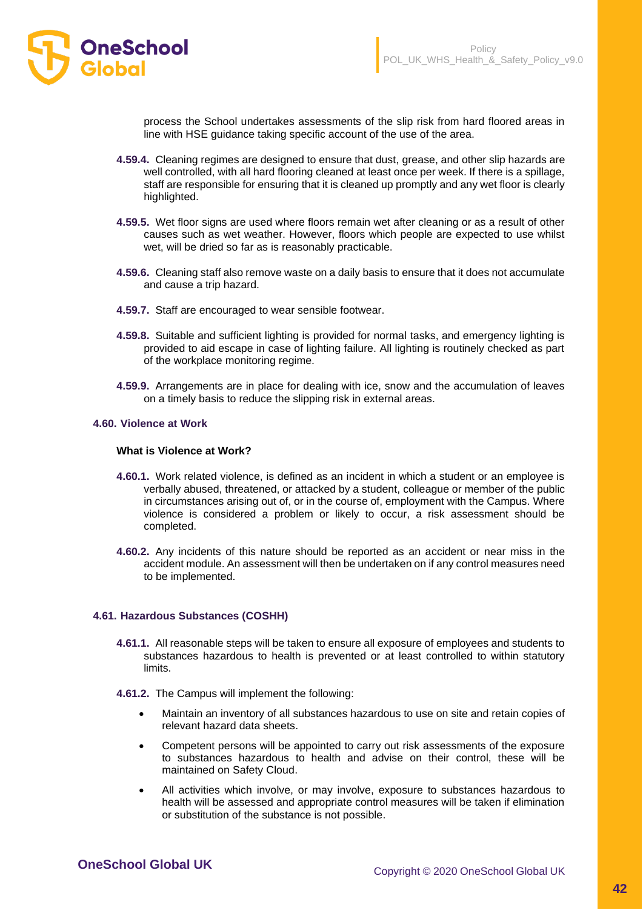process the School undertakes assessments of the slip risk from hard floored areas in line with HSE guidance taking specific account of the use of the area.

**4.59.4.** Cleaning regimes are designed to ensure that dust, grease, and other slip hazards are well controlled, with all hard flooring cleaned at least once per week. If there is a spillage, staff are responsible for ensuring that it is cleaned up promptly and any wet floor is clearly highlighted.

**4.59.5.** Wet floor signs are used where floors remain wet after cleaning or as a result of other causes such as wet weather. However, floors which people are expected to use whilst wet, will be dried so far as is reasonably practicable.

**4.59.6.** Cleaning staff also remove waste on a daily basis to ensure that it does not accumulate and cause a trip hazard.

**4.59.7.** Staff are encouraged to wear sensible footwear.

**4.59.8.** Suitable and sufficient lighting is provided for normal tasks, and emergency lighting is provided to aid escape in case of lighting failure. All lighting is routinely checked as part of the workplace monitoring regime.

**4.59.9.** Arrangements are in place for dealing with ice, snow and the accumulation of leaves on a timely basis to reduce the slipping risk in external areas.

### 4.60. Violence at Work

**What is Violence at Work?**

**4.60.1.** Work related violence, is defined as an incident in which a student or an employee is verbally abused, threatened, or attacked by a student, colleague or member of the public in circumstances arising out of, or in the course of, employment with the Campus. Where violence is considered a problem or likely to occur, a risk assessment should be completed.

**4.60.2.** Any incidents of this nature should be reported as an accident or near miss in the accident module. An assessment will then be undertaken on if any control measures need to be implemented.

### 4.61. Hazardous Substances (COSHH)

**4.61.1.** All reasonable steps will be taken to ensure all exposure of employees and students to substances hazardous to health is prevented or at least controlled to within statutory limits.

**4.61.2.** The Campus will implement the following:

- Maintain an inventory of all substances hazardous to use on site and retain copies of relevant hazard data sheets.
- Competent persons will be appointed to carry out risk assessments of the exposure to substances hazardous to health and advise on their control, these will be maintained on Safety Cloud.
- All activities which involve, or may involve, exposure to substances hazardous to health will be assessed and appropriate control measures will be taken if elimination or substitution of the substance is not possible.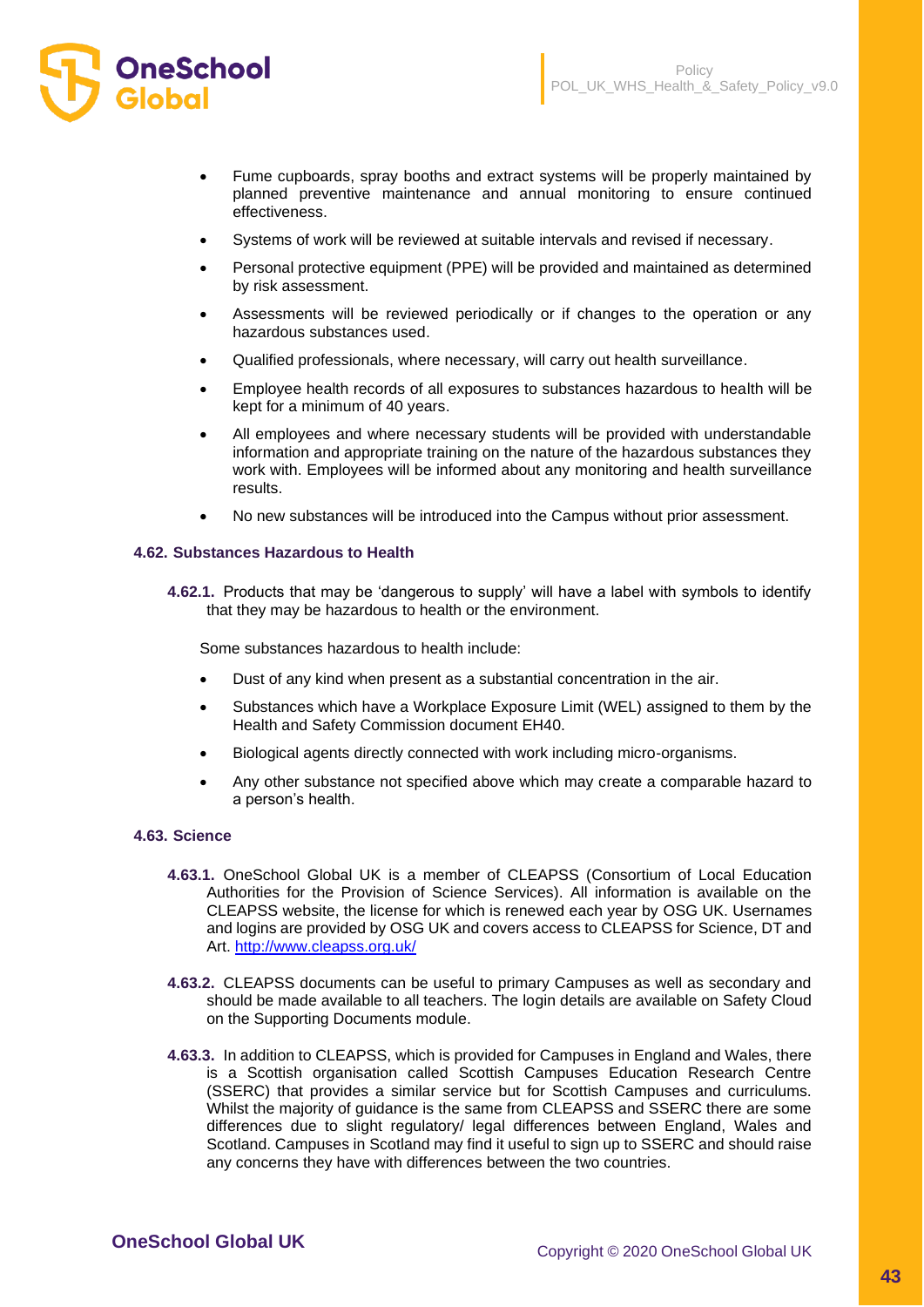- Fume cupboards, spray booths and extract systems will be properly maintained by planned preventive maintenance and annual monitoring to ensure continued effectiveness.
- Systems of work will be reviewed at suitable intervals and revised if necessary.
- Personal protective equipment (PPE) will be provided and maintained as determined by risk assessment.
- Assessments will be reviewed periodically or if changes to the operation or any hazardous substances used.
- Qualified professionals, where necessary, will carry out health surveillance.
- Employee health records of all exposures to substances hazardous to health will be kept for a minimum of 40 years.
- All employees and where necessary students will be provided with understandable information and appropriate training on the nature of the hazardous substances they work with. Employees will be informed about any monitoring and health surveillance results.
- No new substances will be introduced into the Campus without prior assessment.

### 4.62. Substances Hazardous to Health

**4.62.1.** Products that may be 'dangerous to supply' will have a label with symbols to identify that they may be hazardous to health or the environment.

Some substances hazardous to health include:

- Dust of any kind when present as a substantial concentration in the air.
- Substances which have a Workplace Exposure Limit (WEL) assigned to them by the Health and Safety Commission document EH40.
- Biological agents directly connected with work including micro-organisms.
- Any other substance not specified above which may create a comparable hazard to a person's health.

### 4.63. Science

**4.63.1.** OneSchool Global UK is a member of CLEAPSS (Consortium of Local Education Authorities for the Provision of Science Services). All information is available on the CLEAPSS website, the license for which is renewed each year by OSG UK. Usernames and logins are provided by OSG UK and covers access to CLEAPSS for Science, DT and Art. [http://www.cleapss.org.uk/](http://www.cleapss.org.uk/)

**4.63.2.** CLEAPSS documents can be useful to primary Campuses as well as secondary and should be made available to all teachers. The login details are available on Safety Cloud on the Supporting Documents module.

**4.63.3.** In addition to CLEAPSS, which is provided for Campuses in England and Wales, there is a Scottish organisation called Scottish Campuses Education Research Centre (SSERC) that provides a similar service but for Scottish Campuses and curriculums. Whilst the majority of guidance is the same from CLEAPSS and SSERC there are some differences due to slight regulatory/ legal differences between England, Wales and Scotland. Campuses in Scotland may find it useful to sign up to SSERC and should raise any concerns they have with differences between the two countries.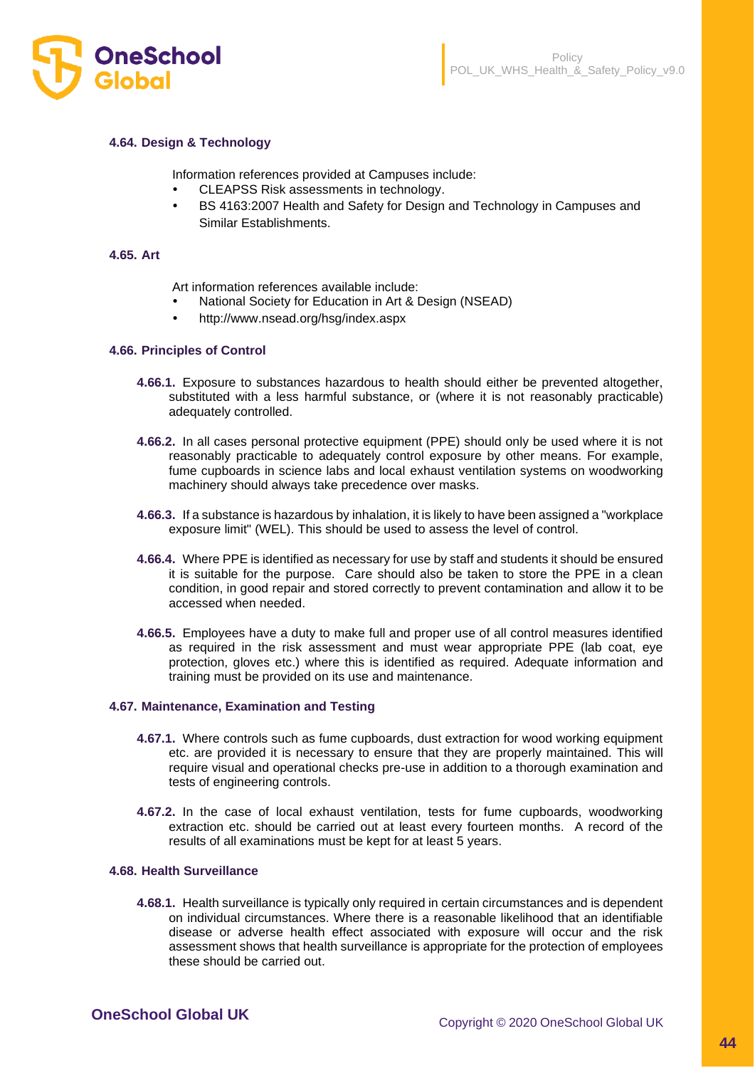### 4.64. Design & Technology

Information references provided at Campuses include:

- CLEAPSS Risk assessments in technology.
- BS 4163:2007 Health and Safety for Design and Technology in Campuses and Similar Establishments.

### 4.65. Art

Art information references available include:

- National Society for Education in Art & Design (NSEAD)
- http://www.nsead.org/hsg/index.aspx

### 4.66. Principles of Control

**4.66.1.** Exposure to substances hazardous to health should either be prevented altogether, substituted with a less harmful substance, or (where it is not reasonably practicable) adequately controlled.

**4.66.2.** In all cases personal protective equipment (PPE) should only be used where it is not reasonably practicable to adequately control exposure by other means. For example, fume cupboards in science labs and local exhaust ventilation systems on woodworking machinery should always take precedence over masks.

**4.66.3.** If a substance is hazardous by inhalation, it is likely to have been assigned a "workplace exposure limit" (WEL). This should be used to assess the level of control.

**4.66.4.** Where PPE is identified as necessary for use by staff and students it should be ensured it is suitable for the purpose. Care should also be taken to store the PPE in a clean condition, in good repair and stored correctly to prevent contamination and allow it to be accessed when needed.

**4.66.5.** Employees have a duty to make full and proper use of all control measures identified as required in the risk assessment and must wear appropriate PPE (lab coat, eye protection, gloves etc.) where this is identified as required. Adequate information and training must be provided on its use and maintenance.

### 4.67. Maintenance, Examination and Testing

**4.67.1.** Where controls such as fume cupboards, dust extraction for wood working equipment etc. are provided it is necessary to ensure that they are properly maintained. This will require visual and operational checks pre-use in addition to a thorough examination and tests of engineering controls.

**4.67.2.** In the case of local exhaust ventilation, tests for fume cupboards, woodworking extraction etc. should be carried out at least every fourteen months. A record of the results of all examinations must be kept for at least 5 years.

### 4.68. Health Surveillance

**4.68.1.** Health surveillance is typically only required in certain circumstances and is dependent on individual circumstances. Where there is a reasonable likelihood that an identifiable disease or adverse health effect associated with exposure will occur and the risk assessment shows that health surveillance is appropriate for the protection of employees these should be carried out.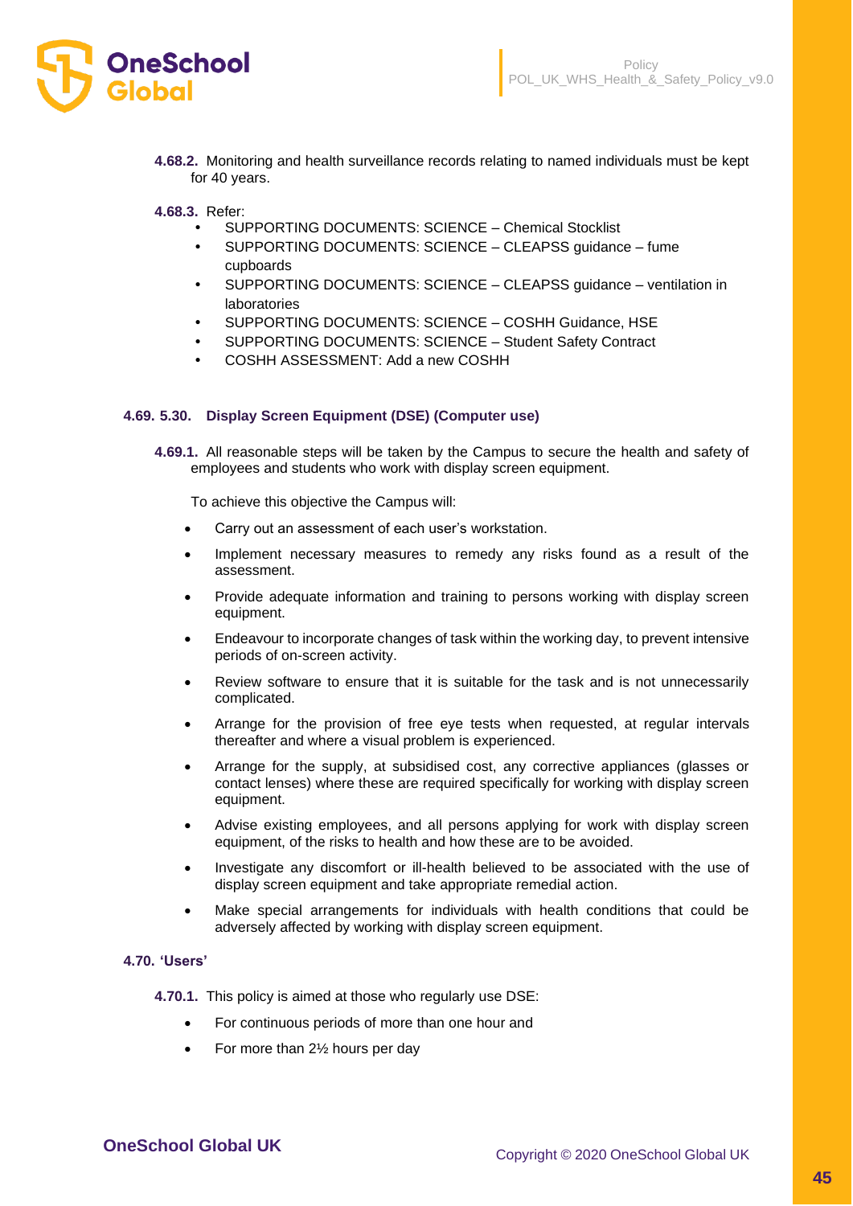**4.68.2.** Monitoring and health surveillance records relating to named individuals must be kept for 40 years.

**4.68.3.** Refer:

- SUPPORTING DOCUMENTS: SCIENCE – Chemical Stocklist
- SUPPORTING DOCUMENTS: SCIENCE – CLEAPSS guidance – fume cupboards
- SUPPORTING DOCUMENTS: SCIENCE – CLEAPSS guidance – ventilation in laboratories
- SUPPORTING DOCUMENTS: SCIENCE – COSHH Guidance, HSE
- SUPPORTING DOCUMENTS: SCIENCE – Student Safety Contract
- COSHH ASSESSMENT: Add a new COSHH

### 4.69. 5.30. Display Screen Equipment (DSE) (Computer use)

**4.69.1.** All reasonable steps will be taken by the Campus to secure the health and safety of employees and students who work with display screen equipment.

To achieve this objective the Campus will:

- Carry out an assessment of each user's workstation.
- Implement necessary measures to remedy any risks found as a result of the assessment.
- Provide adequate information and training to persons working with display screen equipment.
- Endeavour to incorporate changes of task within the working day, to prevent intensive periods of on-screen activity.
- Review software to ensure that it is suitable for the task and is not unnecessarily complicated.
- Arrange for the provision of free eye tests when requested, at regular intervals thereafter and where a visual problem is experienced.
- Arrange for the supply, at subsidised cost, any corrective appliances (glasses or contact lenses) where these are required specifically for working with display screen equipment.
- Advise existing employees, and all persons applying for work with display screen equipment, of the risks to health and how these are to be avoided.
- Investigate any discomfort or ill-health believed to be associated with the use of display screen equipment and take appropriate remedial action.
- Make special arrangements for individuals with health conditions that could be adversely affected by working with display screen equipment.

### 4.70. 'Users'

**4.70.1.** This policy is aimed at those who regularly use DSE:

- For continuous periods of more than one hour and
- For more than 2½ hours per day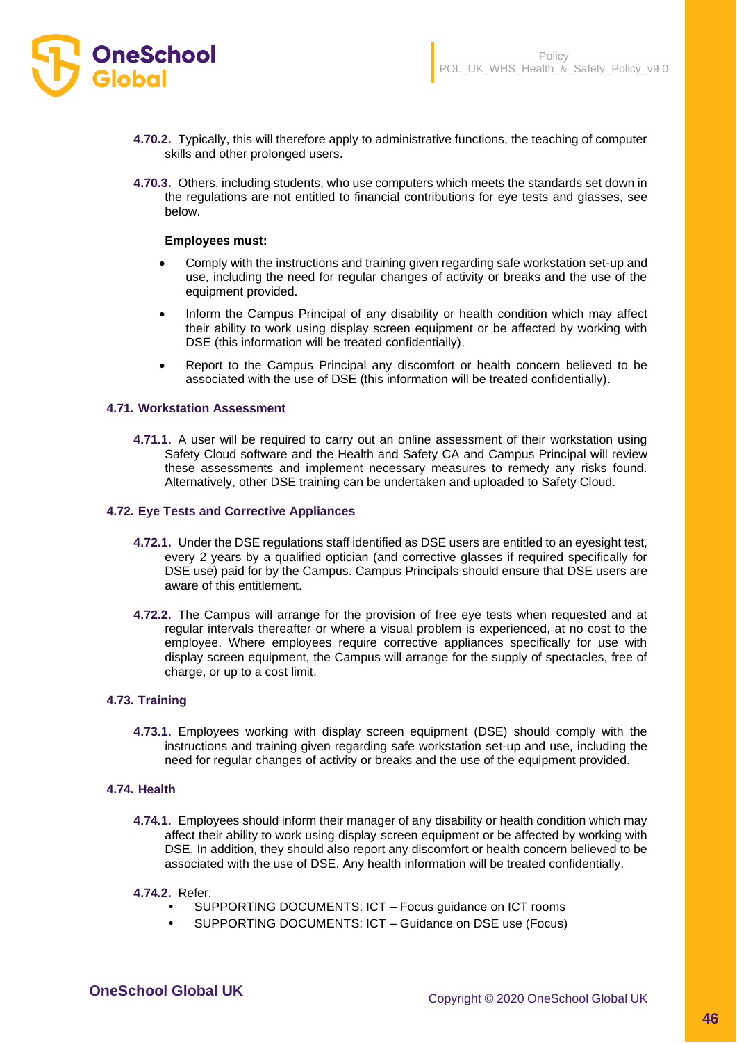**4.70.2.** Typically, this will therefore apply to administrative functions, the teaching of computer skills and other prolonged users.

**4.70.3.** Others, including students, who use computers which meets the standards set down in the regulations are not entitled to financial contributions for eye tests and glasses, see below.

**Employees must:**

- Comply with the instructions and training given regarding safe workstation set-up and use, including the need for regular changes of activity or breaks and the use of the equipment provided.
- Inform the Campus Principal of any disability or health condition which may affect their ability to work using display screen equipment or be affected by working with DSE (this information will be treated confidentially).
- Report to the Campus Principal any discomfort or health concern believed to be associated with the use of DSE (this information will be treated confidentially).

### 4.71. Workstation Assessment

**4.71.1.** A user will be required to carry out an online assessment of their workstation using Safety Cloud software and the Health and Safety CA and Campus Principal will review these assessments and implement necessary measures to remedy any risks found. Alternatively, other DSE training can be undertaken and uploaded to Safety Cloud.

### 4.72. Eye Tests and Corrective Appliances

**4.72.1.** Under the DSE regulations staff identified as DSE users are entitled to an eyesight test, every 2 years by a qualified optician (and corrective glasses if required specifically for DSE use) paid for by the Campus. Campus Principals should ensure that DSE users are aware of this entitlement.

**4.72.2.** The Campus will arrange for the provision of free eye tests when requested and at regular intervals thereafter or where a visual problem is experienced, at no cost to the employee. Where employees require corrective appliances specifically for use with display screen equipment, the Campus will arrange for the supply of spectacles, free of charge, or up to a cost limit.

### 4.73. Training

**4.73.1.** Employees working with display screen equipment (DSE) should comply with the instructions and training given regarding safe workstation set-up and use, including the need for regular changes of activity or breaks and the use of the equipment provided.

### 4.74. Health

**4.74.1.** Employees should inform their manager of any disability or health condition which may affect their ability to work using display screen equipment or be affected by working with DSE. In addition, they should also report any discomfort or health concern believed to be associated with the use of DSE. Any health information will be treated confidentially.

**4.74.2.** Refer:

- SUPPORTING DOCUMENTS: ICT – Focus guidance on ICT rooms
- SUPPORTING DOCUMENTS: ICT – Guidance on DSE use (Focus)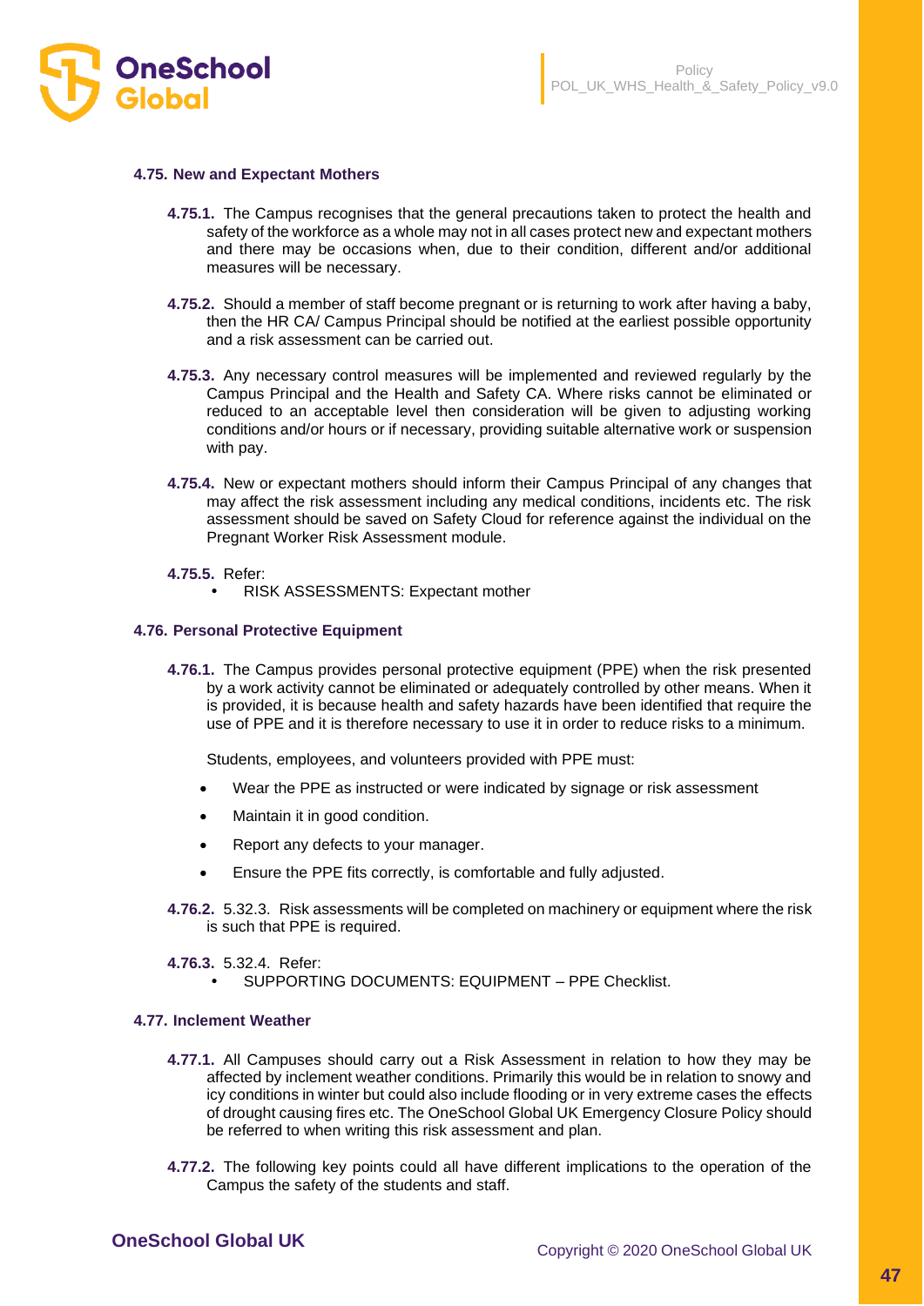### 4.75. New and Expectant Mothers

**4.75.1.** The Campus recognises that the general precautions taken to protect the health and safety of the workforce as a whole may not in all cases protect new and expectant mothers and there may be occasions when, due to their condition, different and/or additional measures will be necessary.

**4.75.2.** Should a member of staff become pregnant or is returning to work after having a baby, then the HR CA/ Campus Principal should be notified at the earliest possible opportunity and a risk assessment can be carried out.

**4.75.3.** Any necessary control measures will be implemented and reviewed regularly by the Campus Principal and the Health and Safety CA. Where risks cannot be eliminated or reduced to an acceptable level then consideration will be given to adjusting working conditions and/or hours or if necessary, providing suitable alternative work or suspension with pay.

**4.75.4.** New or expectant mothers should inform their Campus Principal of any changes that may affect the risk assessment including any medical conditions, incidents etc. The risk assessment should be saved on Safety Cloud for reference against the individual on the Pregnant Worker Risk Assessment module.

**4.75.5.** Refer:

- RISK ASSESSMENTS: Expectant mother

### 4.76. Personal Protective Equipment

**4.76.1.** The Campus provides personal protective equipment (PPE) when the risk presented by a work activity cannot be eliminated or adequately controlled by other means. When it is provided, it is because health and safety hazards have been identified that require the use of PPE and it is therefore necessary to use it in order to reduce risks to a minimum.

Students, employees, and volunteers provided with PPE must:

- Wear the PPE as instructed or were indicated by signage or risk assessment
- Maintain it in good condition.
- Report any defects to your manager.
- Ensure the PPE fits correctly, is comfortable and fully adjusted.

**4.76.2.** 5.32.3. Risk assessments will be completed on machinery or equipment where the risk is such that PPE is required.

**4.76.3.** 5.32.4. Refer:

- SUPPORTING DOCUMENTS: EQUIPMENT – PPE Checklist.

### 4.77. Inclement Weather

**4.77.1.** All Campuses should carry out a Risk Assessment in relation to how they may be affected by inclement weather conditions. Primarily this would be in relation to snowy and icy conditions in winter but could also include flooding or in very extreme cases the effects of drought causing fires etc. The OneSchool Global UK Emergency Closure Policy should be referred to when writing this risk assessment and plan.

**4.77.2.** The following key points could all have different implications to the operation of the Campus the safety of the students and staff.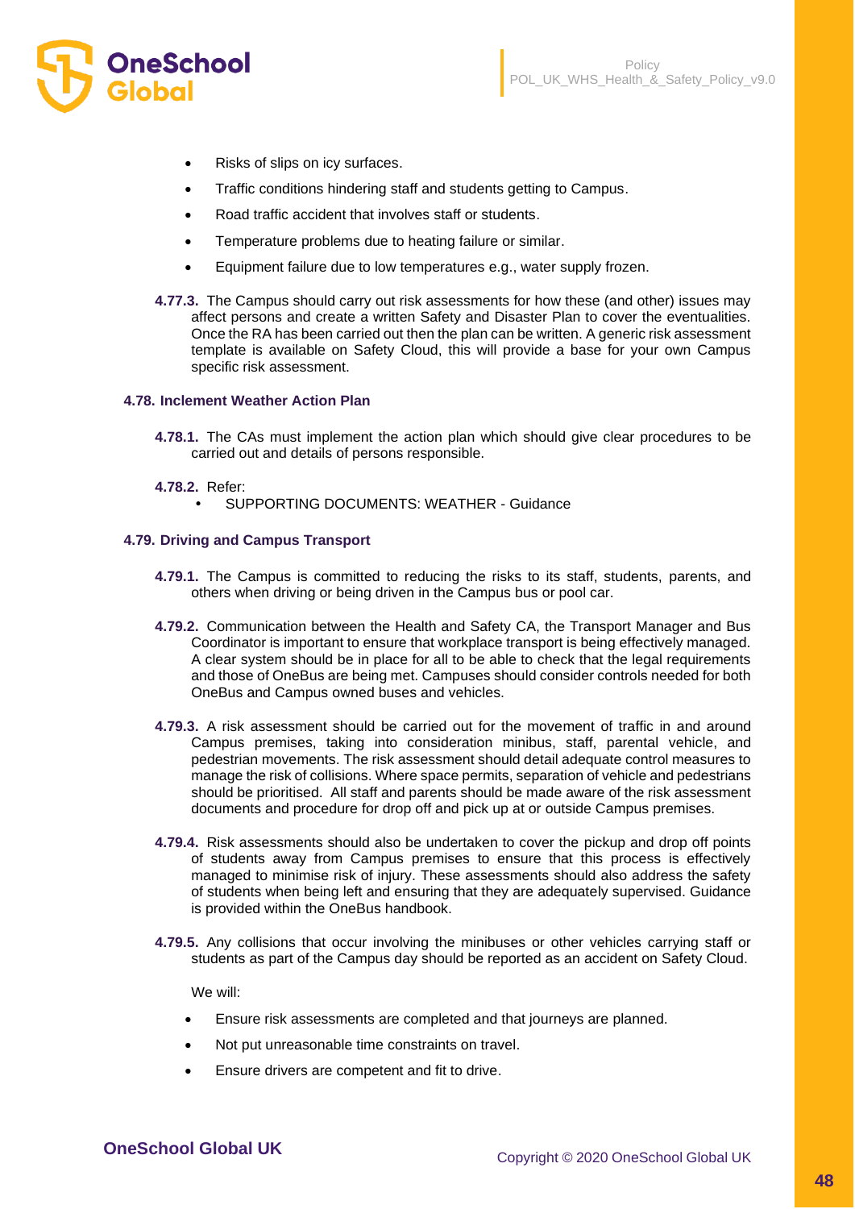- Risks of slips on icy surfaces.
- Traffic conditions hindering staff and students getting to Campus.
- Road traffic accident that involves staff or students.
- Temperature problems due to heating failure or similar.
- Equipment failure due to low temperatures e.g., water supply frozen.

**4.77.3.** The Campus should carry out risk assessments for how these (and other) issues may affect persons and create a written Safety and Disaster Plan to cover the eventualities. Once the RA has been carried out then the plan can be written. A generic risk assessment template is available on Safety Cloud, this will provide a base for your own Campus specific risk assessment.

### 4.78. Inclement Weather Action Plan

**4.78.1.** The CAs must implement the action plan which should give clear procedures to be carried out and details of persons responsible.

**4.78.2.** Refer:

- SUPPORTING DOCUMENTS: WEATHER - Guidance

### 4.79. Driving and Campus Transport

**4.79.1.** The Campus is committed to reducing the risks to its staff, students, parents, and others when driving or being driven in the Campus bus or pool car.

**4.79.2.** Communication between the Health and Safety CA, the Transport Manager and Bus Coordinator is important to ensure that workplace transport is being effectively managed. A clear system should be in place for all to be able to check that the legal requirements and those of OneBus are being met. Campuses should consider controls needed for both OneBus and Campus owned buses and vehicles.

**4.79.3.** A risk assessment should be carried out for the movement of traffic in and around Campus premises, taking into consideration minibus, staff, parental vehicle, and pedestrian movements. The risk assessment should detail adequate control measures to manage the risk of collisions. Where space permits, separation of vehicle and pedestrians should be prioritised. All staff and parents should be made aware of the risk assessment documents and procedure for drop off and pick up at or outside Campus premises.

**4.79.4.** Risk assessments should also be undertaken to cover the pickup and drop off points of students away from Campus premises to ensure that this process is effectively managed to minimise risk of injury. These assessments should also address the safety of students when being left and ensuring that they are adequately supervised. Guidance is provided within the OneBus handbook.

**4.79.5.** Any collisions that occur involving the minibuses or other vehicles carrying staff or students as part of the Campus day should be reported as an accident on Safety Cloud.

We will:

- Ensure risk assessments are completed and that journeys are planned.
- Not put unreasonable time constraints on travel.
- Ensure drivers are competent and fit to drive.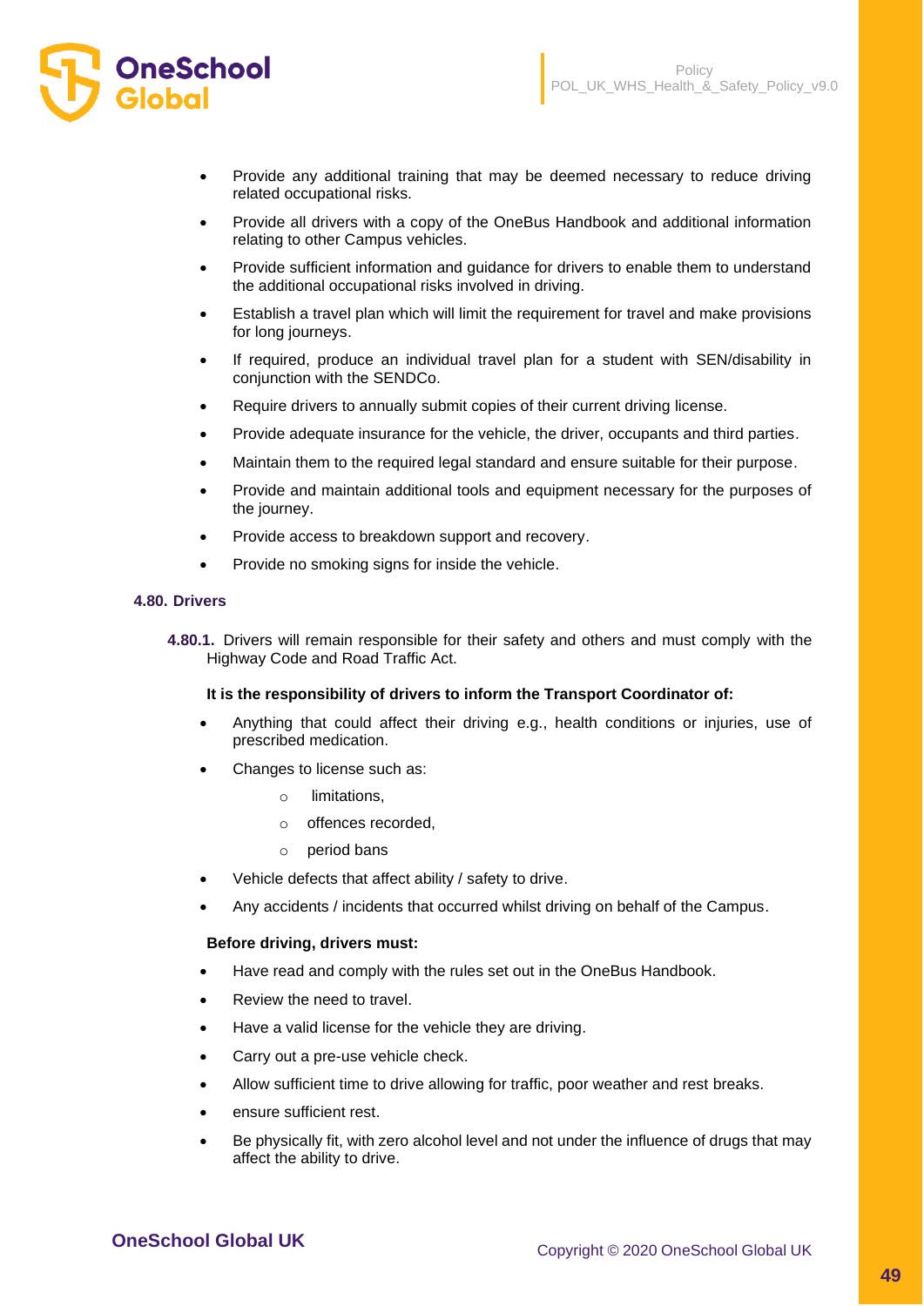- Provide any additional training that may be deemed necessary to reduce driving related occupational risks.
- Provide all drivers with a copy of the OneBus Handbook and additional information relating to other Campus vehicles.
- Provide sufficient information and guidance for drivers to enable them to understand the additional occupational risks involved in driving.
- Establish a travel plan which will limit the requirement for travel and make provisions for long journeys.
- If required, produce an individual travel plan for a student with SEN/disability in conjunction with the SENDCo.
- Require drivers to annually submit copies of their current driving license.
- Provide adequate insurance for the vehicle, the driver, occupants and third parties.
- Maintain them to the required legal standard and ensure suitable for their purpose.
- Provide and maintain additional tools and equipment necessary for the purposes of the journey.
- Provide access to breakdown support and recovery.
- Provide no smoking signs for inside the vehicle.

### 4.80. Drivers

**4.80.1.** Drivers will remain responsible for their safety and others and must comply with the Highway Code and Road Traffic Act.

**It is the responsibility of drivers to inform the Transport Coordinator of:**

- Anything that could affect their driving e.g., health conditions or injuries, use of prescribed medication.
- Changes to license such as:
  - limitations,
  - offences recorded,
  - period bans
- Vehicle defects that affect ability / safety to drive.
- Any accidents / incidents that occurred whilst driving on behalf of the Campus.

**Before driving, drivers must:**

- Have read and comply with the rules set out in the OneBus Handbook.
- Review the need to travel.
- Have a valid license for the vehicle they are driving.
- Carry out a pre-use vehicle check.
- Allow sufficient time to drive allowing for traffic, poor weather and rest breaks.
- ensure sufficient rest.
- Be physically fit, with zero alcohol level and not under the influence of drugs that may affect the ability to drive.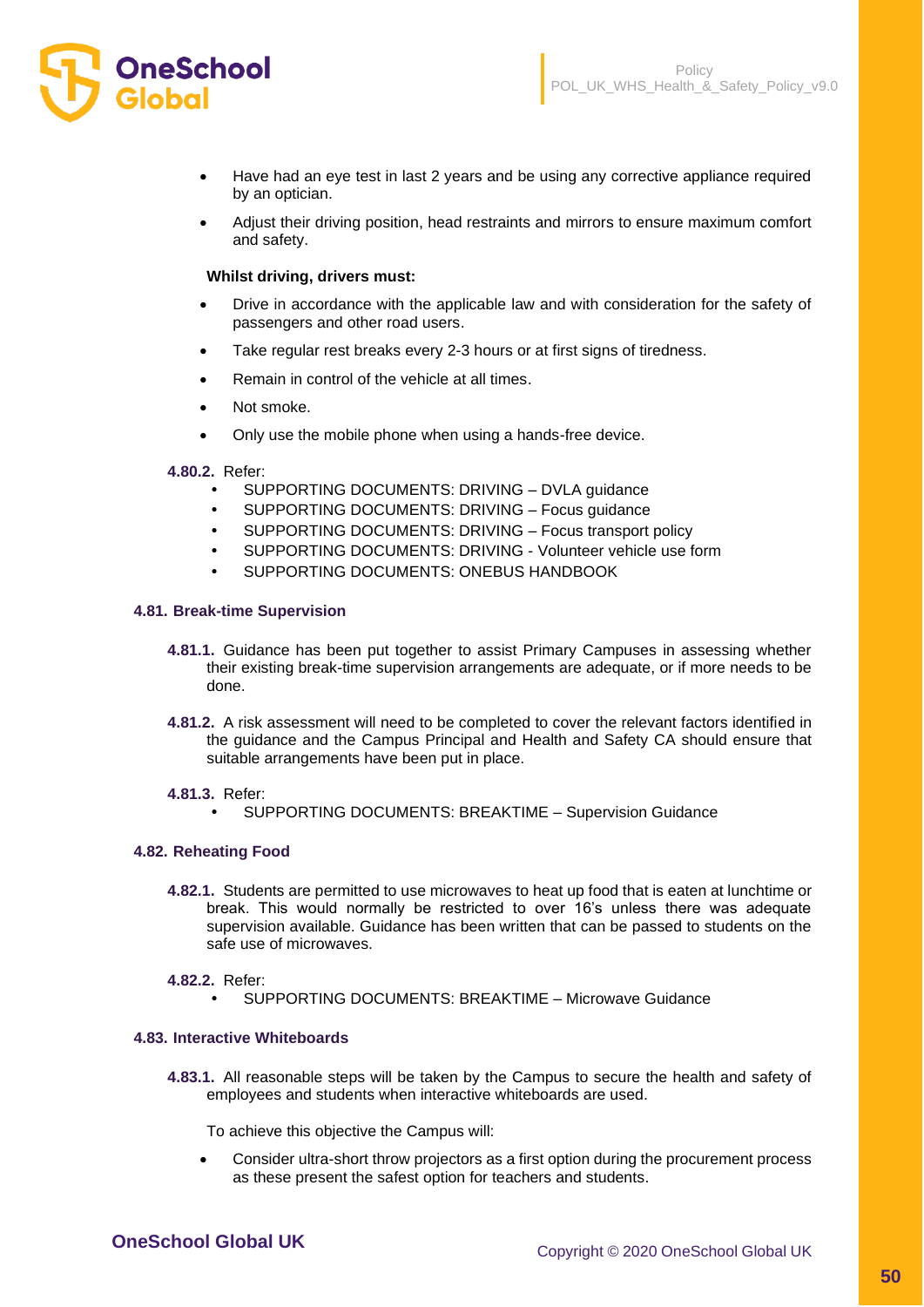- Have had an eye test in last 2 years and be using any corrective appliance required by an optician.
- Adjust their driving position, head restraints and mirrors to ensure maximum comfort and safety.

**Whilst driving, drivers must:**

- Drive in accordance with the applicable law and with consideration for the safety of passengers and other road users.
- Take regular rest breaks every 2-3 hours or at first signs of tiredness.
- Remain in control of the vehicle at all times.
- Not smoke.
- Only use the mobile phone when using a hands-free device.

**4.80.2.** Refer:

- SUPPORTING DOCUMENTS: DRIVING – DVLA guidance
- SUPPORTING DOCUMENTS: DRIVING – Focus guidance
- SUPPORTING DOCUMENTS: DRIVING – Focus transport policy
- SUPPORTING DOCUMENTS: DRIVING - Volunteer vehicle use form
- SUPPORTING DOCUMENTS: ONEBUS HANDBOOK

### 4.81. Break-time Supervision

**4.81.1.** Guidance has been put together to assist Primary Campuses in assessing whether their existing break-time supervision arrangements are adequate, or if more needs to be done.

**4.81.2.** A risk assessment will need to be completed to cover the relevant factors identified in the guidance and the Campus Principal and Health and Safety CA should ensure that suitable arrangements have been put in place.

**4.81.3.** Refer:

- SUPPORTING DOCUMENTS: BREAKTIME – Supervision Guidance

### 4.82. Reheating Food

**4.82.1.** Students are permitted to use microwaves to heat up food that is eaten at lunchtime or break. This would normally be restricted to over 16's unless there was adequate supervision available. Guidance has been written that can be passed to students on the safe use of microwaves.

**4.82.2.** Refer:

- SUPPORTING DOCUMENTS: BREAKTIME – Microwave Guidance

### 4.83. Interactive Whiteboards

**4.83.1.** All reasonable steps will be taken by the Campus to secure the health and safety of employees and students when interactive whiteboards are used.

To achieve this objective the Campus will:

- Consider ultra-short throw projectors as a first option during the procurement process as these present the safest option for teachers and students.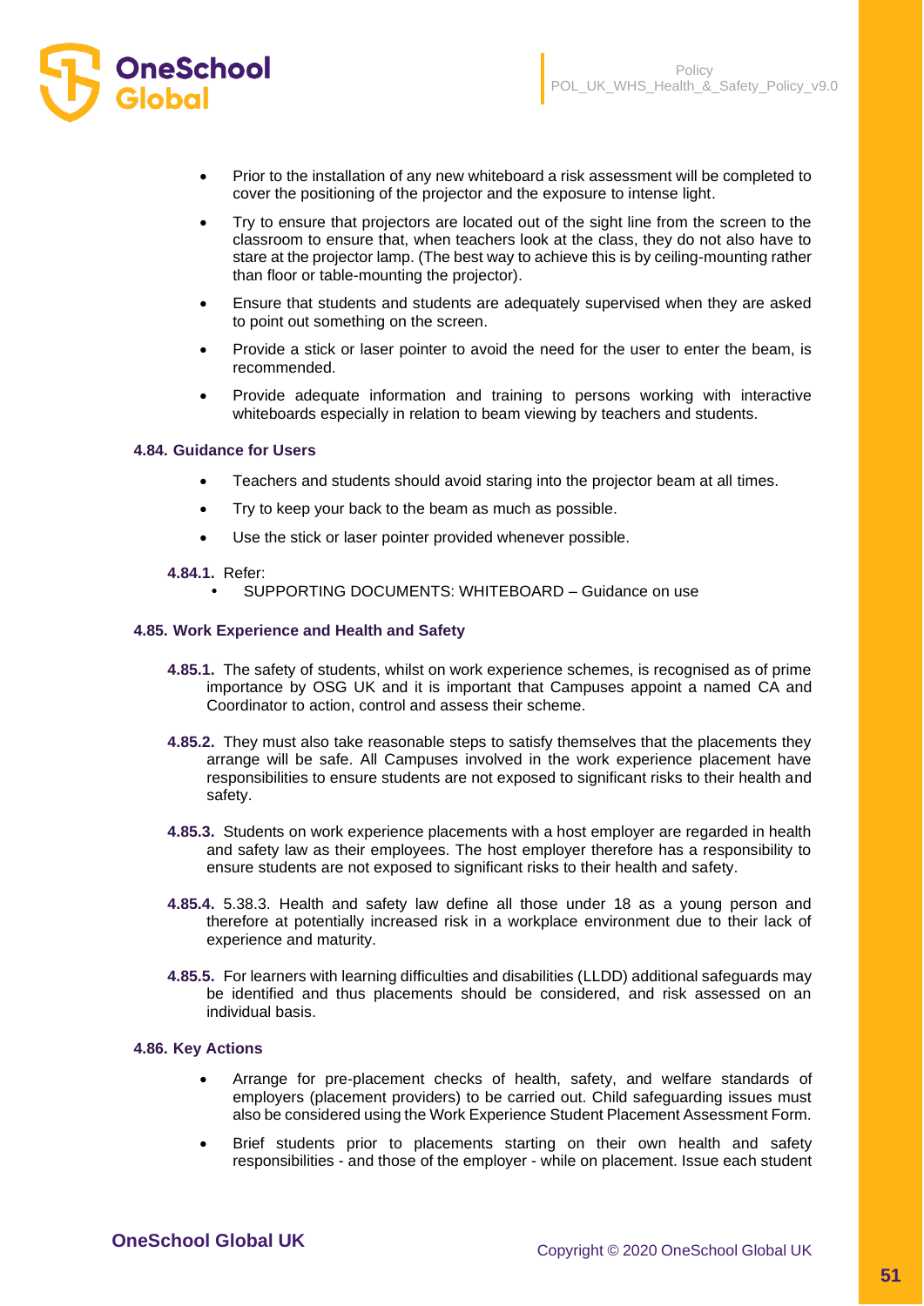- Prior to the installation of any new whiteboard a risk assessment will be completed to cover the positioning of the projector and the exposure to intense light.
- Try to ensure that projectors are located out of the sight line from the screen to the classroom to ensure that, when teachers look at the class, they do not also have to stare at the projector lamp. (The best way to achieve this is by ceiling-mounting rather than floor or table-mounting the projector).
- Ensure that students and students are adequately supervised when they are asked to point out something on the screen.
- Provide a stick or laser pointer to avoid the need for the user to enter the beam, is recommended.
- Provide adequate information and training to persons working with interactive whiteboards especially in relation to beam viewing by teachers and students.

### 4.84. Guidance for Users

- Teachers and students should avoid staring into the projector beam at all times.
- Try to keep your back to the beam as much as possible.
- Use the stick or laser pointer provided whenever possible.

**4.84.1.** Refer:

- SUPPORTING DOCUMENTS: WHITEBOARD – Guidance on use

### 4.85. Work Experience and Health and Safety

**4.85.1.** The safety of students, whilst on work experience schemes, is recognised as of prime importance by OSG UK and it is important that Campuses appoint a named CA and Coordinator to action, control and assess their scheme.

**4.85.2.** They must also take reasonable steps to satisfy themselves that the placements they arrange will be safe. All Campuses involved in the work experience placement have responsibilities to ensure students are not exposed to significant risks to their health and safety.

**4.85.3.** Students on work experience placements with a host employer are regarded in health and safety law as their employees. The host employer therefore has a responsibility to ensure students are not exposed to significant risks to their health and safety.

**4.85.4.** 5.38.3. Health and safety law define all those under 18 as a young person and therefore at potentially increased risk in a workplace environment due to their lack of experience and maturity.

**4.85.5.** For learners with learning difficulties and disabilities (LLDD) additional safeguards may be identified and thus placements should be considered, and risk assessed on an individual basis.

### 4.86. Key Actions

- Arrange for pre-placement checks of health, safety, and welfare standards of employers (placement providers) to be carried out. Child safeguarding issues must also be considered using the Work Experience Student Placement Assessment Form.
- Brief students prior to placements starting on their own health and safety responsibilities - and those of the employer - while on placement. Issue each student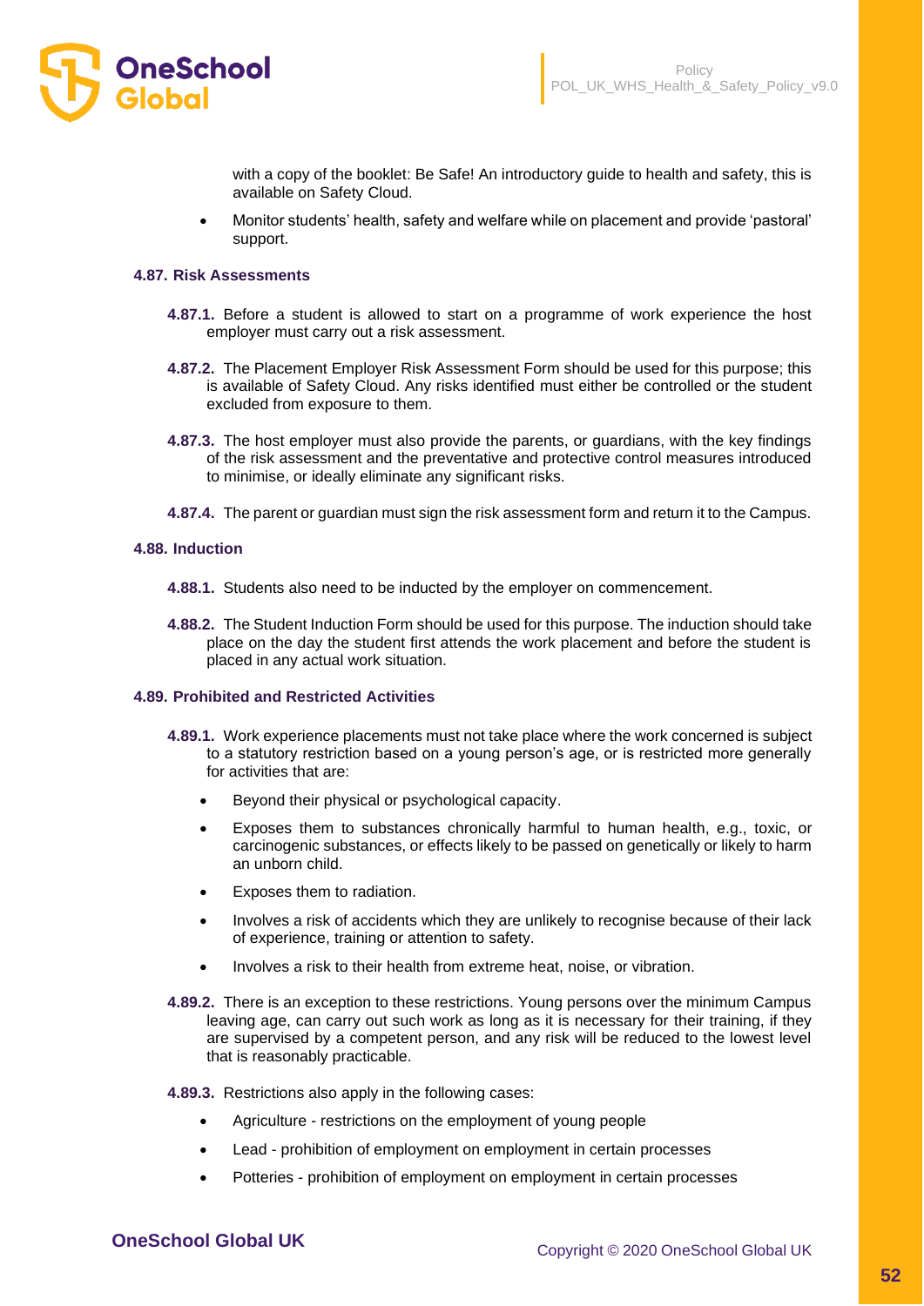with a copy of the booklet: Be Safe! An introductory guide to health and safety, this is available on Safety Cloud.

- Monitor students' health, safety and welfare while on placement and provide 'pastoral' support.

### 4.87. Risk Assessments

**4.87.1.** Before a student is allowed to start on a programme of work experience the host employer must carry out a risk assessment.

**4.87.2.** The Placement Employer Risk Assessment Form should be used for this purpose; this is available of Safety Cloud. Any risks identified must either be controlled or the student excluded from exposure to them.

**4.87.3.** The host employer must also provide the parents, or guardians, with the key findings of the risk assessment and the preventative and protective control measures introduced to minimise, or ideally eliminate any significant risks.

**4.87.4.** The parent or guardian must sign the risk assessment form and return it to the Campus.

### 4.88. Induction

**4.88.1.** Students also need to be inducted by the employer on commencement.

**4.88.2.** The Student Induction Form should be used for this purpose. The induction should take place on the day the student first attends the work placement and before the student is placed in any actual work situation.

### 4.89. Prohibited and Restricted Activities

**4.89.1.** Work experience placements must not take place where the work concerned is subject to a statutory restriction based on a young person's age, or is restricted more generally for activities that are:

- Beyond their physical or psychological capacity.
- Exposes them to substances chronically harmful to human health, e.g., toxic, or carcinogenic substances, or effects likely to be passed on genetically or likely to harm an unborn child.
- Exposes them to radiation.
- Involves a risk of accidents which they are unlikely to recognise because of their lack of experience, training or attention to safety.
- Involves a risk to their health from extreme heat, noise, or vibration.

**4.89.2.** There is an exception to these restrictions. Young persons over the minimum Campus leaving age, can carry out such work as long as it is necessary for their training, if they are supervised by a competent person, and any risk will be reduced to the lowest level that is reasonably practicable.

**4.89.3.** Restrictions also apply in the following cases:

- Agriculture - restrictions on the employment of young people
- Lead - prohibition of employment on employment in certain processes
- Potteries - prohibition of employment on employment in certain processes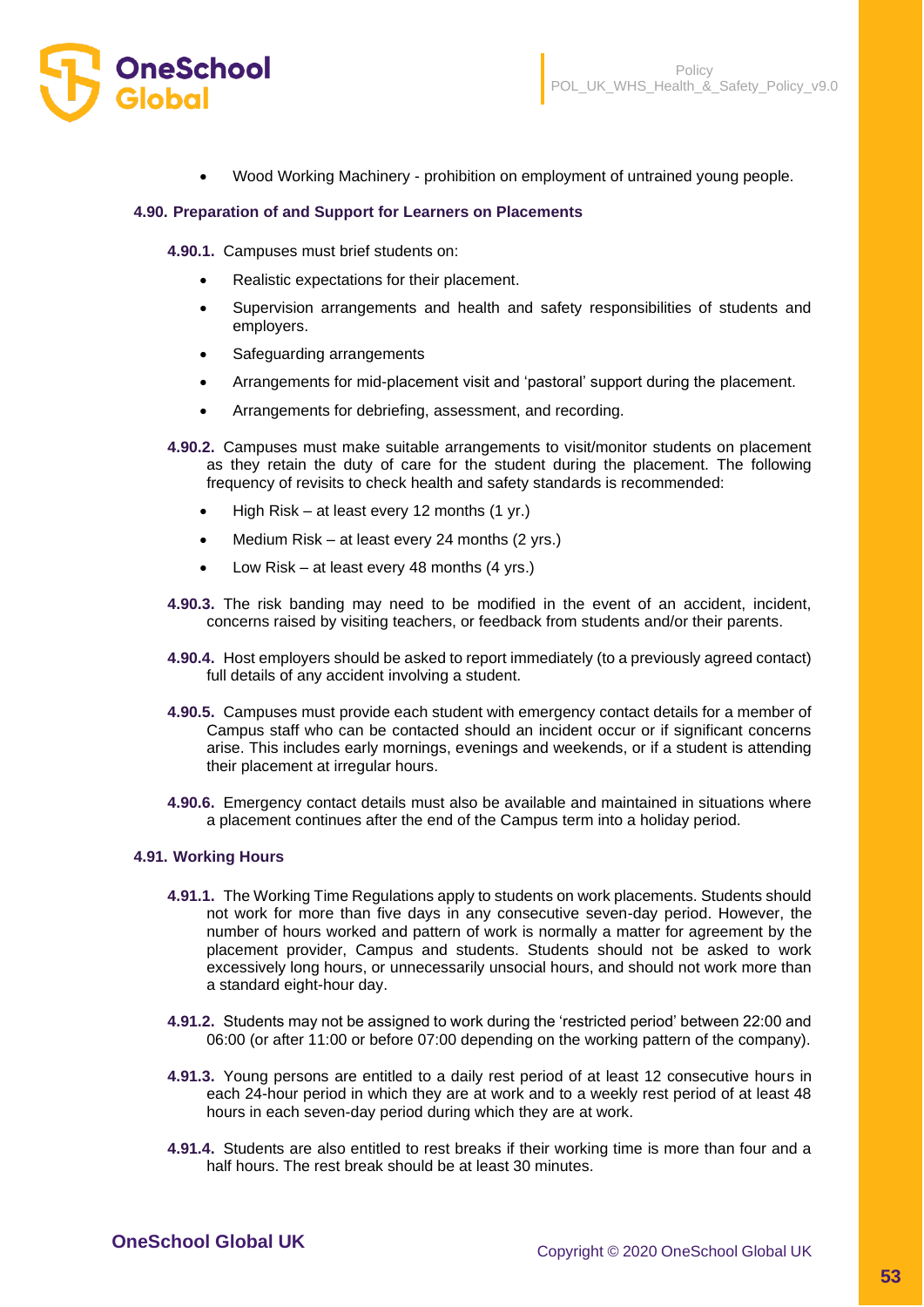- Wood Working Machinery - prohibition on employment of untrained young people.

### 4.90. Preparation of and Support for Learners on Placements

**4.90.1.** Campuses must brief students on:

- Realistic expectations for their placement.
- Supervision arrangements and health and safety responsibilities of students and employers.
- Safeguarding arrangements
- Arrangements for mid-placement visit and 'pastoral' support during the placement.
- Arrangements for debriefing, assessment, and recording.

**4.90.2.** Campuses must make suitable arrangements to visit/monitor students on placement as they retain the duty of care for the student during the placement. The following frequency of revisits to check health and safety standards is recommended:

- High Risk – at least every 12 months (1 yr.)
- Medium Risk – at least every 24 months (2 yrs.)
- Low Risk – at least every 48 months (4 yrs.)

**4.90.3.** The risk banding may need to be modified in the event of an accident, incident, concerns raised by visiting teachers, or feedback from students and/or their parents.

**4.90.4.** Host employers should be asked to report immediately (to a previously agreed contact) full details of any accident involving a student.

**4.90.5.** Campuses must provide each student with emergency contact details for a member of Campus staff who can be contacted should an incident occur or if significant concerns arise. This includes early mornings, evenings and weekends, or if a student is attending their placement at irregular hours.

**4.90.6.** Emergency contact details must also be available and maintained in situations where a placement continues after the end of the Campus term into a holiday period.

### 4.91. Working Hours

**4.91.1.** The Working Time Regulations apply to students on work placements. Students should not work for more than five days in any consecutive seven-day period. However, the number of hours worked and pattern of work is normally a matter for agreement by the placement provider, Campus and students. Students should not be asked to work excessively long hours, or unnecessarily unsocial hours, and should not work more than a standard eight-hour day.

**4.91.2.** Students may not be assigned to work during the 'restricted period' between 22:00 and 06:00 (or after 11:00 or before 07:00 depending on the working pattern of the company).

**4.91.3.** Young persons are entitled to a daily rest period of at least 12 consecutive hours in each 24-hour period in which they are at work and to a weekly rest period of at least 48 hours in each seven-day period during which they are at work.

**4.91.4.** Students are also entitled to rest breaks if their working time is more than four and a half hours. The rest break should be at least 30 minutes.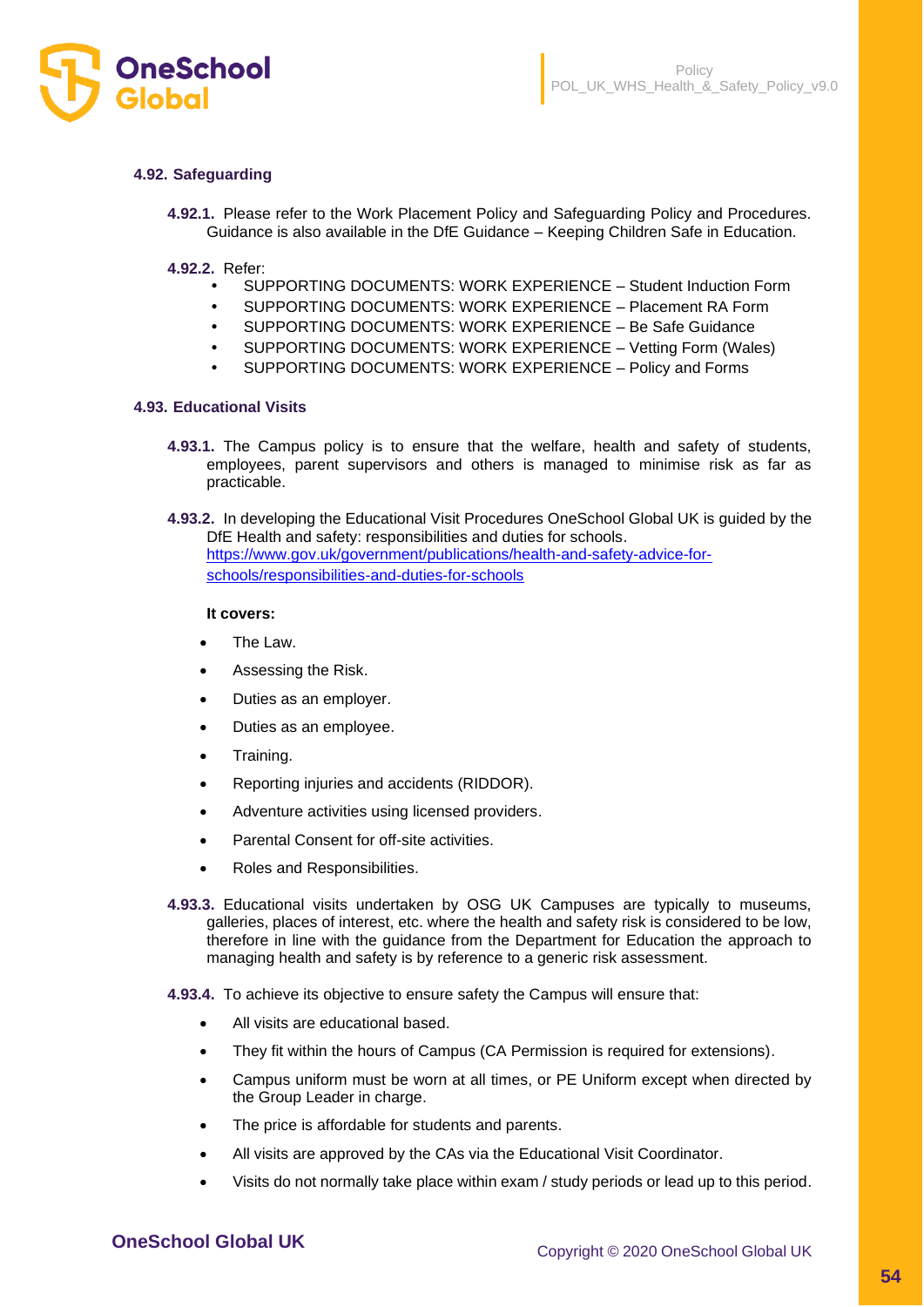### 4.92. Safeguarding

**4.92.1.** Please refer to the Work Placement Policy and Safeguarding Policy and Procedures. Guidance is also available in the DfE Guidance – Keeping Children Safe in Education.

**4.92.2.** Refer:

- SUPPORTING DOCUMENTS: WORK EXPERIENCE – Student Induction Form
- SUPPORTING DOCUMENTS: WORK EXPERIENCE – Placement RA Form
- SUPPORTING DOCUMENTS: WORK EXPERIENCE – Be Safe Guidance
- SUPPORTING DOCUMENTS: WORK EXPERIENCE – Vetting Form (Wales)
- SUPPORTING DOCUMENTS: WORK EXPERIENCE – Policy and Forms

### 4.93. Educational Visits

**4.93.1.** The Campus policy is to ensure that the welfare, health and safety of students, employees, parent supervisors and others is managed to minimise risk as far as practicable.

**4.93.2.** In developing the Educational Visit Procedures OneSchool Global UK is guided by the DfE Health and safety: responsibilities and duties for schools. https://www.gov.uk/government/publications/health-and-safety-advice-for-schools/responsibilities-and-duties-for-schools

**It covers:**

- The Law.
- Assessing the Risk.
- Duties as an employer.
- Duties as an employee.
- Training.
- Reporting injuries and accidents (RIDDOR).
- Adventure activities using licensed providers.
- Parental Consent for off-site activities.
- Roles and Responsibilities.

**4.93.3.** Educational visits undertaken by OSG UK Campuses are typically to museums, galleries, places of interest, etc. where the health and safety risk is considered to be low, therefore in line with the guidance from the Department for Education the approach to managing health and safety is by reference to a generic risk assessment.

**4.93.4.** To achieve its objective to ensure safety the Campus will ensure that:

- All visits are educational based.
- They fit within the hours of Campus (CA Permission is required for extensions).
- Campus uniform must be worn at all times, or PE Uniform except when directed by the Group Leader in charge.
- The price is affordable for students and parents.
- All visits are approved by the CAs via the Educational Visit Coordinator.
- Visits do not normally take place within exam / study periods or lead up to this period.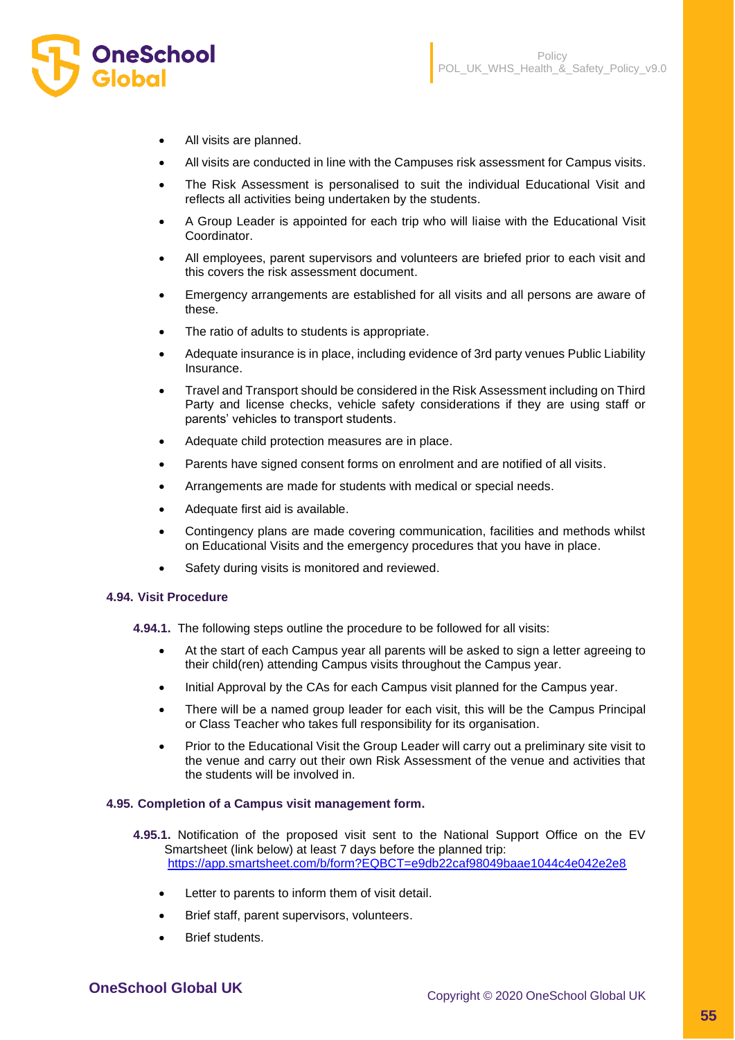- All visits are planned.
- All visits are conducted in line with the Campuses risk assessment for Campus visits.
- The Risk Assessment is personalised to suit the individual Educational Visit and reflects all activities being undertaken by the students.
- A Group Leader is appointed for each trip who will liaise with the Educational Visit Coordinator.
- All employees, parent supervisors and volunteers are briefed prior to each visit and this covers the risk assessment document.
- Emergency arrangements are established for all visits and all persons are aware of these.
- The ratio of adults to students is appropriate.
- Adequate insurance is in place, including evidence of 3rd party venues Public Liability Insurance.
- Travel and Transport should be considered in the Risk Assessment including on Third Party and license checks, vehicle safety considerations if they are using staff or parents' vehicles to transport students.
- Adequate child protection measures are in place.
- Parents have signed consent forms on enrolment and are notified of all visits.
- Arrangements are made for students with medical or special needs.
- Adequate first aid is available.
- Contingency plans are made covering communication, facilities and methods whilst on Educational Visits and the emergency procedures that you have in place.
- Safety during visits is monitored and reviewed.

### 4.94. Visit Procedure

**4.94.1.** The following steps outline the procedure to be followed for all visits:

- At the start of each Campus year all parents will be asked to sign a letter agreeing to their child(ren) attending Campus visits throughout the Campus year.
- Initial Approval by the CAs for each Campus visit planned for the Campus year.
- There will be a named group leader for each visit, this will be the Campus Principal or Class Teacher who takes full responsibility for its organisation.
- Prior to the Educational Visit the Group Leader will carry out a preliminary site visit to the venue and carry out their own Risk Assessment of the venue and activities that the students will be involved in.

### 4.95. Completion of a Campus visit management form.

**4.95.1.** Notification of the proposed visit sent to the National Support Office on the EV Smartsheet (link below) at least 7 days before the planned trip: https://app.smartsheet.com/b/form?EQBCT=e9db22caf98049baae1044c4e042e2e8

- Letter to parents to inform them of visit detail.
- Brief staff, parent supervisors, volunteers.
- Brief students.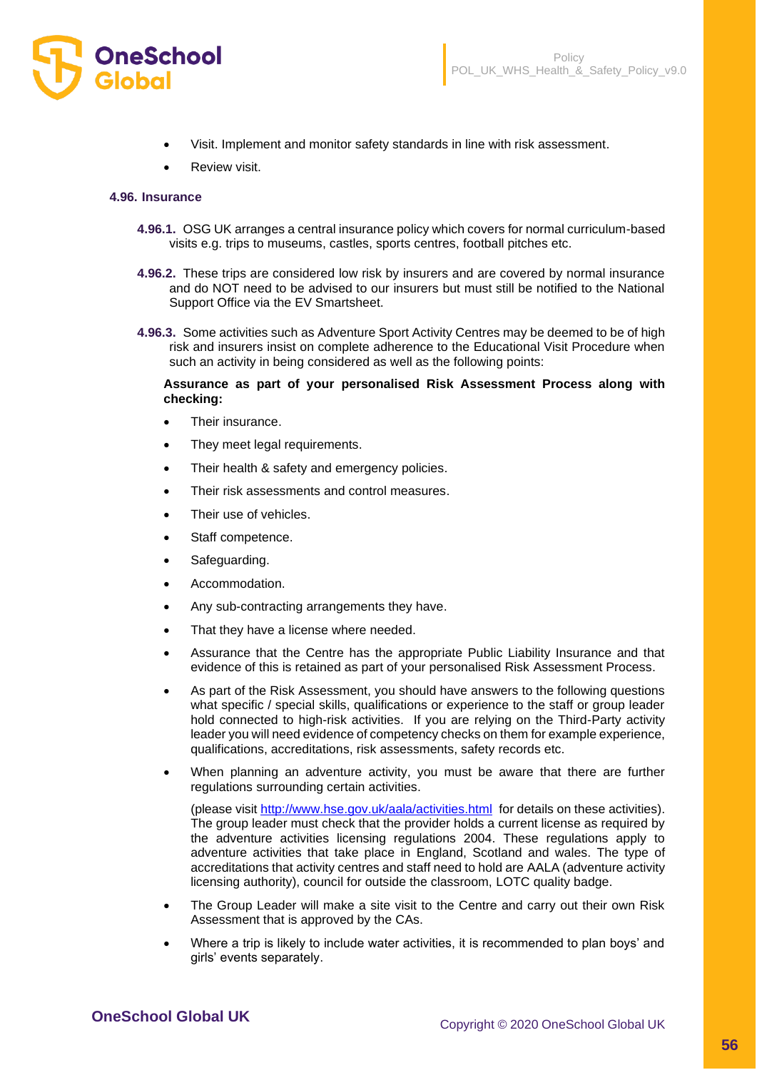- Visit. Implement and monitor safety standards in line with risk assessment.
- Review visit.

### 4.96. Insurance

**4.96.1.** OSG UK arranges a central insurance policy which covers for normal curriculum-based visits e.g. trips to museums, castles, sports centres, football pitches etc.

**4.96.2.** These trips are considered low risk by insurers and are covered by normal insurance and do NOT need to be advised to our insurers but must still be notified to the National Support Office via the EV Smartsheet.

**4.96.3.** Some activities such as Adventure Sport Activity Centres may be deemed to be of high risk and insurers insist on complete adherence to the Educational Visit Procedure when such an activity in being considered as well as the following points:

**Assurance as part of your personalised Risk Assessment Process along with checking:**

- Their insurance.
- They meet legal requirements.
- Their health & safety and emergency policies.
- Their risk assessments and control measures.
- Their use of vehicles.
- Staff competence.
- Safeguarding.
- Accommodation.
- Any sub-contracting arrangements they have.
- That they have a license where needed.
- Assurance that the Centre has the appropriate Public Liability Insurance and that evidence of this is retained as part of your personalised Risk Assessment Process.
- As part of the Risk Assessment, you should have answers to the following questions what specific / special skills, qualifications or experience to the staff or group leader hold connected to high-risk activities. If you are relying on the Third-Party activity leader you will need evidence of competency checks on them for example experience, qualifications, accreditations, risk assessments, safety records etc.
- When planning an adventure activity, you must be aware that there are further regulations surrounding certain activities.

  (please visit http://www.hse.gov.uk/aala/activities.html for details on these activities). The group leader must check that the provider holds a current license as required by the adventure activities licensing regulations 2004. These regulations apply to adventure activities that take place in England, Scotland and wales. The type of accreditations that activity centres and staff need to hold are AALA (adventure activity licensing authority), council for outside the classroom, LOTC quality badge.
- The Group Leader will make a site visit to the Centre and carry out their own Risk Assessment that is approved by the CAs.
- Where a trip is likely to include water activities, it is recommended to plan boys' and girls' events separately.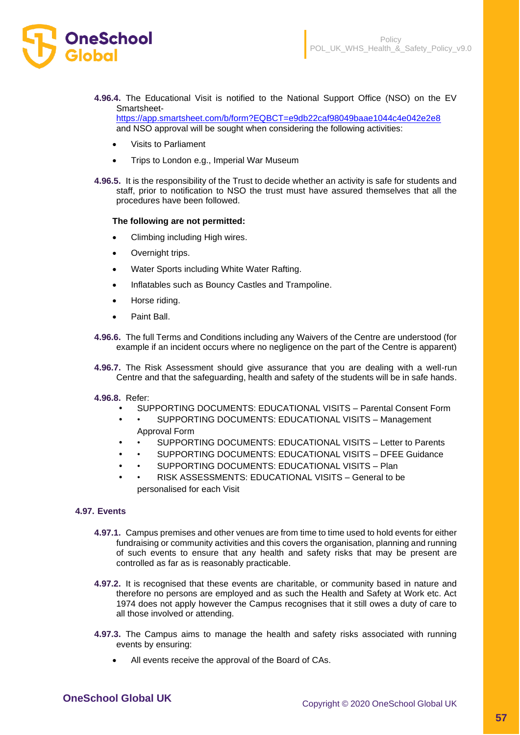**4.96.4.** The Educational Visit is notified to the National Support Office (NSO) on the EV Smartsheet- https://app.smartsheet.com/b/form?EQBCT=e9db22caf98049baae1044c4e042e2e8 and NSO approval will be sought when considering the following activities:

- Visits to Parliament
- Trips to London e.g., Imperial War Museum

**4.96.5.** It is the responsibility of the Trust to decide whether an activity is safe for students and staff, prior to notification to NSO the trust must have assured themselves that all the procedures have been followed.

**The following are not permitted:**

- Climbing including High wires.
- Overnight trips.
- Water Sports including White Water Rafting.
- Inflatables such as Bouncy Castles and Trampoline.
- Horse riding.
- Paint Ball.

**4.96.6.** The full Terms and Conditions including any Waivers of the Centre are understood (for example if an incident occurs where no negligence on the part of the Centre is apparent)

**4.96.7.** The Risk Assessment should give assurance that you are dealing with a well-run Centre and that the safeguarding, health and safety of the students will be in safe hands.

**4.96.8.** Refer:

- SUPPORTING DOCUMENTS: EDUCATIONAL VISITS – Parental Consent Form
- • SUPPORTING DOCUMENTS: EDUCATIONAL VISITS – Management Approval Form
- • SUPPORTING DOCUMENTS: EDUCATIONAL VISITS – Letter to Parents
- • SUPPORTING DOCUMENTS: EDUCATIONAL VISITS – DFEE Guidance
- • SUPPORTING DOCUMENTS: EDUCATIONAL VISITS – Plan
- • RISK ASSESSMENTS: EDUCATIONAL VISITS – General to be personalised for each Visit

### 4.97. Events

**4.97.1.** Campus premises and other venues are from time to time used to hold events for either fundraising or community activities and this covers the organisation, planning and running of such events to ensure that any health and safety risks that may be present are controlled as far as is reasonably practicable.

**4.97.2.** It is recognised that these events are charitable, or community based in nature and therefore no persons are employed and as such the Health and Safety at Work etc. Act 1974 does not apply however the Campus recognises that it still owes a duty of care to all those involved or attending.

**4.97.3.** The Campus aims to manage the health and safety risks associated with running events by ensuring:

- All events receive the approval of the Board of CAs.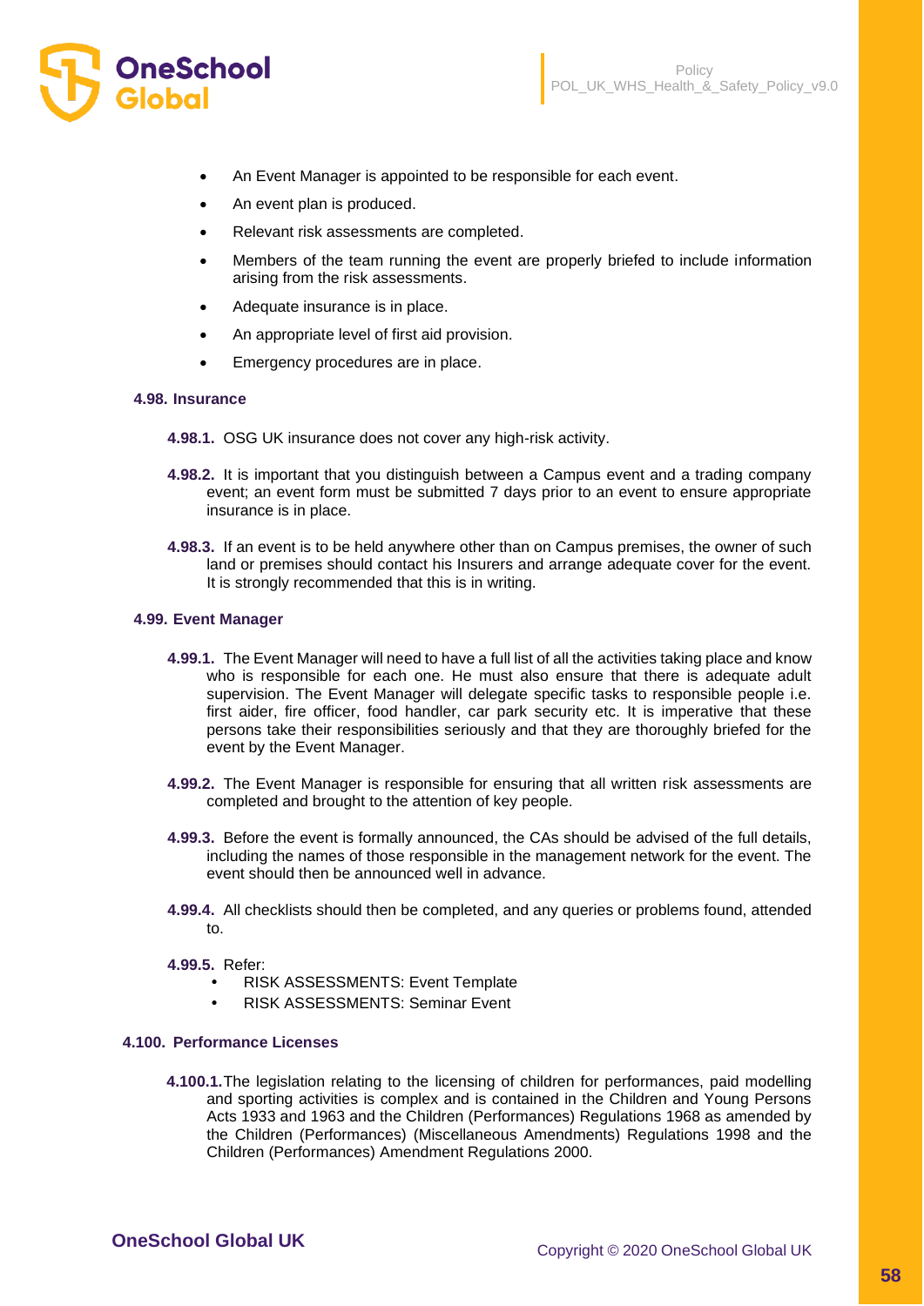- An Event Manager is appointed to be responsible for each event.
- An event plan is produced.
- Relevant risk assessments are completed.
- Members of the team running the event are properly briefed to include information arising from the risk assessments.
- Adequate insurance is in place.
- An appropriate level of first aid provision.
- Emergency procedures are in place.

### 4.98. Insurance

**4.98.1.** OSG UK insurance does not cover any high-risk activity.

**4.98.2.** It is important that you distinguish between a Campus event and a trading company event; an event form must be submitted 7 days prior to an event to ensure appropriate insurance is in place.

**4.98.3.** If an event is to be held anywhere other than on Campus premises, the owner of such land or premises should contact his Insurers and arrange adequate cover for the event. It is strongly recommended that this is in writing.

### 4.99. Event Manager

**4.99.1.** The Event Manager will need to have a full list of all the activities taking place and know who is responsible for each one. He must also ensure that there is adequate adult supervision. The Event Manager will delegate specific tasks to responsible people i.e. first aider, fire officer, food handler, car park security etc. It is imperative that these persons take their responsibilities seriously and that they are thoroughly briefed for the event by the Event Manager.

**4.99.2.** The Event Manager is responsible for ensuring that all written risk assessments are completed and brought to the attention of key people.

**4.99.3.** Before the event is formally announced, the CAs should be advised of the full details, including the names of those responsible in the management network for the event. The event should then be announced well in advance.

**4.99.4.** All checklists should then be completed, and any queries or problems found, attended to.

**4.99.5.** Refer:

- RISK ASSESSMENTS: Event Template
- RISK ASSESSMENTS: Seminar Event

### 4.100. Performance Licenses

**4.100.1.** The legislation relating to the licensing of children for performances, paid modelling and sporting activities is complex and is contained in the Children and Young Persons Acts 1933 and 1963 and the Children (Performances) Regulations 1968 as amended by the Children (Performances) (Miscellaneous Amendments) Regulations 1998 and the Children (Performances) Amendment Regulations 2000.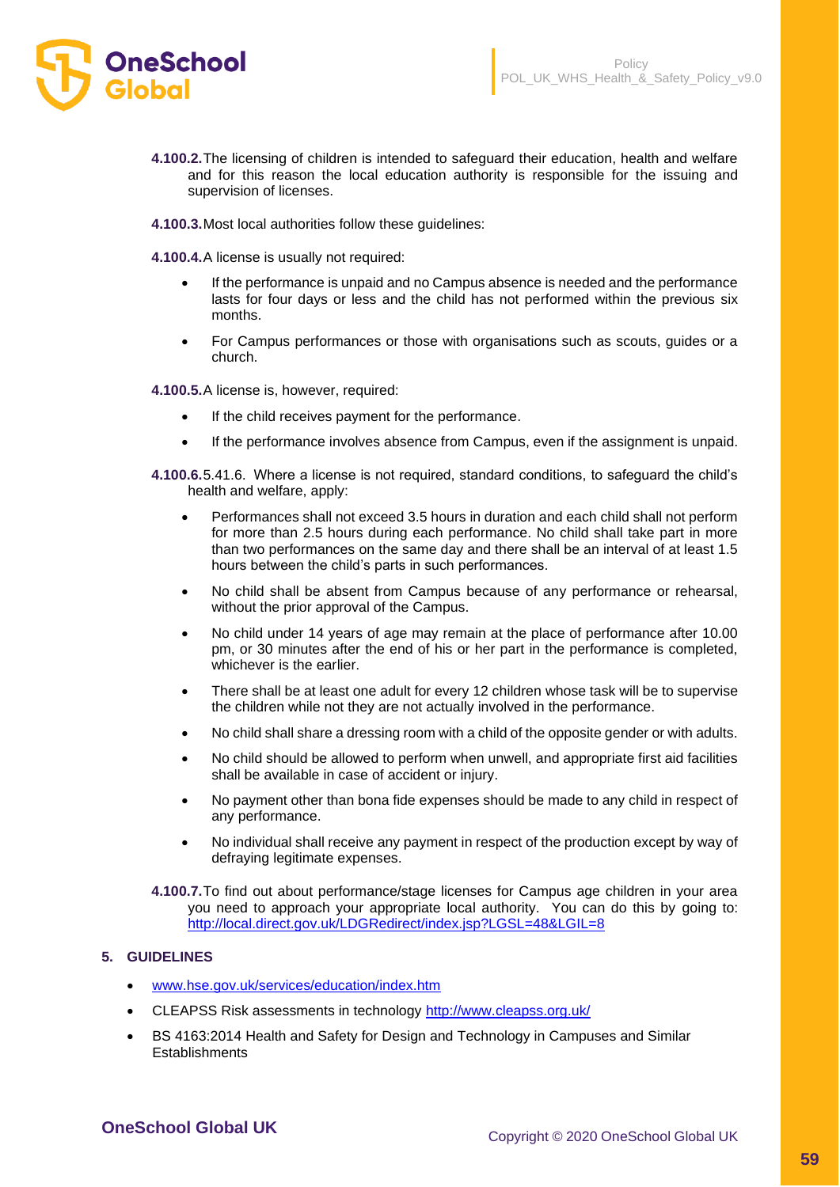**4.100.2.** The licensing of children is intended to safeguard their education, health and welfare and for this reason the local education authority is responsible for the issuing and supervision of licenses.

**4.100.3.** Most local authorities follow these guidelines:

**4.100.4.** A license is usually not required:

- If the performance is unpaid and no Campus absence is needed and the performance lasts for four days or less and the child has not performed within the previous six months.
- For Campus performances or those with organisations such as scouts, guides or a church.

**4.100.5.** A license is, however, required:

- If the child receives payment for the performance.
- If the performance involves absence from Campus, even if the assignment is unpaid.

**4.100.6.** 5.41.6. Where a license is not required, standard conditions, to safeguard the child's health and welfare, apply:

- Performances shall not exceed 3.5 hours in duration and each child shall not perform for more than 2.5 hours during each performance. No child shall take part in more than two performances on the same day and there shall be an interval of at least 1.5 hours between the child's parts in such performances.
- No child shall be absent from Campus because of any performance or rehearsal, without the prior approval of the Campus.
- No child under 14 years of age may remain at the place of performance after 10.00 pm, or 30 minutes after the end of his or her part in the performance is completed, whichever is the earlier.
- There shall be at least one adult for every 12 children whose task will be to supervise the children while not they are not actually involved in the performance.
- No child shall share a dressing room with a child of the opposite gender or with adults.
- No child should be allowed to perform when unwell, and appropriate first aid facilities shall be available in case of accident or injury.
- No payment other than bona fide expenses should be made to any child in respect of any performance.
- No individual shall receive any payment in respect of the production except by way of defraying legitimate expenses.

**4.100.7.** To find out about performance/stage licenses for Campus age children in your area you need to approach your appropriate local authority. You can do this by going to: http://local.direct.gov.uk/LDGRedirect/index.jsp?LGSL=48&LGIL=8

## 5. GUIDELINES

- www.hse.gov.uk/services/education/index.htm
- CLEAPSS Risk assessments in technology http://www.cleapss.org.uk/
- BS 4163:2014 Health and Safety for Design and Technology in Campuses and Similar Establishments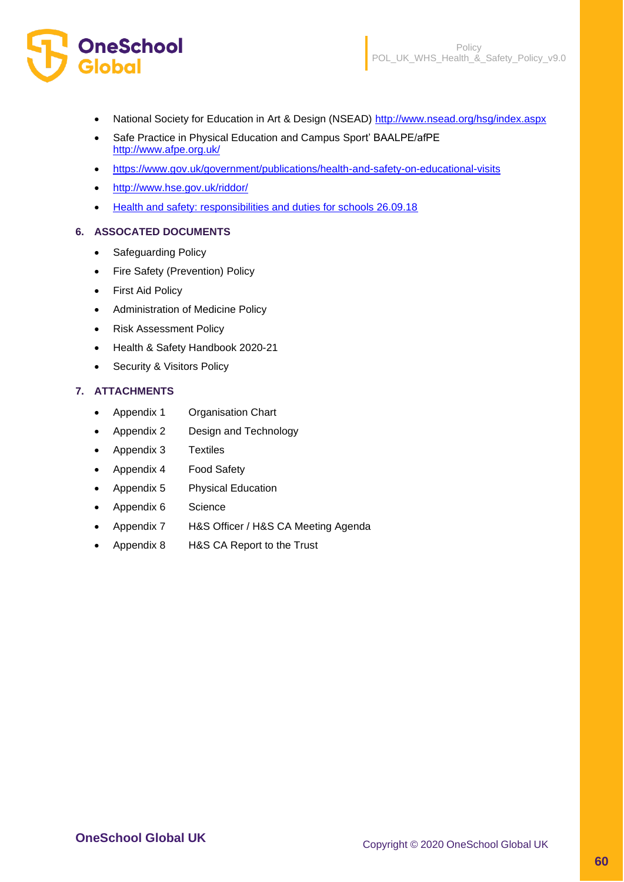- National Society for Education in Art & Design (NSEAD) http://www.nsead.org/hsg/index.aspx
- Safe Practice in Physical Education and Campus Sport' BAALPE/afPE http://www.afpe.org.uk/
- https://www.gov.uk/government/publications/health-and-safety-on-educational-visits
- http://www.hse.gov.uk/riddor/
- Health and safety: responsibilities and duties for schools 26.09.18

## 6. ASSOCATED DOCUMENTS

- Safeguarding Policy
- Fire Safety (Prevention) Policy
- First Aid Policy
- Administration of Medicine Policy
- Risk Assessment Policy
- Health & Safety Handbook 2020-21
- Security & Visitors Policy

## 7. ATTACHMENTS

- Appendix 1 Organisation Chart
- Appendix 2 Design and Technology
- Appendix 3 Textiles
- Appendix 4 Food Safety
- Appendix 5 Physical Education
- Appendix 6 Science
- Appendix 7 H&S Officer / H&S CA Meeting Agenda
- Appendix 8 H&S CA Report to the Trust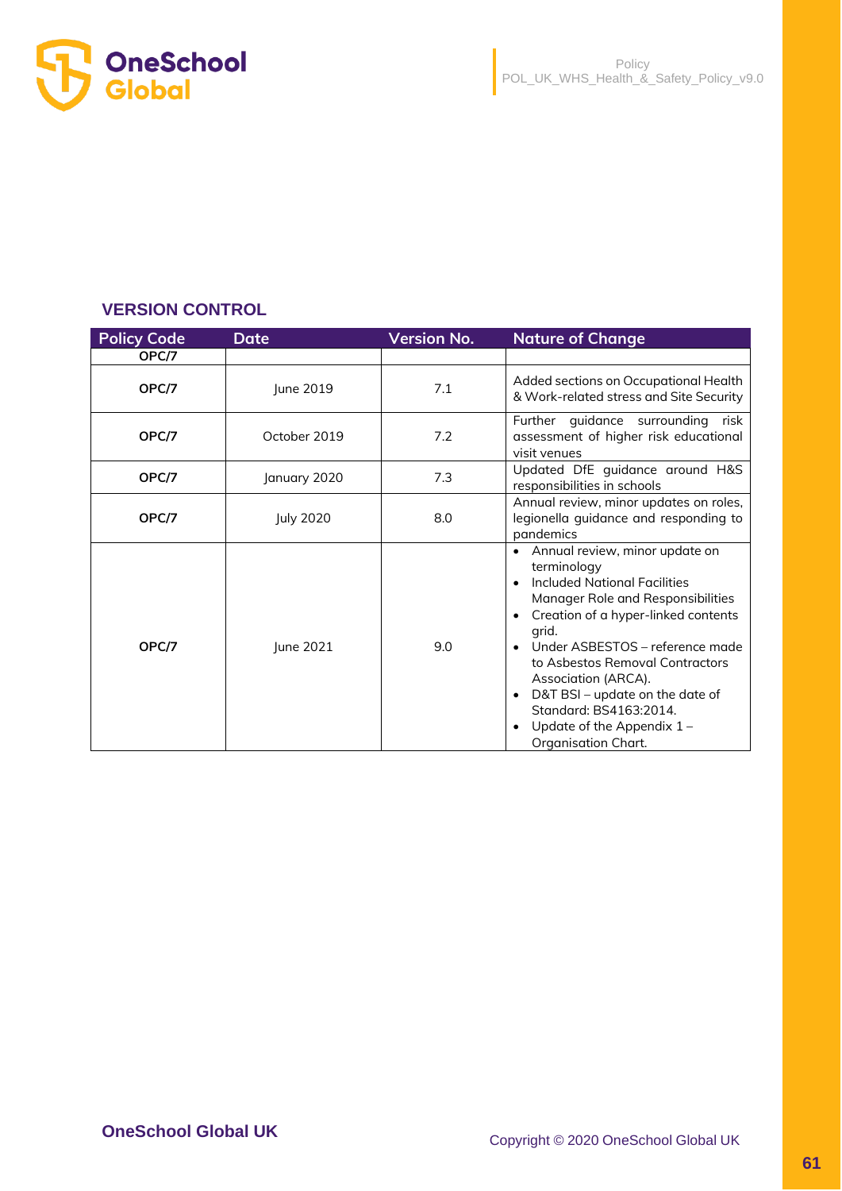## VERSION CONTROL

| Policy Code | Date | Version No. | Nature of Change |
|---|---|---|---|
| OPC/7 | | | |
| OPC/7 | June 2019 | 7.1 | Added sections on Occupational Health & Work-related stress and Site Security |
| OPC/7 | October 2019 | 7.2 | Further guidance surrounding risk assessment of higher risk educational visit venues |
| OPC/7 | January 2020 | 7.3 | Updated DfE guidance around H&S responsibilities in schools |
| OPC/7 | July 2020 | 8.0 | Annual review, minor updates on roles, legionella guidance and responding to pandemics |
| OPC/7 | June 2021 | 9.0 | • Annual review, minor update on terminology<br>• Included National Facilities Manager Role and Responsibilities<br>• Creation of a hyper-linked contents grid.<br>• Under ASBESTOS – reference made to Asbestos Removal Contractors Association (ARCA).<br>• D&T BSI – update on the date of Standard: BS4163:2014.<br>• Update of the Appendix 1 – Organisation Chart. |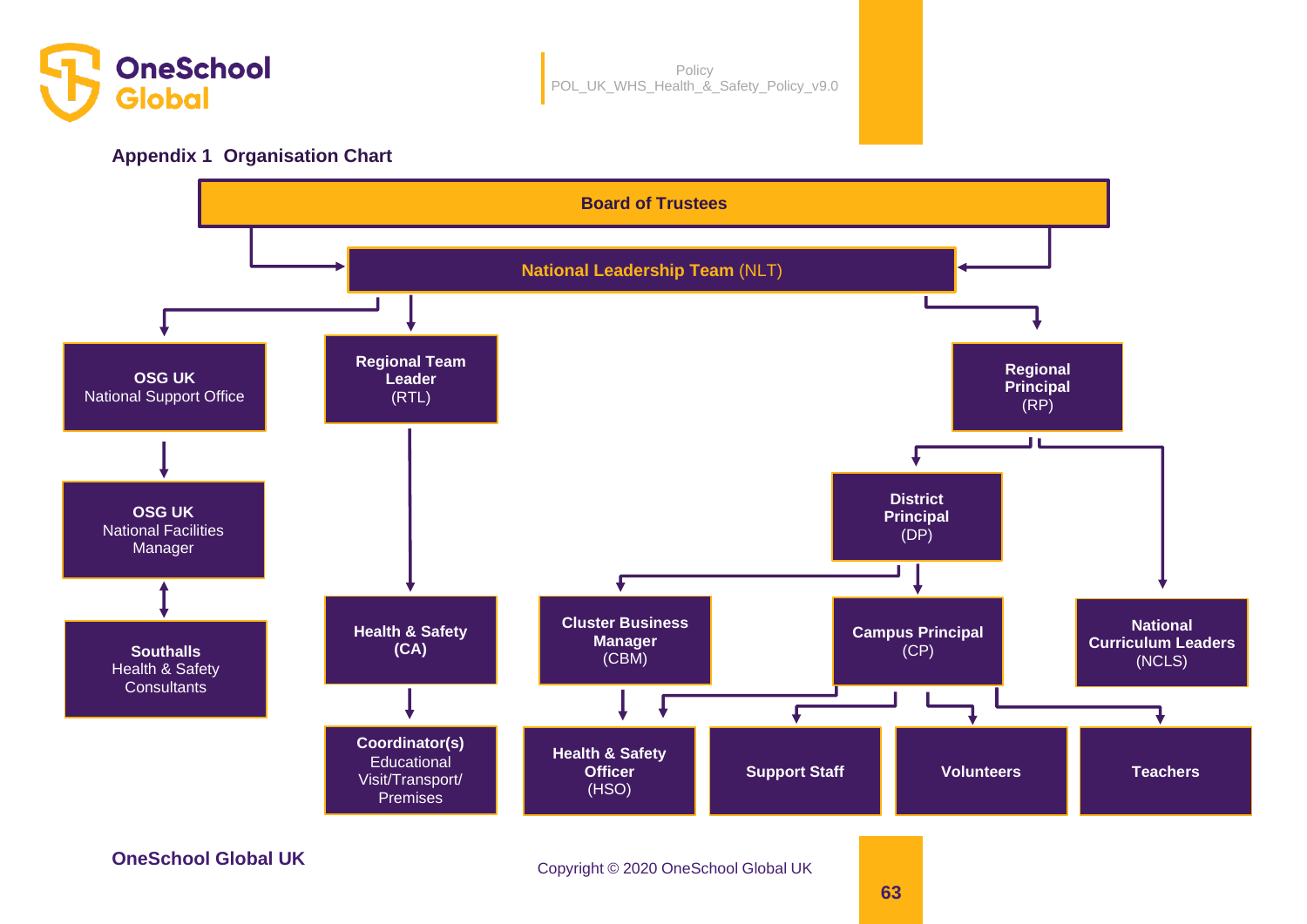## Appendix 1 Organisation Chart

Board of Trustees

National Leadership Team (NLT)

OSG UK
National Support Office

Regional Team Leader
(RTL)

Regional Principal
(RP)

OSG UK
National Facilities Manager

District Principal
(DP)

Southalls
Health & Safety Consultants

Health & Safety
(CA)

Cluster Business Manager
(CBM)

Campus Principal
(CP)

National Curriculum Leaders
(NCLS)

Coordinator(s)
Educational Visit/Transport/ Premises

Health & Safety Officer
(HSO)

Support Staff

Volunteers

Teachers